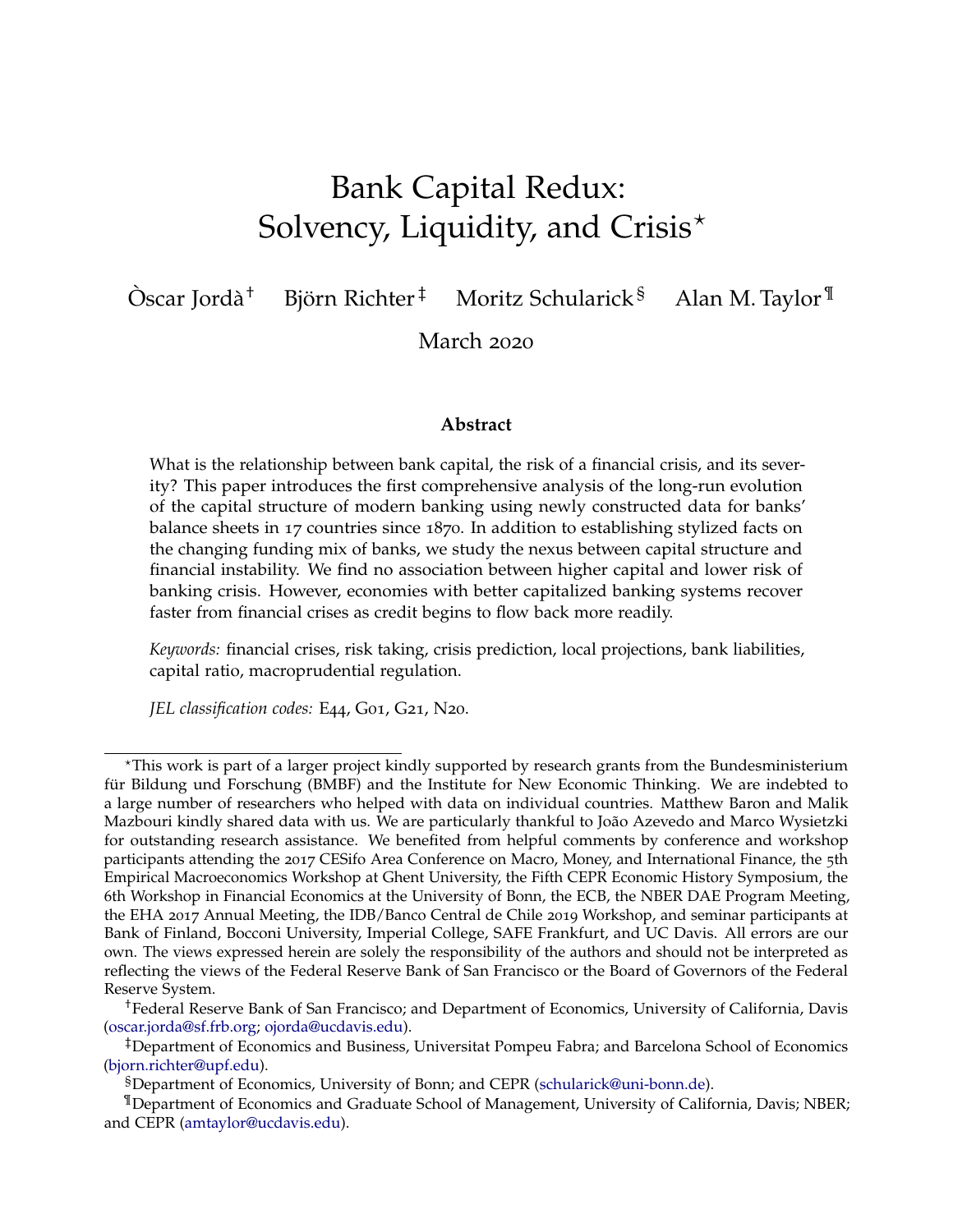# Bank Capital Redux: Solvency, Liquidity, and Crisis*

Òscar Jordà[†] Björn Richter[‡] Moritz Schularick[§] Alan M. Taylor[¶]

March 2020

## Abstract

What is the relationship between bank capital, the risk of a financial crisis, and its severity? This paper introduces the first comprehensive analysis of the long-run evolution of the capital structure of modern banking using newly constructed data for banks' balance sheets in 17 countries since 1870. In addition to establishing stylized facts on the changing funding mix of banks, we study the nexus between capital structure and financial instability. We find no association between higher capital and lower risk of banking crisis. However, economies with better capitalized banking systems recover faster from financial crises as credit begins to flow back more readily.

*Keywords:* financial crises, risk taking, crisis prediction, local projections, bank liabilities, capital ratio, macroprudential regulation.

*JEL classification codes:* E44, G01, G21, N20.

---

*This work is part of a larger project kindly supported by research grants from the Bundesministerium für Bildung und Forschung (BMBF) and the Institute for New Economic Thinking. We are indebted to a large number of researchers who helped with data on individual countries. Matthew Baron and Malik Mazbouri kindly shared data with us. We are particularly thankful to João Azevedo and Marco Wysietzki for outstanding research assistance. We benefited from helpful comments by conference and workshop participants attending the 2017 CESifo Area Conference on Macro, Money, and International Finance, the 5th Empirical Macroeconomics Workshop at Ghent University, the Fifth CEPR Economic History Symposium, the 6th Workshop in Financial Economics at the University of Bonn, the ECB, the NBER DAE Program Meeting, the EHA 2017 Annual Meeting, the IDB/Banco Central de Chile 2019 Workshop, and seminar participants at Bank of Finland, Bocconi University, Imperial College, SAFE Frankfurt, and UC Davis. All errors are our own. The views expressed herein are solely the responsibility of the authors and should not be interpreted as reflecting the views of the Federal Reserve Bank of San Francisco or the Board of Governors of the Federal Reserve System.

[†]Federal Reserve Bank of San Francisco; and Department of Economics, University of California, Davis (oscar.jorda@sf.frb.org; ojorda@ucdavis.edu).

[‡]Department of Economics and Business, Universitat Pompeu Fabra; and Barcelona School of Economics (bjorn.richter@upf.edu).

[§]Department of Economics, University of Bonn; and CEPR (schularick@uni-bonn.de).

[¶]Department of Economics and Graduate School of Management, University of California, Davis; NBER; and CEPR (amtaylor@ucdavis.edu).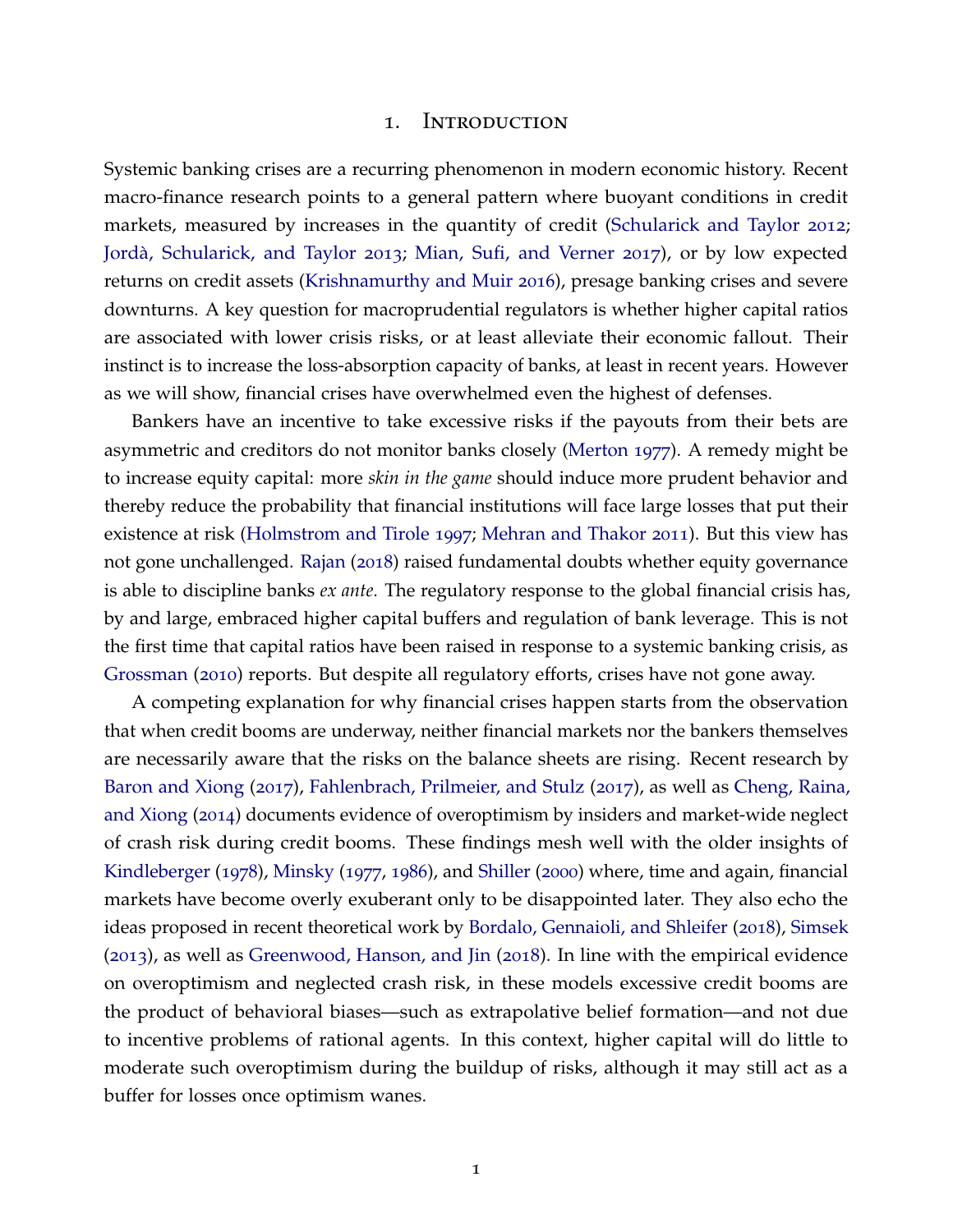# 1. Introduction

Systemic banking crises are a recurring phenomenon in modern economic history. Recent macro-finance research points to a general pattern where buoyant conditions in credit markets, measured by increases in the quantity of credit (Schularick and Taylor 2012; Jordà, Schularick, and Taylor 2013; Mian, Sufi, and Verner 2017), or by low expected returns on credit assets (Krishnamurthy and Muir 2016), presage banking crises and severe downturns. A key question for macroprudential regulators is whether higher capital ratios are associated with lower crisis risks, or at least alleviate their economic fallout. Their instinct is to increase the loss-absorption capacity of banks, at least in recent years. However as we will show, financial crises have overwhelmed even the highest of defenses.

Bankers have an incentive to take excessive risks if the payouts from their bets are asymmetric and creditors do not monitor banks closely (Merton 1977). A remedy might be to increase equity capital: more *skin in the game* should induce more prudent behavior and thereby reduce the probability that financial institutions will face large losses that put their existence at risk (Holmstrom and Tirole 1997; Mehran and Thakor 2011). But this view has not gone unchallenged. Rajan (2018) raised fundamental doubts whether equity governance is able to discipline banks *ex ante*. The regulatory response to the global financial crisis has, by and large, embraced higher capital buffers and regulation of bank leverage. This is not the first time that capital ratios have been raised in response to a systemic banking crisis, as Grossman (2010) reports. But despite all regulatory efforts, crises have not gone away.

A competing explanation for why financial crises happen starts from the observation that when credit booms are underway, neither financial markets nor the bankers themselves are necessarily aware that the risks on the balance sheets are rising. Recent research by Baron and Xiong (2017), Fahlenbrach, Prilmeier, and Stulz (2017), as well as Cheng, Raina, and Xiong (2014) documents evidence of overoptimism by insiders and market-wide neglect of crash risk during credit booms. These findings mesh well with the older insights of Kindleberger (1978), Minsky (1977, 1986), and Shiller (2000) where, time and again, financial markets have become overly exuberant only to be disappointed later. They also echo the ideas proposed in recent theoretical work by Bordalo, Gennaioli, and Shleifer (2018), Simsek (2013), as well as Greenwood, Hanson, and Jin (2018). In line with the empirical evidence on overoptimism and neglected crash risk, in these models excessive credit booms are the product of behavioral biases—such as extrapolative belief formation—and not due to incentive problems of rational agents. In this context, higher capital will do little to moderate such overoptimism during the buildup of risks, although it may still act as a buffer for losses once optimism wanes.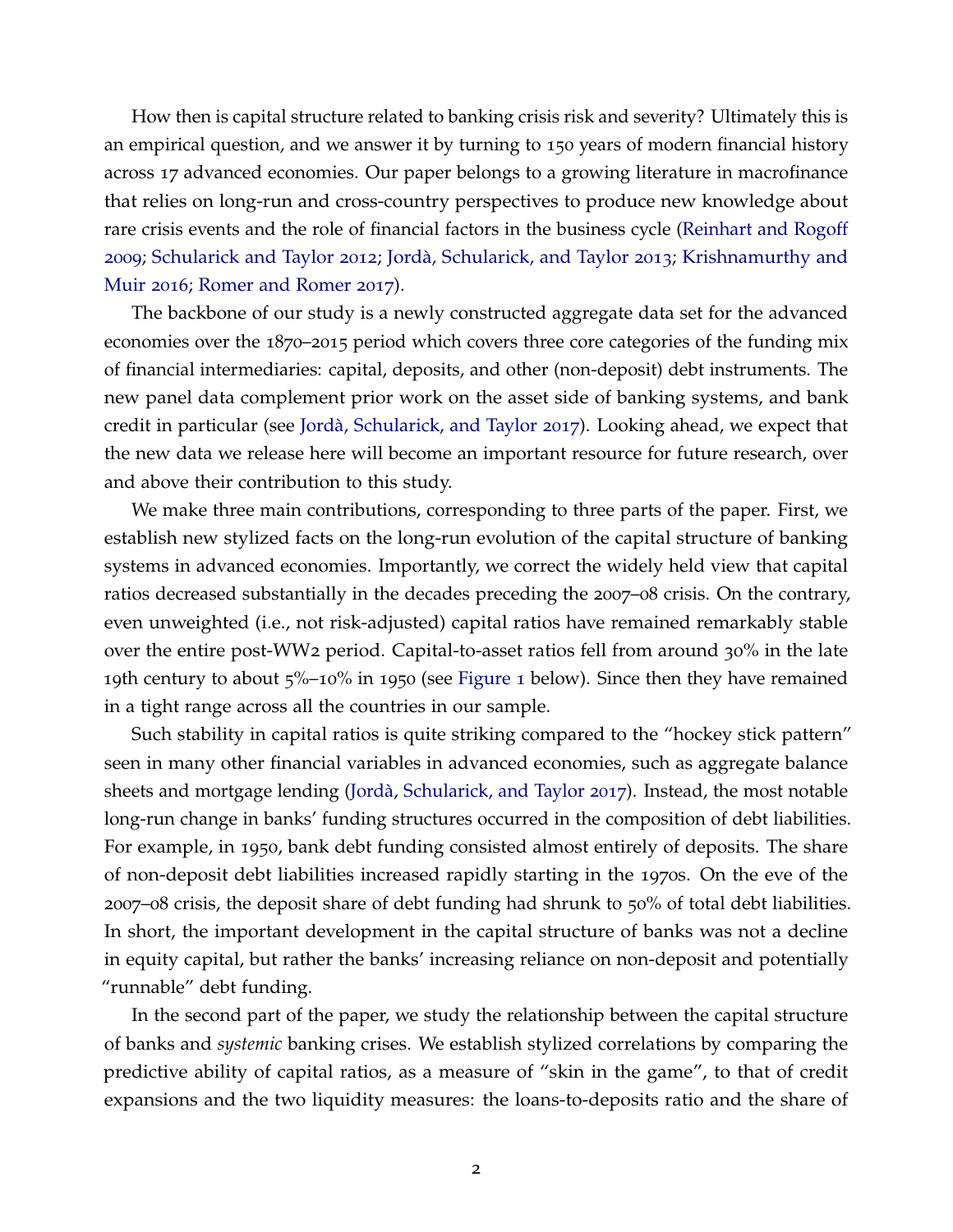How then is capital structure related to banking crisis risk and severity? Ultimately this is an empirical question, and we answer it by turning to 150 years of modern financial history across 17 advanced economies. Our paper belongs to a growing literature in macrofinance that relies on long-run and cross-country perspectives to produce new knowledge about rare crisis events and the role of financial factors in the business cycle (Reinhart and Rogoff 2009; Schularick and Taylor 2012; Jordà, Schularick, and Taylor 2013; Krishnamurthy and Muir 2016; Romer and Romer 2017).

The backbone of our study is a newly constructed aggregate data set for the advanced economies over the 1870–2015 period which covers three core categories of the funding mix of financial intermediaries: capital, deposits, and other (non-deposit) debt instruments. The new panel data complement prior work on the asset side of banking systems, and bank credit in particular (see Jordà, Schularick, and Taylor 2017). Looking ahead, we expect that the new data we release here will become an important resource for future research, over and above their contribution to this study.

We make three main contributions, corresponding to three parts of the paper. First, we establish new stylized facts on the long-run evolution of the capital structure of banking systems in advanced economies. Importantly, we correct the widely held view that capital ratios decreased substantially in the decades preceding the 2007–08 crisis. On the contrary, even unweighted (i.e., not risk-adjusted) capital ratios have remained remarkably stable over the entire post-WW2 period. Capital-to-asset ratios fell from around 30% in the late 19th century to about 5%–10% in 1950 (see Figure 1 below). Since then they have remained in a tight range across all the countries in our sample.

Such stability in capital ratios is quite striking compared to the "hockey stick pattern" seen in many other financial variables in advanced economies, such as aggregate balance sheets and mortgage lending (Jordà, Schularick, and Taylor 2017). Instead, the most notable long-run change in banks' funding structures occurred in the composition of debt liabilities. For example, in 1950, bank debt funding consisted almost entirely of deposits. The share of non-deposit debt liabilities increased rapidly starting in the 1970s. On the eve of the 2007–08 crisis, the deposit share of debt funding had shrunk to 50% of total debt liabilities. In short, the important development in the capital structure of banks was not a decline in equity capital, but rather the banks' increasing reliance on non-deposit and potentially "runnable" debt funding.

In the second part of the paper, we study the relationship between the capital structure of banks and *systemic* banking crises. We establish stylized correlations by comparing the predictive ability of capital ratios, as a measure of "skin in the game", to that of credit expansions and the two liquidity measures: the loans-to-deposits ratio and the share of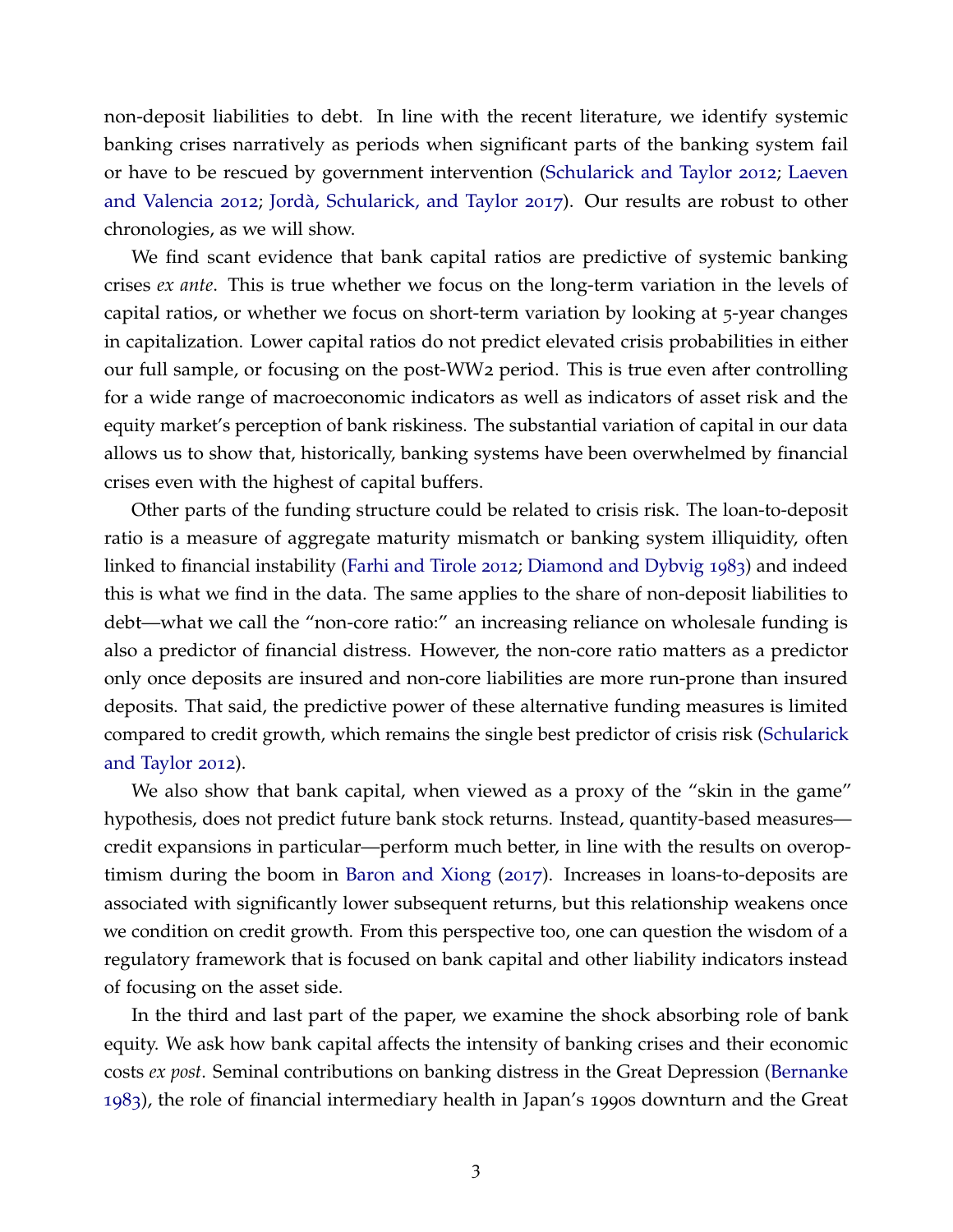non-deposit liabilities to debt. In line with the recent literature, we identify systemic banking crises narratively as periods when significant parts of the banking system fail or have to be rescued by government intervention (Schularick and Taylor 2012; Laeven and Valencia 2012; Jordà, Schularick, and Taylor 2017). Our results are robust to other chronologies, as we will show.

We find scant evidence that bank capital ratios are predictive of systemic banking crises *ex ante*. This is true whether we focus on the long-term variation in the levels of capital ratios, or whether we focus on short-term variation by looking at 5-year changes in capitalization. Lower capital ratios do not predict elevated crisis probabilities in either our full sample, or focusing on the post-WW2 period. This is true even after controlling for a wide range of macroeconomic indicators as well as indicators of asset risk and the equity market's perception of bank riskiness. The substantial variation of capital in our data allows us to show that, historically, banking systems have been overwhelmed by financial crises even with the highest of capital buffers.

Other parts of the funding structure could be related to crisis risk. The loan-to-deposit ratio is a measure of aggregate maturity mismatch or banking system illiquidity, often linked to financial instability (Farhi and Tirole 2012; Diamond and Dybvig 1983) and indeed this is what we find in the data. The same applies to the share of non-deposit liabilities to debt—what we call the "non-core ratio:" an increasing reliance on wholesale funding is also a predictor of financial distress. However, the non-core ratio matters as a predictor only once deposits are insured and non-core liabilities are more run-prone than insured deposits. That said, the predictive power of these alternative funding measures is limited compared to credit growth, which remains the single best predictor of crisis risk (Schularick and Taylor 2012).

We also show that bank capital, when viewed as a proxy of the "skin in the game" hypothesis, does not predict future bank stock returns. Instead, quantity-based measures—credit expansions in particular—perform much better, in line with the results on overoptimism during the boom in Baron and Xiong (2017). Increases in loans-to-deposits are associated with significantly lower subsequent returns, but this relationship weakens once we condition on credit growth. From this perspective too, one can question the wisdom of a regulatory framework that is focused on bank capital and other liability indicators instead of focusing on the asset side.

In the third and last part of the paper, we examine the shock absorbing role of bank equity. We ask how bank capital affects the intensity of banking crises and their economic costs *ex post*. Seminal contributions on banking distress in the Great Depression (Bernanke 1983), the role of financial intermediary health in Japan's 1990s downturn and the Great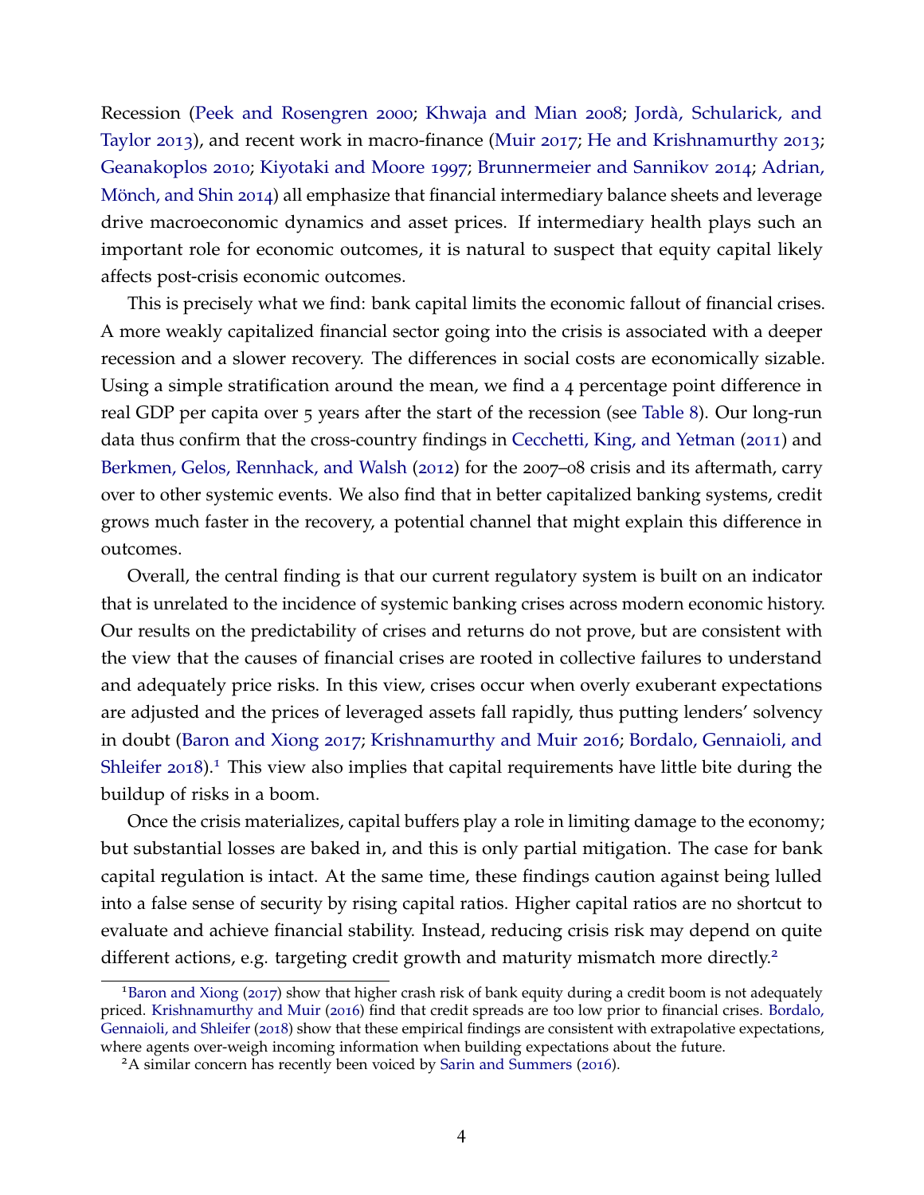Recession (Peek and Rosengren 2000; Khwaja and Mian 2008; Jordà, Schularick, and Taylor 2013), and recent work in macro-finance (Muir 2017; He and Krishnamurthy 2013; Geanakoplos 2010; Kiyotaki and Moore 1997; Brunnermeier and Sannikov 2014; Adrian, Mönch, and Shin 2014) all emphasize that financial intermediary balance sheets and leverage drive macroeconomic dynamics and asset prices. If intermediary health plays such an important role for economic outcomes, it is natural to suspect that equity capital likely affects post-crisis economic outcomes.

This is precisely what we find: bank capital limits the economic fallout of financial crises. A more weakly capitalized financial sector going into the crisis is associated with a deeper recession and a slower recovery. The differences in social costs are economically sizable. Using a simple stratification around the mean, we find a 4 percentage point difference in real GDP per capita over 5 years after the start of the recession (see Table 8). Our long-run data thus confirm that the cross-country findings in Cecchetti, King, and Yetman (2011) and Berkmen, Gelos, Rennhack, and Walsh (2012) for the 2007–08 crisis and its aftermath, carry over to other systemic events. We also find that in better capitalized banking systems, credit grows much faster in the recovery, a potential channel that might explain this difference in outcomes.

Overall, the central finding is that our current regulatory system is built on an indicator that is unrelated to the incidence of systemic banking crises across modern economic history. Our results on the predictability of crises and returns do not prove, but are consistent with the view that the causes of financial crises are rooted in collective failures to understand and adequately price risks. In this view, crises occur when overly exuberant expectations are adjusted and the prices of leveraged assets fall rapidly, thus putting lenders' solvency in doubt (Baron and Xiong 2017; Krishnamurthy and Muir 2016; Bordalo, Gennaioli, and Shleifer 2018).[1] This view also implies that capital requirements have little bite during the buildup of risks in a boom.

Once the crisis materializes, capital buffers play a role in limiting damage to the economy; but substantial losses are baked in, and this is only partial mitigation. The case for bank capital regulation is intact. At the same time, these findings caution against being lulled into a false sense of security by rising capital ratios. Higher capital ratios are no shortcut to evaluate and achieve financial stability. Instead, reducing crisis risk may depend on quite different actions, e.g. targeting credit growth and maturity mismatch more directly.[2]

[1] Baron and Xiong (2017) show that higher crash risk of bank equity during a credit boom is not adequately priced. Krishnamurthy and Muir (2016) find that credit spreads are too low prior to financial crises. Bordalo, Gennaioli, and Shleifer (2018) show that these empirical findings are consistent with extrapolative expectations, where agents over-weigh incoming information when building expectations about the future.

[2] A similar concern has recently been voiced by Sarin and Summers (2016).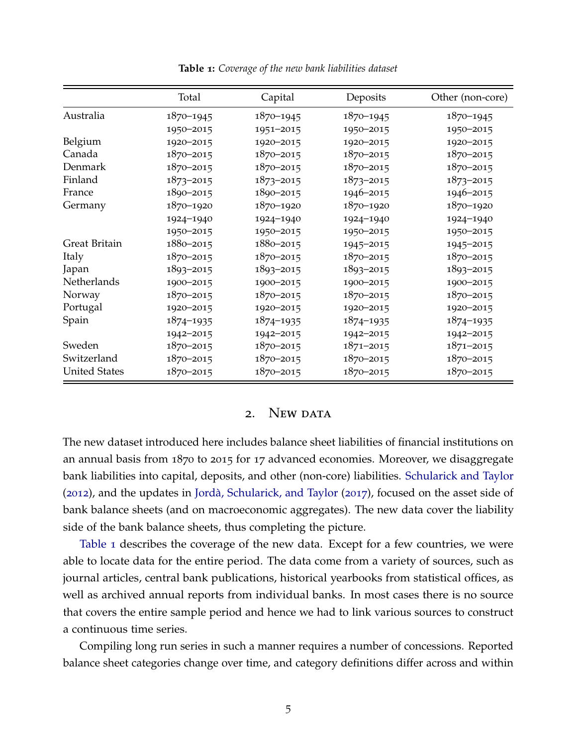**Table 1:** *Coverage of the new bank liabilities dataset*

| | Total | Capital | Deposits | Other (non-core) |
|---|---|---|---|---|
| Australia | 1870–1945 | 1870–1945 | 1870–1945 | 1870–1945 |
| | 1950–2015 | 1951–2015 | 1950–2015 | 1950–2015 |
| Belgium | 1920–2015 | 1920–2015 | 1920–2015 | 1920–2015 |
| Canada | 1870–2015 | 1870–2015 | 1870–2015 | 1870–2015 |
| Denmark | 1870–2015 | 1870–2015 | 1870–2015 | 1870–2015 |
| Finland | 1873–2015 | 1873–2015 | 1873–2015 | 1873–2015 |
| France | 1890–2015 | 1890–2015 | 1946–2015 | 1946–2015 |
| Germany | 1870–1920 | 1870–1920 | 1870–1920 | 1870–1920 |
| | 1924–1940 | 1924–1940 | 1924–1940 | 1924–1940 |
| | 1950–2015 | 1950–2015 | 1950–2015 | 1950–2015 |
| Great Britain | 1880–2015 | 1880–2015 | 1945–2015 | 1945–2015 |
| Italy | 1870–2015 | 1870–2015 | 1870–2015 | 1870–2015 |
| Japan | 1893–2015 | 1893–2015 | 1893–2015 | 1893–2015 |
| Netherlands | 1900–2015 | 1900–2015 | 1900–2015 | 1900–2015 |
| Norway | 1870–2015 | 1870–2015 | 1870–2015 | 1870–2015 |
| Portugal | 1920–2015 | 1920–2015 | 1920–2015 | 1920–2015 |
| Spain | 1874–1935 | 1874–1935 | 1874–1935 | 1874–1935 |
| | 1942–2015 | 1942–2015 | 1942–2015 | 1942–2015 |
| Sweden | 1870–2015 | 1870–2015 | 1871–2015 | 1871–2015 |
| Switzerland | 1870–2015 | 1870–2015 | 1870–2015 | 1870–2015 |
| United States | 1870–2015 | 1870–2015 | 1870–2015 | 1870–2015 |

## 2. New data

The new dataset introduced here includes balance sheet liabilities of financial institutions on an annual basis from 1870 to 2015 for 17 advanced economies. Moreover, we disaggregate bank liabilities into capital, deposits, and other (non-core) liabilities. Schularick and Taylor (2012), and the updates in Jordà, Schularick, and Taylor (2017), focused on the asset side of bank balance sheets (and on macroeconomic aggregates). The new data cover the liability side of the bank balance sheets, thus completing the picture.

Table 1 describes the coverage of the new data. Except for a few countries, we were able to locate data for the entire period. The data come from a variety of sources, such as journal articles, central bank publications, historical yearbooks from statistical offices, as well as archived annual reports from individual banks. In most cases there is no source that covers the entire sample period and hence we had to link various sources to construct a continuous time series.

Compiling long run series in such a manner requires a number of concessions. Reported balance sheet categories change over time, and category definitions differ across and within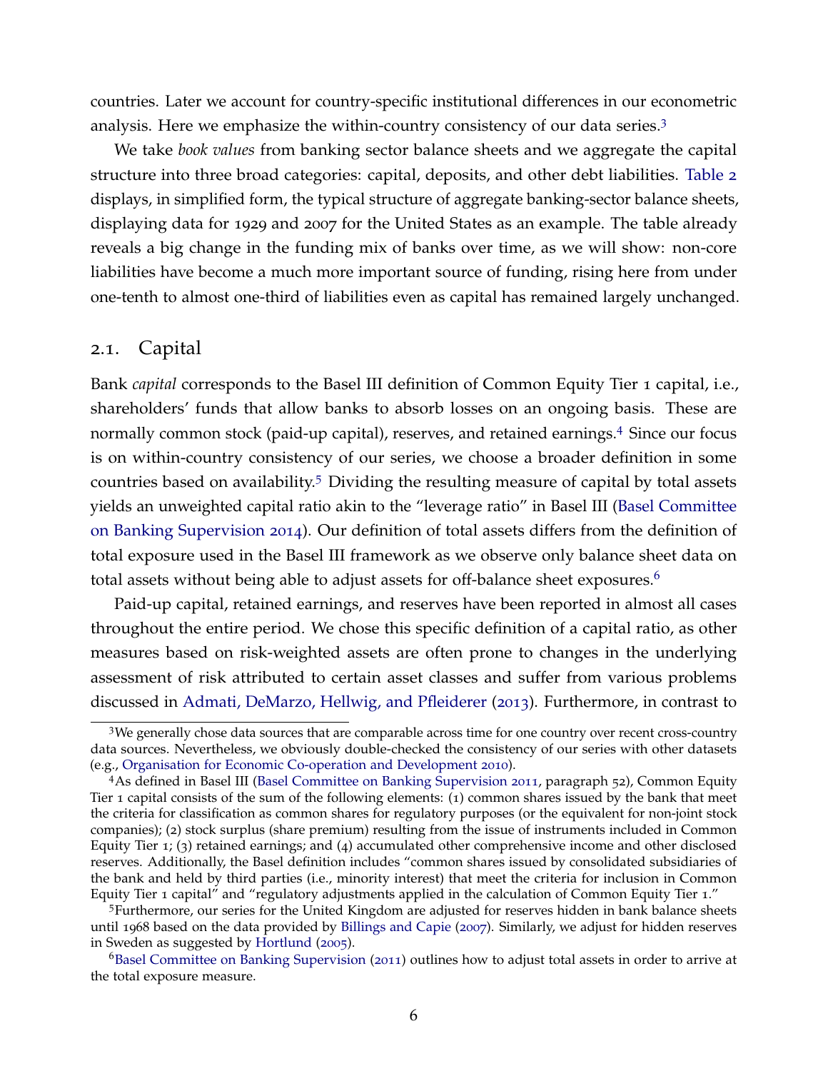countries. Later we account for country-specific institutional differences in our econometric analysis. Here we emphasize the within-country consistency of our data series.[3]

We take *book values* from banking sector balance sheets and we aggregate the capital structure into three broad categories: capital, deposits, and other debt liabilities. Table 2 displays, in simplified form, the typical structure of aggregate banking-sector balance sheets, displaying data for 1929 and 2007 for the United States as an example. The table already reveals a big change in the funding mix of banks over time, as we will show: non-core liabilities have become a much more important source of funding, rising here from under one-tenth to almost one-third of liabilities even as capital has remained largely unchanged.

## 2.1. Capital

Bank *capital* corresponds to the Basel III definition of Common Equity Tier 1 capital, i.e., shareholders' funds that allow banks to absorb losses on an ongoing basis. These are normally common stock (paid-up capital), reserves, and retained earnings.[4] Since our focus is on within-country consistency of our series, we choose a broader definition in some countries based on availability.[5] Dividing the resulting measure of capital by total assets yields an unweighted capital ratio akin to the "leverage ratio" in Basel III (Basel Committee on Banking Supervision 2014). Our definition of total assets differs from the definition of total exposure used in the Basel III framework as we observe only balance sheet data on total assets without being able to adjust assets for off-balance sheet exposures.[6]

Paid-up capital, retained earnings, and reserves have been reported in almost all cases throughout the entire period. We chose this specific definition of a capital ratio, as other measures based on risk-weighted assets are often prone to changes in the underlying assessment of risk attributed to certain asset classes and suffer from various problems discussed in Admati, DeMarzo, Hellwig, and Pfleiderer (2013). Furthermore, in contrast to

[3] We generally chose data sources that are comparable across time for one country over recent cross-country data sources. Nevertheless, we obviously double-checked the consistency of our series with other datasets (e.g., Organisation for Economic Co-operation and Development 2010).

[4] As defined in Basel III (Basel Committee on Banking Supervision 2011, paragraph 52), Common Equity Tier 1 capital consists of the sum of the following elements: (1) common shares issued by the bank that meet the criteria for classification as common shares for regulatory purposes (or the equivalent for non-joint stock companies); (2) stock surplus (share premium) resulting from the issue of instruments included in Common Equity Tier 1; (3) retained earnings; and (4) accumulated other comprehensive income and other disclosed reserves. Additionally, the Basel definition includes "common shares issued by consolidated subsidiaries of the bank and held by third parties (i.e., minority interest) that meet the criteria for inclusion in Common Equity Tier 1 capital" and "regulatory adjustments applied in the calculation of Common Equity Tier 1."

[5] Furthermore, our series for the United Kingdom are adjusted for reserves hidden in bank balance sheets until 1968 based on the data provided by Billings and Capie (2007). Similarly, we adjust for hidden reserves in Sweden as suggested by Hortlund (2005).

[6] Basel Committee on Banking Supervision (2011) outlines how to adjust total assets in order to arrive at the total exposure measure.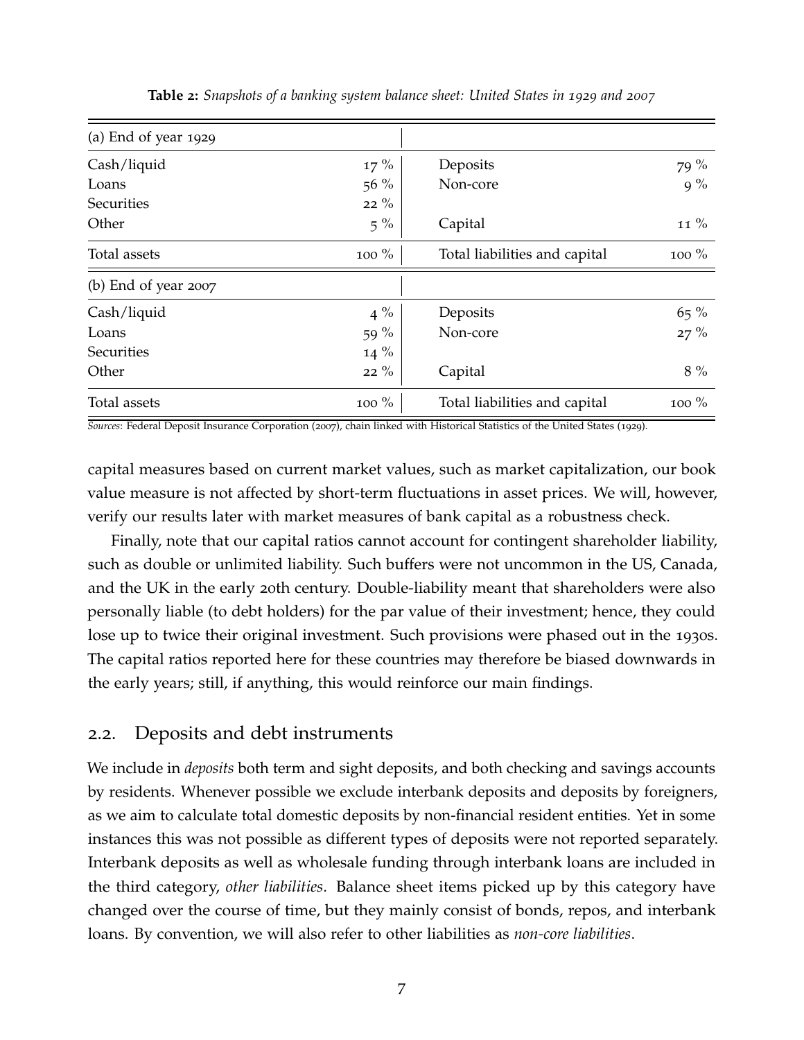**Table 2:** *Snapshots of a banking system balance sheet: United States in 1929 and 2007*

| (a) End of year 1929 | | | |
|---|---|---|---|
| Cash/liquid | 17 % | Deposits | 79 % |
| Loans | 56 % | Non-core | 9 % |
| Securities | 22 % | | |
| Other | 5 % | Capital | 11 % |
| Total assets | 100 % | Total liabilities and capital | 100 % |
| **(b) End of year 2007** | | | |
| Cash/liquid | 4 % | Deposits | 65 % |
| Loans | 59 % | Non-core | 27 % |
| Securities | 14 % | | |
| Other | 22 % | Capital | 8 % |
| Total assets | 100 % | Total liabilities and capital | 100 % |

*Sources*: Federal Deposit Insurance Corporation (2007), chain linked with Historical Statistics of the United States (1929).

capital measures based on current market values, such as market capitalization, our book value measure is not affected by short-term fluctuations in asset prices. We will, however, verify our results later with market measures of bank capital as a robustness check.

Finally, note that our capital ratios cannot account for contingent shareholder liability, such as double or unlimited liability. Such buffers were not uncommon in the US, Canada, and the UK in the early 20th century. Double-liability meant that shareholders were also personally liable (to debt holders) for the par value of their investment; hence, they could lose up to twice their original investment. Such provisions were phased out in the 1930s. The capital ratios reported here for these countries may therefore be biased downwards in the early years; still, if anything, this would reinforce our main findings.

## 2.2. Deposits and debt instruments

We include in *deposits* both term and sight deposits, and both checking and savings accounts by residents. Whenever possible we exclude interbank deposits and deposits by foreigners, as we aim to calculate total domestic deposits by non-financial resident entities. Yet in some instances this was not possible as different types of deposits were not reported separately. Interbank deposits as well as wholesale funding through interbank loans are included in the third category, *other liabilities*. Balance sheet items picked up by this category have changed over the course of time, but they mainly consist of bonds, repos, and interbank loans. By convention, we will also refer to other liabilities as *non-core liabilities*.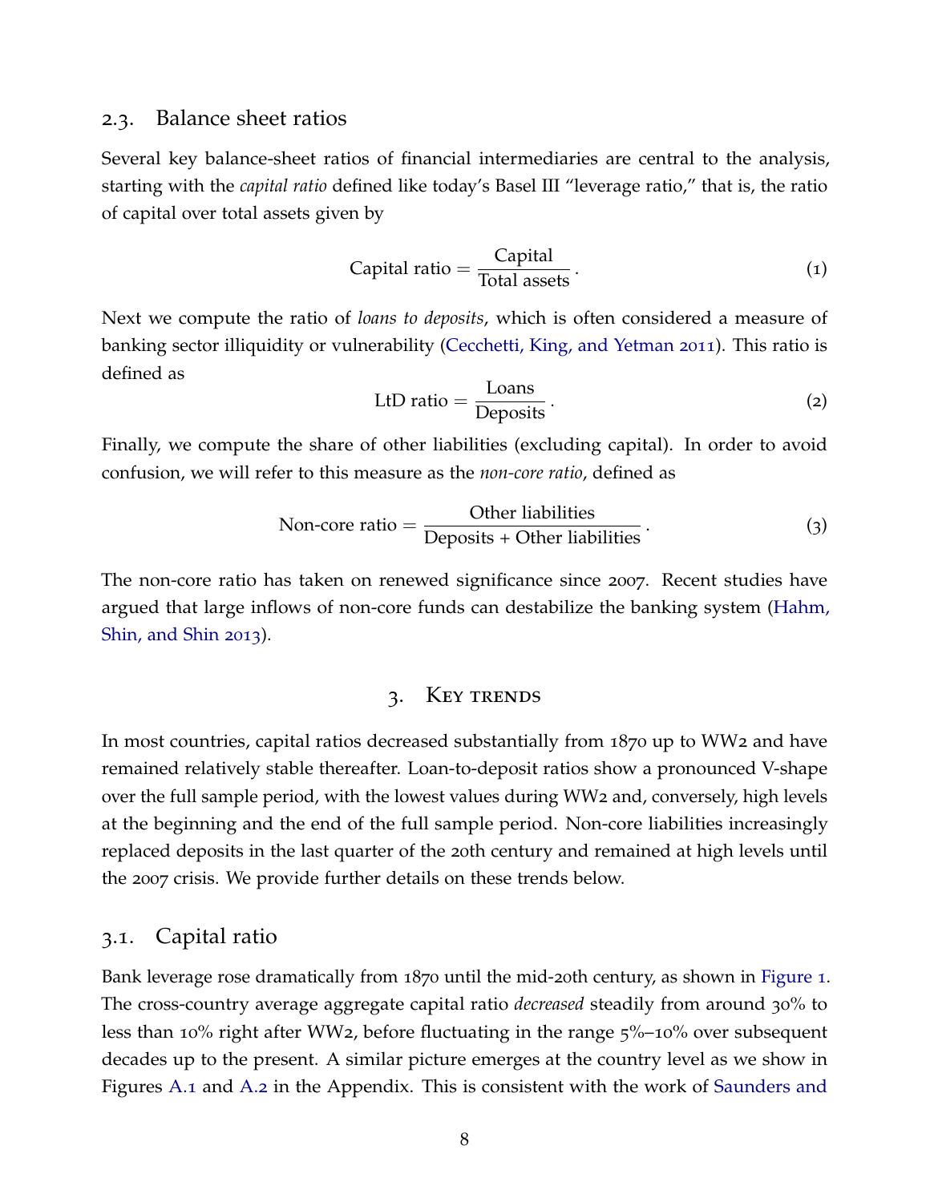### 2.3. Balance sheet ratios

Several key balance-sheet ratios of financial intermediaries are central to the analysis, starting with the *capital ratio* defined like today's Basel III "leverage ratio," that is, the ratio of capital over total assets given by

$$\text{Capital ratio} = \frac{\text{Capital}}{\text{Total assets}}\,. \tag{1}$$

Next we compute the ratio of *loans to deposits*, which is often considered a measure of banking sector illiquidity or vulnerability (Cecchetti, King, and Yetman 2011). This ratio is defined as

$$\text{LtD ratio} = \frac{\text{Loans}}{\text{Deposits}}\,. \tag{2}$$

Finally, we compute the share of other liabilities (excluding capital). In order to avoid confusion, we will refer to this measure as the *non-core ratio*, defined as

$$\text{Non-core ratio} = \frac{\text{Other liabilities}}{\text{Deposits + Other liabilities}}\,. \tag{3}$$

The non-core ratio has taken on renewed significance since 2007. Recent studies have argued that large inflows of non-core funds can destabilize the banking system (Hahm, Shin, and Shin 2013).

## 3. Key trends

In most countries, capital ratios decreased substantially from 1870 up to WW2 and have remained relatively stable thereafter. Loan-to-deposit ratios show a pronounced V-shape over the full sample period, with the lowest values during WW2 and, conversely, high levels at the beginning and the end of the full sample period. Non-core liabilities increasingly replaced deposits in the last quarter of the 20th century and remained at high levels until the 2007 crisis. We provide further details on these trends below.

### 3.1. Capital ratio

Bank leverage rose dramatically from 1870 until the mid-20th century, as shown in Figure 1. The cross-country average aggregate capital ratio *decreased* steadily from around 30% to less than 10% right after WW2, before fluctuating in the range 5%–10% over subsequent decades up to the present. A similar picture emerges at the country level as we show in Figures A.1 and A.2 in the Appendix. This is consistent with the work of Saunders and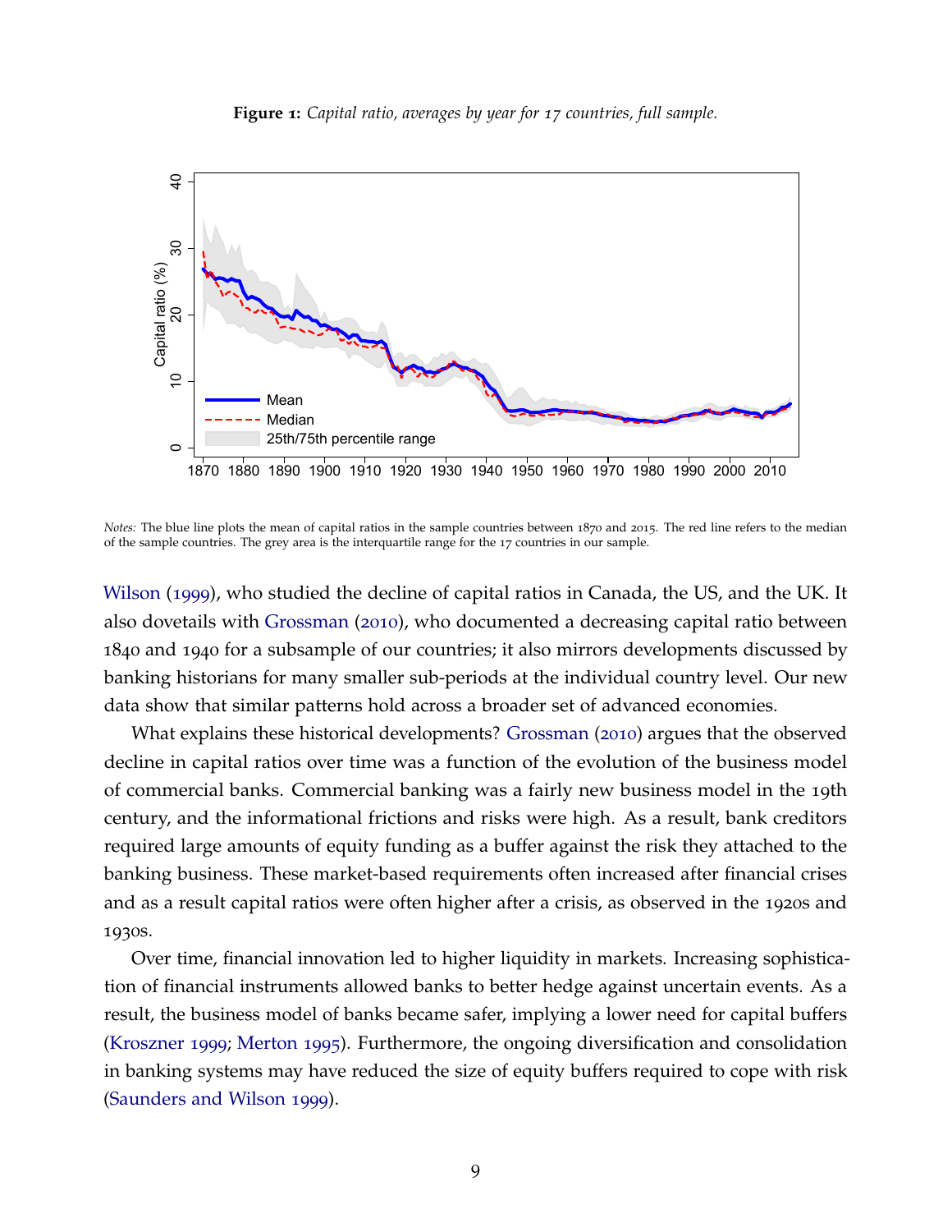**Figure 1:** *Capital ratio, averages by year for 17 countries, full sample.*

*Notes:* The blue line plots the mean of capital ratios in the sample countries between 1870 and 2015. The red line refers to the median of the sample countries. The grey area is the interquartile range for the 17 countries in our sample.

Wilson (1999), who studied the decline of capital ratios in Canada, the US, and the UK. It also dovetails with Grossman (2010), who documented a decreasing capital ratio between 1840 and 1940 for a subsample of our countries; it also mirrors developments discussed by banking historians for many smaller sub-periods at the individual country level. Our new data show that similar patterns hold across a broader set of advanced economies.

What explains these historical developments? Grossman (2010) argues that the observed decline in capital ratios over time was a function of the evolution of the business model of commercial banks. Commercial banking was a fairly new business model in the 19th century, and the informational frictions and risks were high. As a result, bank creditors required large amounts of equity funding as a buffer against the risk they attached to the banking business. These market-based requirements often increased after financial crises and as a result capital ratios were often higher after a crisis, as observed in the 1920s and 1930s.

Over time, financial innovation led to higher liquidity in markets. Increasing sophistication of financial instruments allowed banks to better hedge against uncertain events. As a result, the business model of banks became safer, implying a lower need for capital buffers (Kroszner 1999; Merton 1995). Furthermore, the ongoing diversification and consolidation in banking systems may have reduced the size of equity buffers required to cope with risk (Saunders and Wilson 1999).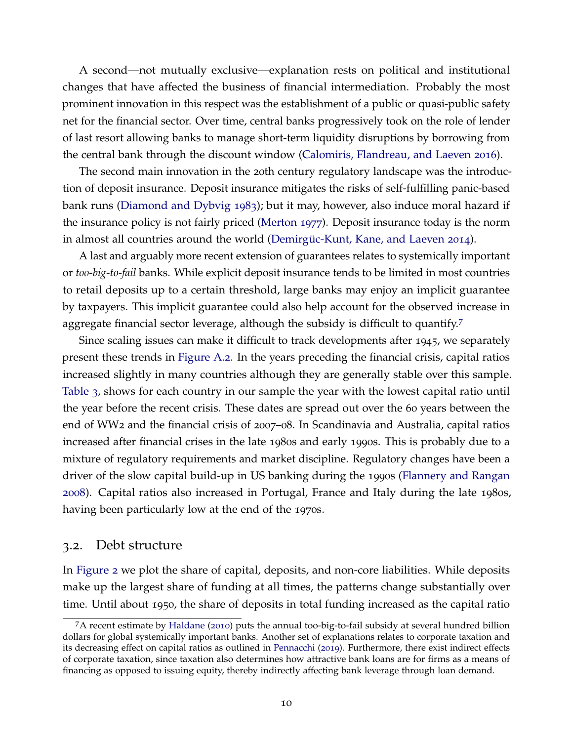A second—not mutually exclusive—explanation rests on political and institutional changes that have affected the business of financial intermediation. Probably the most prominent innovation in this respect was the establishment of a public or quasi-public safety net for the financial sector. Over time, central banks progressively took on the role of lender of last resort allowing banks to manage short-term liquidity disruptions by borrowing from the central bank through the discount window (Calomiris, Flandreau, and Laeven 2016).

The second main innovation in the 20th century regulatory landscape was the introduction of deposit insurance. Deposit insurance mitigates the risks of self-fulfilling panic-based bank runs (Diamond and Dybvig 1983); but it may, however, also induce moral hazard if the insurance policy is not fairly priced (Merton 1977). Deposit insurance today is the norm in almost all countries around the world (Demirgüc-Kunt, Kane, and Laeven 2014).

A last and arguably more recent extension of guarantees relates to systemically important or *too-big-to-fail* banks. While explicit deposit insurance tends to be limited in most countries to retail deposits up to a certain threshold, large banks may enjoy an implicit guarantee by taxpayers. This implicit guarantee could also help account for the observed increase in aggregate financial sector leverage, although the subsidy is difficult to quantify.[7]

Since scaling issues can make it difficult to track developments after 1945, we separately present these trends in Figure A.2. In the years preceding the financial crisis, capital ratios increased slightly in many countries although they are generally stable over this sample. Table 3, shows for each country in our sample the year with the lowest capital ratio until the year before the recent crisis. These dates are spread out over the 60 years between the end of WW2 and the financial crisis of 2007–08. In Scandinavia and Australia, capital ratios increased after financial crises in the late 1980s and early 1990s. This is probably due to a mixture of regulatory requirements and market discipline. Regulatory changes have been a driver of the slow capital build-up in US banking during the 1990s (Flannery and Rangan 2008). Capital ratios also increased in Portugal, France and Italy during the late 1980s, having been particularly low at the end of the 1970s.

## 3.2. Debt structure

In Figure 2 we plot the share of capital, deposits, and non-core liabilities. While deposits make up the largest share of funding at all times, the patterns change substantially over time. Until about 1950, the share of deposits in total funding increased as the capital ratio

[7] A recent estimate by Haldane (2010) puts the annual too-big-to-fail subsidy at several hundred billion dollars for global systemically important banks. Another set of explanations relates to corporate taxation and its decreasing effect on capital ratios as outlined in Pennacchi (2019). Furthermore, there exist indirect effects of corporate taxation, since taxation also determines how attractive bank loans are for firms as a means of financing as opposed to issuing equity, thereby indirectly affecting bank leverage through loan demand.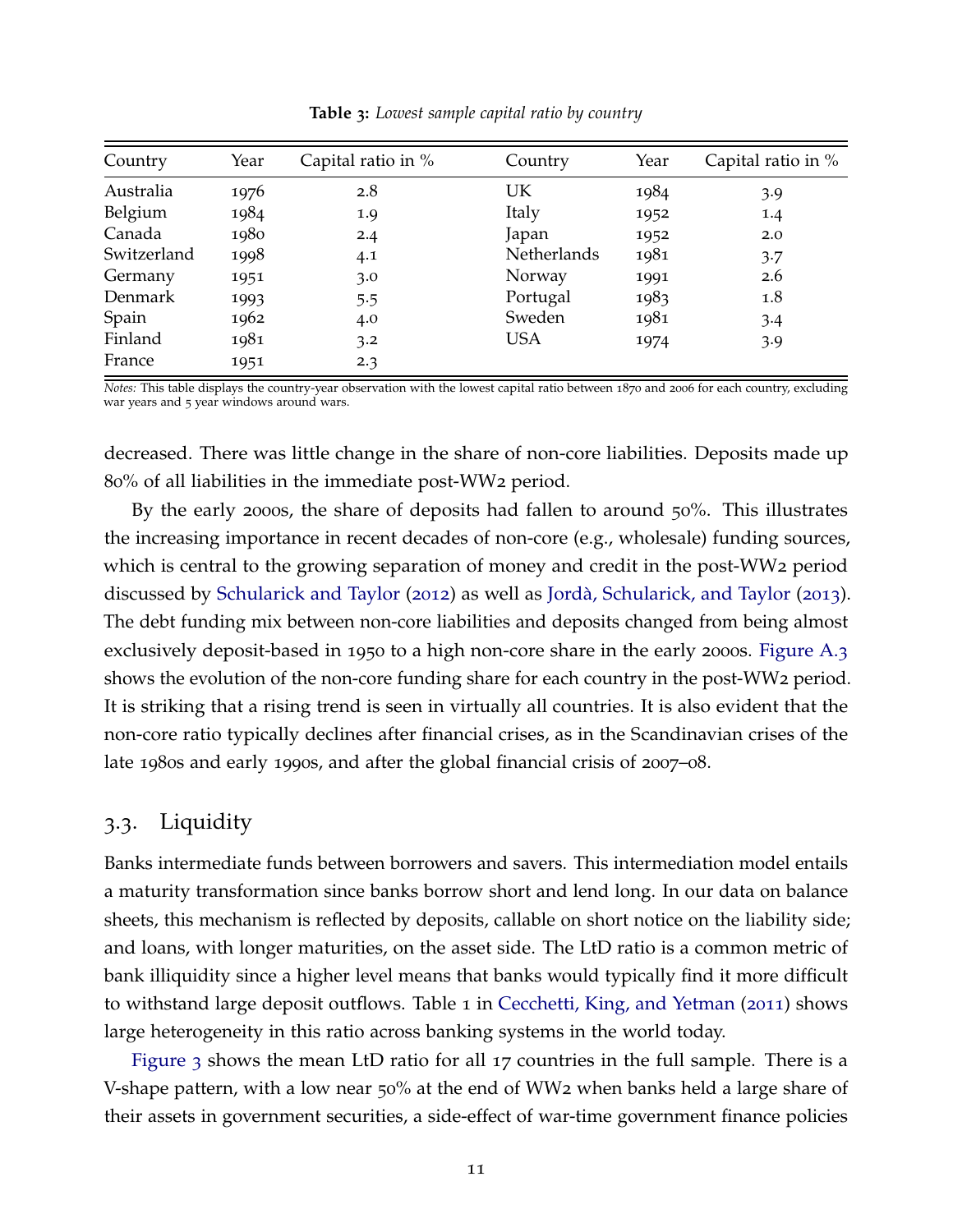**Table 3:** *Lowest sample capital ratio by country*

| Country | Year | Capital ratio in % | Country | Year | Capital ratio in % |
|---|---|---|---|---|---|
| Australia | 1976 | 2.8 | UK | 1984 | 3.9 |
| Belgium | 1984 | 1.9 | Italy | 1952 | 1.4 |
| Canada | 1980 | 2.4 | Japan | 1952 | 2.0 |
| Switzerland | 1998 | 4.1 | Netherlands | 1981 | 3.7 |
| Germany | 1951 | 3.0 | Norway | 1991 | 2.6 |
| Denmark | 1993 | 5.5 | Portugal | 1983 | 1.8 |
| Spain | 1962 | 4.0 | Sweden | 1981 | 3.4 |
| Finland | 1981 | 3.2 | USA | 1974 | 3.9 |
| France | 1951 | 2.3 | | | |

*Notes:* This table displays the country-year observation with the lowest capital ratio between 1870 and 2006 for each country, excluding war years and 5 year windows around wars.

decreased. There was little change in the share of non-core liabilities. Deposits made up 80% of all liabilities in the immediate post-WW2 period.

By the early 2000s, the share of deposits had fallen to around 50%. This illustrates the increasing importance in recent decades of non-core (e.g., wholesale) funding sources, which is central to the growing separation of money and credit in the post-WW2 period discussed by Schularick and Taylor (2012) as well as Jordà, Schularick, and Taylor (2013). The debt funding mix between non-core liabilities and deposits changed from being almost exclusively deposit-based in 1950 to a high non-core share in the early 2000s. Figure A.3 shows the evolution of the non-core funding share for each country in the post-WW2 period. It is striking that a rising trend is seen in virtually all countries. It is also evident that the non-core ratio typically declines after financial crises, as in the Scandinavian crises of the late 1980s and early 1990s, and after the global financial crisis of 2007–08.

## 3.3. Liquidity

Banks intermediate funds between borrowers and savers. This intermediation model entails a maturity transformation since banks borrow short and lend long. In our data on balance sheets, this mechanism is reflected by deposits, callable on short notice on the liability side; and loans, with longer maturities, on the asset side. The LtD ratio is a common metric of bank illiquidity since a higher level means that banks would typically find it more difficult to withstand large deposit outflows. Table 1 in Cecchetti, King, and Yetman (2011) shows large heterogeneity in this ratio across banking systems in the world today.

Figure 3 shows the mean LtD ratio for all 17 countries in the full sample. There is a V-shape pattern, with a low near 50% at the end of WW2 when banks held a large share of their assets in government securities, a side-effect of war-time government finance policies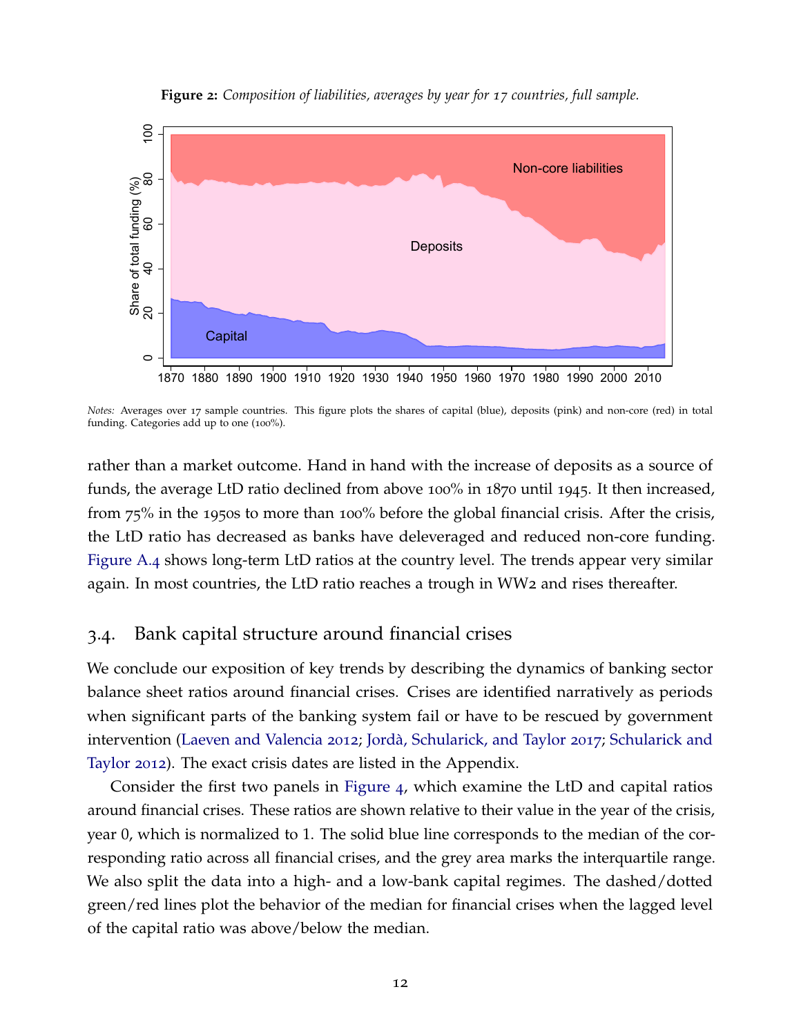**Figure 2:** *Composition of liabilities, averages by year for 17 countries, full sample.*

*Notes:* Averages over 17 sample countries. This figure plots the shares of capital (blue), deposits (pink) and non-core (red) in total funding. Categories add up to one (100%).

rather than a market outcome. Hand in hand with the increase of deposits as a source of funds, the average LtD ratio declined from above 100% in 1870 until 1945. It then increased, from 75% in the 1950s to more than 100% before the global financial crisis. After the crisis, the LtD ratio has decreased as banks have deleveraged and reduced non-core funding. Figure A.4 shows long-term LtD ratios at the country level. The trends appear very similar again. In most countries, the LtD ratio reaches a trough in WW2 and rises thereafter.

## 3.4. Bank capital structure around financial crises

We conclude our exposition of key trends by describing the dynamics of banking sector balance sheet ratios around financial crises. Crises are identified narratively as periods when significant parts of the banking system fail or have to be rescued by government intervention (Laeven and Valencia 2012; Jordà, Schularick, and Taylor 2017; Schularick and Taylor 2012). The exact crisis dates are listed in the Appendix.

Consider the first two panels in Figure 4, which examine the LtD and capital ratios around financial crises. These ratios are shown relative to their value in the year of the crisis, year 0, which is normalized to 1. The solid blue line corresponds to the median of the corresponding ratio across all financial crises, and the grey area marks the interquartile range. We also split the data into a high- and a low-bank capital regimes. The dashed/dotted green/red lines plot the behavior of the median for financial crises when the lagged level of the capital ratio was above/below the median.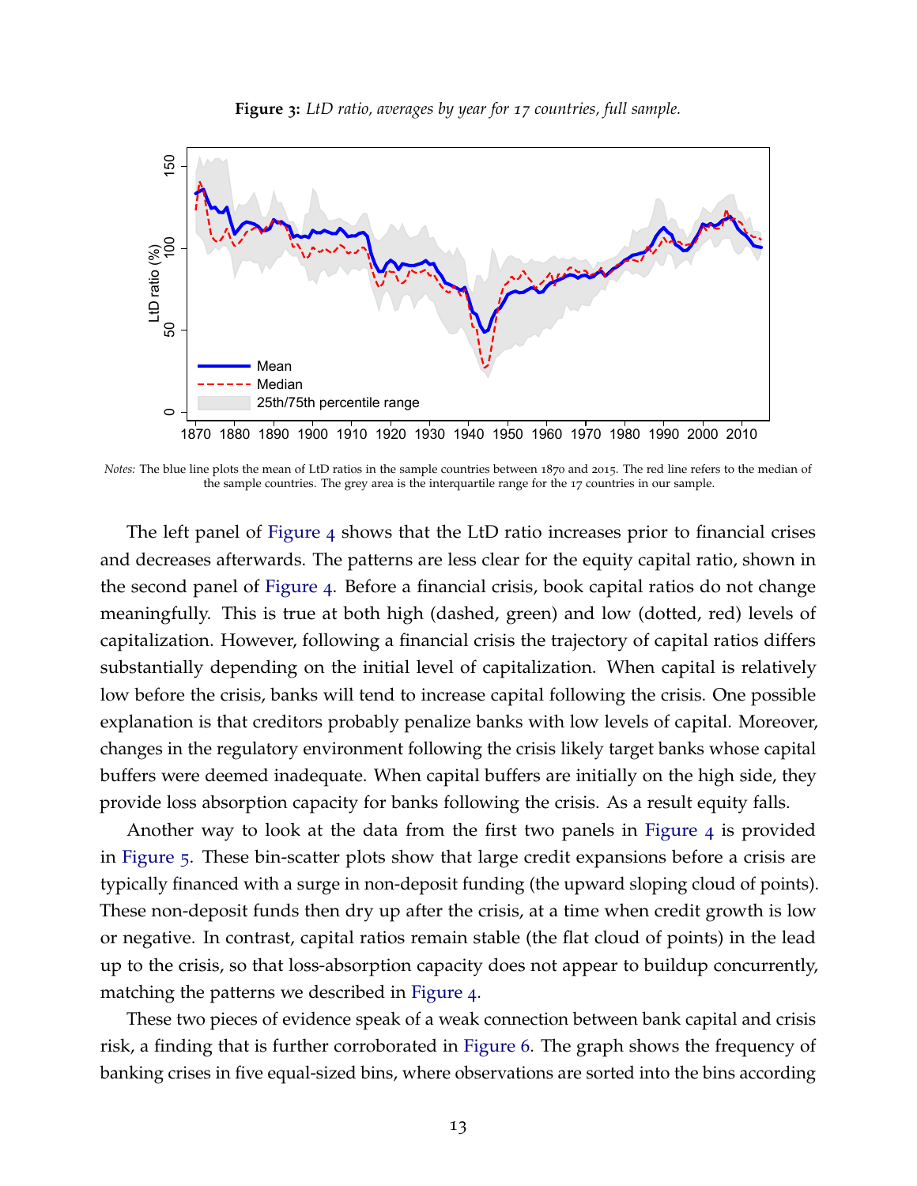**Figure 3:** *LtD ratio, averages by year for 17 countries, full sample.*

*Notes:* The blue line plots the mean of LtD ratios in the sample countries between 1870 and 2015. The red line refers to the median of the sample countries. The grey area is the interquartile range for the 17 countries in our sample.

The left panel of Figure 4 shows that the LtD ratio increases prior to financial crises and decreases afterwards. The patterns are less clear for the equity capital ratio, shown in the second panel of Figure 4. Before a financial crisis, book capital ratios do not change meaningfully. This is true at both high (dashed, green) and low (dotted, red) levels of capitalization. However, following a financial crisis the trajectory of capital ratios differs substantially depending on the initial level of capitalization. When capital is relatively low before the crisis, banks will tend to increase capital following the crisis. One possible explanation is that creditors probably penalize banks with low levels of capital. Moreover, changes in the regulatory environment following the crisis likely target banks whose capital buffers were deemed inadequate. When capital buffers are initially on the high side, they provide loss absorption capacity for banks following the crisis. As a result equity falls.

Another way to look at the data from the first two panels in Figure 4 is provided in Figure 5. These bin-scatter plots show that large credit expansions before a crisis are typically financed with a surge in non-deposit funding (the upward sloping cloud of points). These non-deposit funds then dry up after the crisis, at a time when credit growth is low or negative. In contrast, capital ratios remain stable (the flat cloud of points) in the lead up to the crisis, so that loss-absorption capacity does not appear to buildup concurrently, matching the patterns we described in Figure 4.

These two pieces of evidence speak of a weak connection between bank capital and crisis risk, a finding that is further corroborated in Figure 6. The graph shows the frequency of banking crises in five equal-sized bins, where observations are sorted into the bins according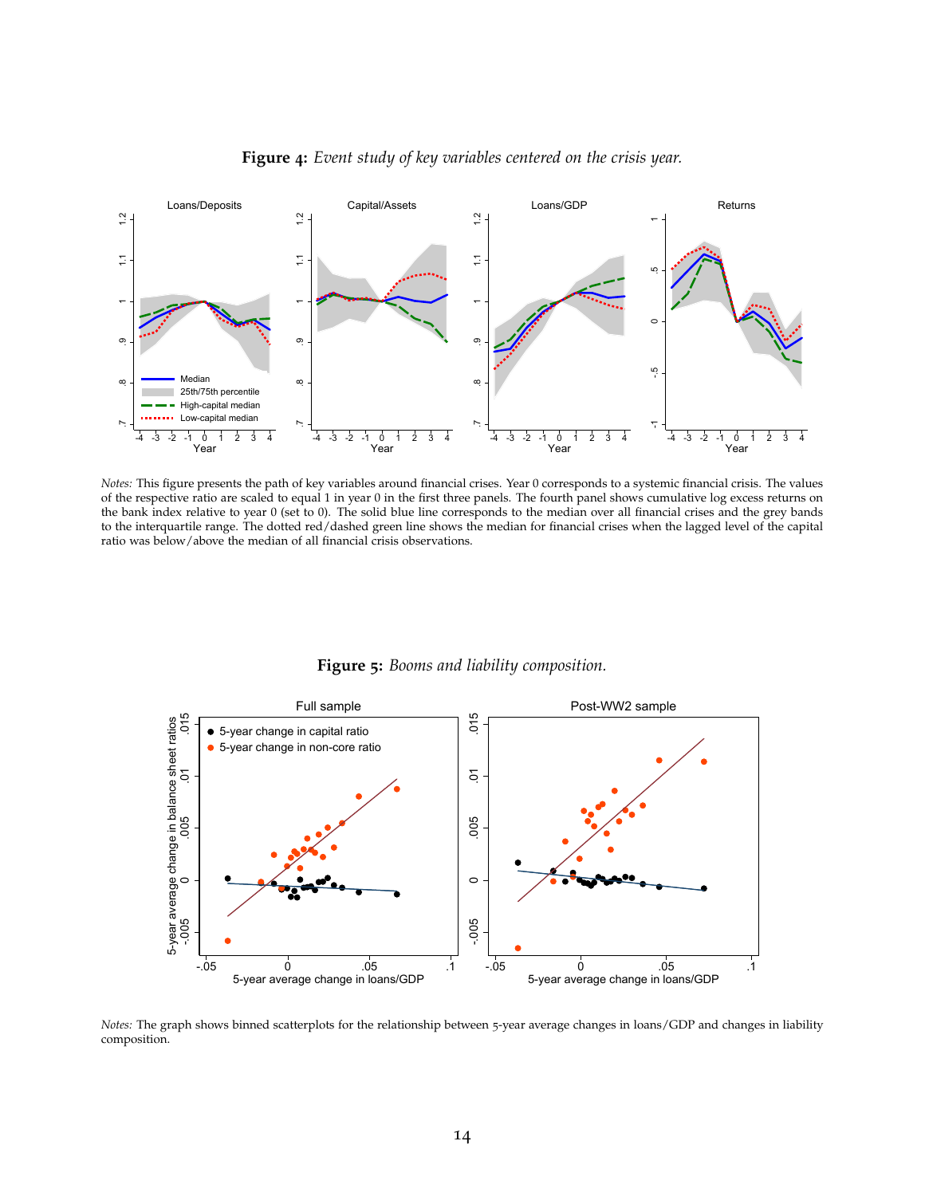**Figure 4:** *Event study of key variables centered on the crisis year.*

*Notes:* This figure presents the path of key variables around financial crises. Year 0 corresponds to a systemic financial crisis. The values of the respective ratio are scaled to equal 1 in year 0 in the first three panels. The fourth panel shows cumulative log excess returns on the bank index relative to year 0 (set to 0). The solid blue line corresponds to the median over all financial crises and the grey bands to the interquartile range. The dotted red/dashed green line shows the median for financial crises when the lagged level of the capital ratio was below/above the median of all financial crisis observations.

**Figure 5:** *Booms and liability composition.*

*Notes:* The graph shows binned scatterplots for the relationship between 5-year average changes in loans/GDP and changes in liability composition.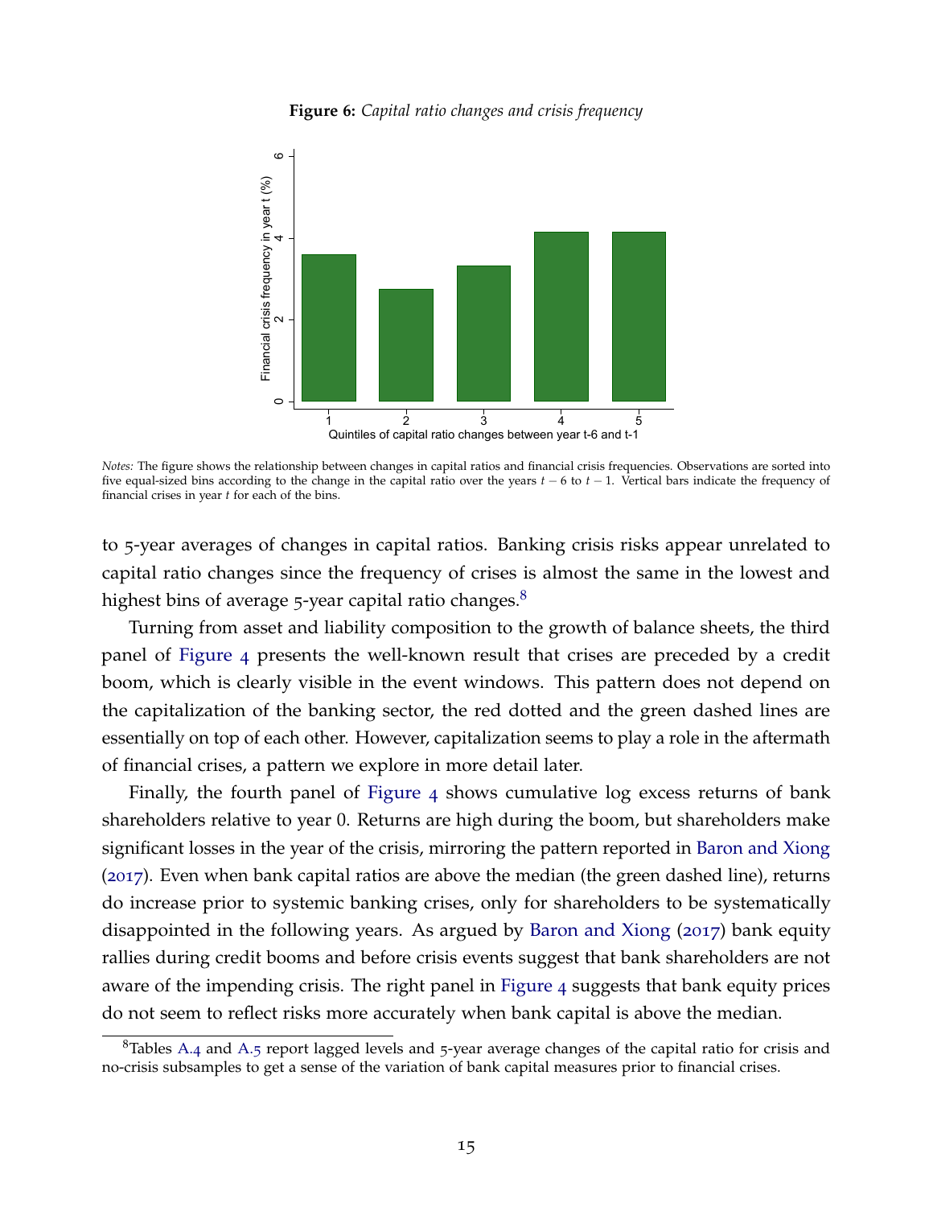**Figure 6:** *Capital ratio changes and crisis frequency*

*Notes:* The figure shows the relationship between changes in capital ratios and financial crisis frequencies. Observations are sorted into five equal-sized bins according to the change in the capital ratio over the years $t-6$ to $t-1$. Vertical bars indicate the frequency of financial crises in year $t$ for each of the bins.

to 5-year averages of changes in capital ratios. Banking crisis risks appear unrelated to capital ratio changes since the frequency of crises is almost the same in the lowest and highest bins of average 5-year capital ratio changes.[8]

Turning from asset and liability composition to the growth of balance sheets, the third panel of Figure 4 presents the well-known result that crises are preceded by a credit boom, which is clearly visible in the event windows. This pattern does not depend on the capitalization of the banking sector, the red dotted and the green dashed lines are essentially on top of each other. However, capitalization seems to play a role in the aftermath of financial crises, a pattern we explore in more detail later.

Finally, the fourth panel of Figure 4 shows cumulative log excess returns of bank shareholders relative to year 0. Returns are high during the boom, but shareholders make significant losses in the year of the crisis, mirroring the pattern reported in Baron and Xiong (2017). Even when bank capital ratios are above the median (the green dashed line), returns do increase prior to systemic banking crises, only for shareholders to be systematically disappointed in the following years. As argued by Baron and Xiong (2017) bank equity rallies during credit booms and before crisis events suggest that bank shareholders are not aware of the impending crisis. The right panel in Figure 4 suggests that bank equity prices do not seem to reflect risks more accurately when bank capital is above the median.

[8] Tables A.4 and A.5 report lagged levels and 5-year average changes of the capital ratio for crisis and no-crisis subsamples to get a sense of the variation of bank capital measures prior to financial crises.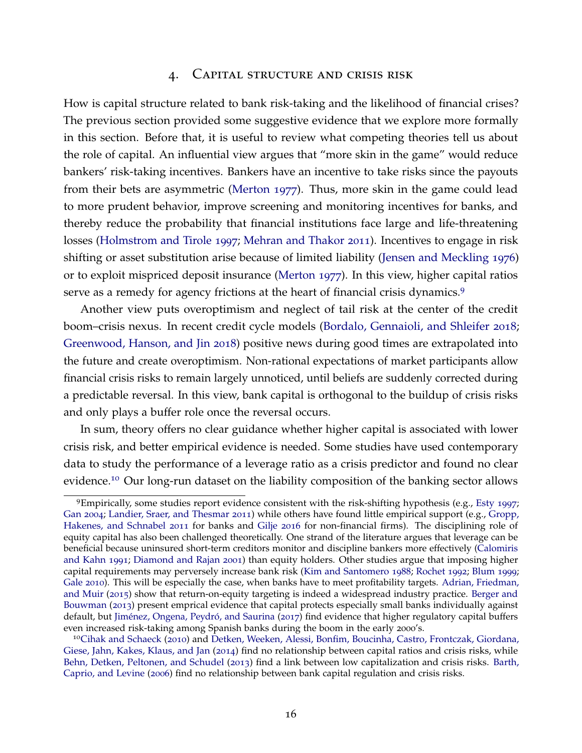## 4. Capital structure and crisis risk

How is capital structure related to bank risk-taking and the likelihood of financial crises? The previous section provided some suggestive evidence that we explore more formally in this section. Before that, it is useful to review what competing theories tell us about the role of capital. An influential view argues that "more skin in the game" would reduce bankers' risk-taking incentives. Bankers have an incentive to take risks since the payouts from their bets are asymmetric (Merton 1977). Thus, more skin in the game could lead to more prudent behavior, improve screening and monitoring incentives for banks, and thereby reduce the probability that financial institutions face large and life-threatening losses (Holmstrom and Tirole 1997; Mehran and Thakor 2011). Incentives to engage in risk shifting or asset substitution arise because of limited liability (Jensen and Meckling 1976) or to exploit mispriced deposit insurance (Merton 1977). In this view, higher capital ratios serve as a remedy for agency frictions at the heart of financial crisis dynamics.[9]

Another view puts overoptimism and neglect of tail risk at the center of the credit boom–crisis nexus. In recent credit cycle models (Bordalo, Gennaioli, and Shleifer 2018; Greenwood, Hanson, and Jin 2018) positive news during good times are extrapolated into the future and create overoptimism. Non-rational expectations of market participants allow financial crisis risks to remain largely unnoticed, until beliefs are suddenly corrected during a predictable reversal. In this view, bank capital is orthogonal to the buildup of crisis risks and only plays a buffer role once the reversal occurs.

In sum, theory offers no clear guidance whether higher capital is associated with lower crisis risk, and better empirical evidence is needed. Some studies have used contemporary data to study the performance of a leverage ratio as a crisis predictor and found no clear evidence.[10] Our long-run dataset on the liability composition of the banking sector allows

---

[9] Empirically, some studies report evidence consistent with the risk-shifting hypothesis (e.g., Esty 1997; Gan 2004; Landier, Sraer, and Thesmar 2011) while others have found little empirical support (e.g., Gropp, Hakenes, and Schnabel 2011 for banks and Gilje 2016 for non-financial firms). The disciplining role of equity capital has also been challenged theoretically. One strand of the literature argues that leverage can be beneficial because uninsured short-term creditors monitor and discipline bankers more effectively (Calomiris and Kahn 1991; Diamond and Rajan 2001) than equity holders. Other studies argue that imposing higher capital requirements may perversely increase bank risk (Kim and Santomero 1988; Rochet 1992; Blum 1999; Gale 2010). This will be especially the case, when banks have to meet profitability targets. Adrian, Friedman, and Muir (2015) show that return-on-equity targeting is indeed a widespread industry practice. Berger and Bouwman (2013) present emprical evidence that capital protects especially small banks individually against default, but Jiménez, Ongena, Peydró, and Saurina (2017) find evidence that higher regulatory capital buffers even increased risk-taking among Spanish banks during the boom in the early 2000's.

[10] Cihak and Schaeck (2010) and Detken, Weeken, Alessi, Bonfim, Boucinha, Castro, Frontczak, Giordana, Giese, Jahn, Kakes, Klaus, and Jan (2014) find no relationship between capital ratios and crisis risks, while Behn, Detken, Peltonen, and Schudel (2013) find a link between low capitalization and crisis risks. Barth, Caprio, and Levine (2006) find no relationship between bank capital regulation and crisis risks.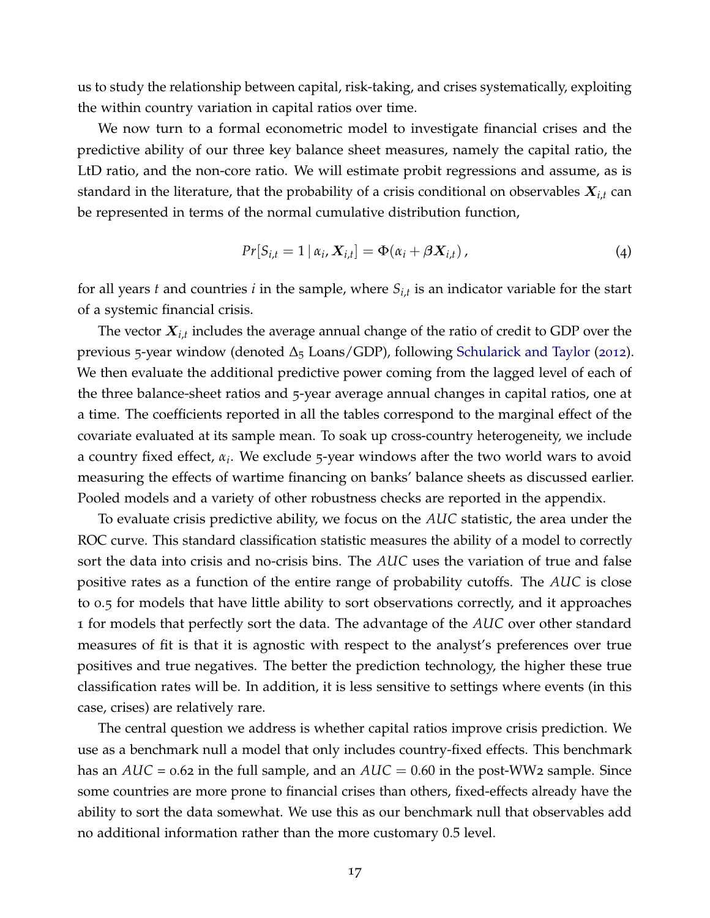us to study the relationship between capital, risk-taking, and crises systematically, exploiting the within country variation in capital ratios over time.

We now turn to a formal econometric model to investigate financial crises and the predictive ability of our three key balance sheet measures, namely the capital ratio, the LtD ratio, and the non-core ratio. We will estimate probit regressions and assume, as is standard in the literature, that the probability of a crisis conditional on observables $\boldsymbol{X}_{i,t}$ can be represented in terms of the normal cumulative distribution function,

$$Pr[S_{i,t} = 1 \,|\, \alpha_i, \boldsymbol{X}_{i,t}] = \Phi(\alpha_i + \boldsymbol{\beta}\boldsymbol{X}_{i,t})\,, \tag{4}$$

for all years $t$ and countries $i$ in the sample, where $S_{i,t}$ is an indicator variable for the start of a systemic financial crisis.

The vector $\boldsymbol{X}_{i,t}$ includes the average annual change of the ratio of credit to GDP over the previous 5-year window (denoted $\Delta_5$ Loans/GDP), following Schularick and Taylor (2012). We then evaluate the additional predictive power coming from the lagged level of each of the three balance-sheet ratios and 5-year average annual changes in capital ratios, one at a time. The coefficients reported in all the tables correspond to the marginal effect of the covariate evaluated at its sample mean. To soak up cross-country heterogeneity, we include a country fixed effect, $\alpha_i$. We exclude 5-year windows after the two world wars to avoid measuring the effects of wartime financing on banks' balance sheets as discussed earlier. Pooled models and a variety of other robustness checks are reported in the appendix.

To evaluate crisis predictive ability, we focus on the *AUC* statistic, the area under the ROC curve. This standard classification statistic measures the ability of a model to correctly sort the data into crisis and no-crisis bins. The *AUC* uses the variation of true and false positive rates as a function of the entire range of probability cutoffs. The *AUC* is close to 0.5 for models that have little ability to sort observations correctly, and it approaches 1 for models that perfectly sort the data. The advantage of the *AUC* over other standard measures of fit is that it is agnostic with respect to the analyst's preferences over true positives and true negatives. The better the prediction technology, the higher these true classification rates will be. In addition, it is less sensitive to settings where events (in this case, crises) are relatively rare.

The central question we address is whether capital ratios improve crisis prediction. We use as a benchmark null a model that only includes country-fixed effects. This benchmark has an $AUC$ = 0.62 in the full sample, and an $AUC = 0.60$ in the post-WW2 sample. Since some countries are more prone to financial crises than others, fixed-effects already have the ability to sort the data somewhat. We use this as our benchmark null that observables add no additional information rather than the more customary 0.5 level.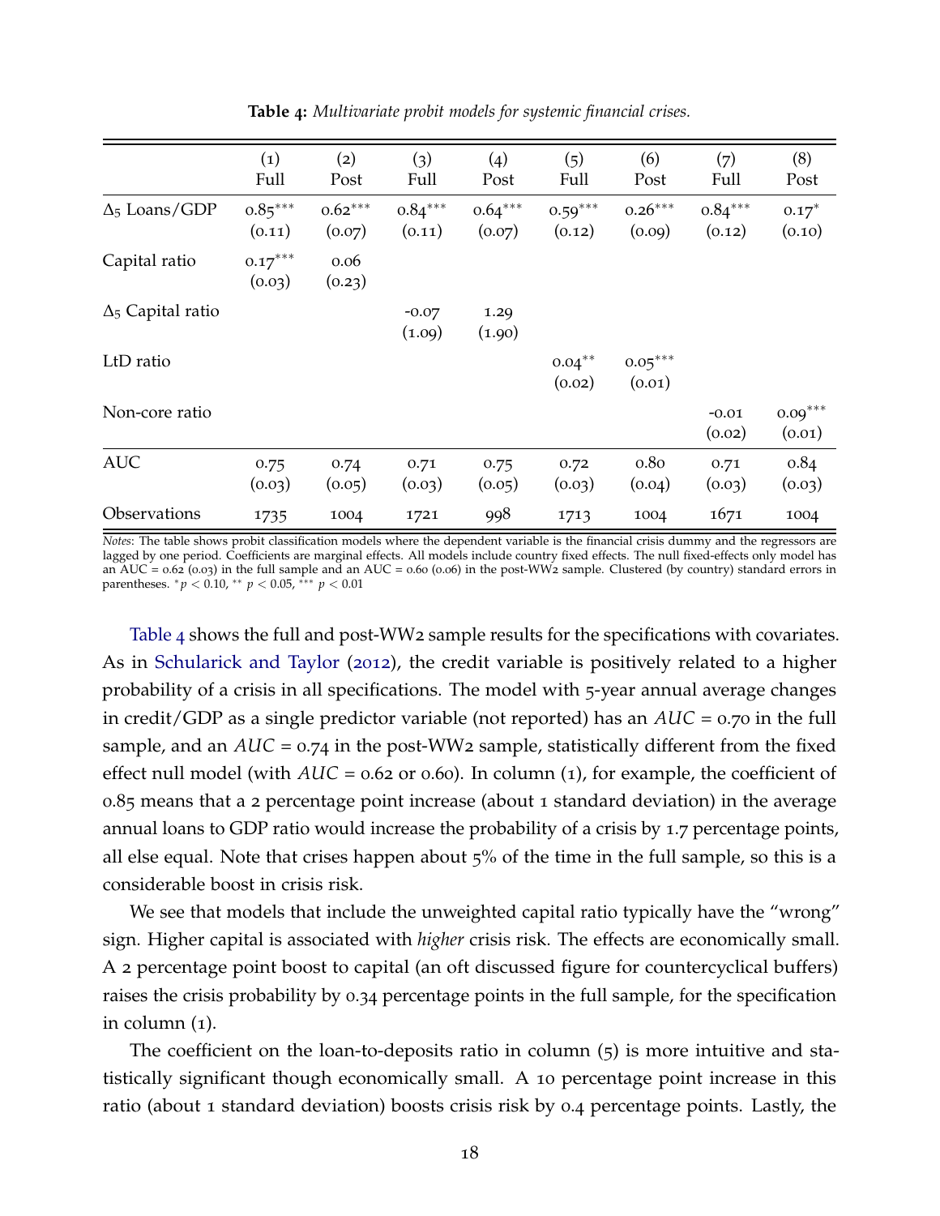**Table 4:** *Multivariate probit models for systemic financial crises.*

| | (1) Full | (2) Post | (3) Full | (4) Post | (5) Full | (6) Post | (7) Full | (8) Post |
|---|---|---|---|---|---|---|---|---|
| $\Delta_5$ Loans/GDP | $0.85^{***}$ | $0.62^{***}$ | $0.84^{***}$ | $0.64^{***}$ | $0.59^{***}$ | $0.26^{***}$ | $0.84^{***}$ | $0.17^{*}$ |
| | (0.11) | (0.07) | (0.11) | (0.07) | (0.12) | (0.09) | (0.12) | (0.10) |
| Capital ratio | $0.17^{***}$ | 0.06 | | | | | | |
| | (0.03) | (0.23) | | | | | | |
| $\Delta_5$ Capital ratio | | | -0.07 | 1.29 | | | | |
| | | | (1.09) | (1.90) | | | | |
| LtD ratio | | | | | $0.04^{**}$ | $0.05^{***}$ | | |
| | | | | | (0.02) | (0.01) | | |
| Non-core ratio | | | | | | | -0.01 | $0.09^{***}$ |
| | | | | | | | (0.02) | (0.01) |
| AUC | 0.75 | 0.74 | 0.71 | 0.75 | 0.72 | 0.80 | 0.71 | 0.84 |
| | (0.03) | (0.05) | (0.03) | (0.05) | (0.03) | (0.04) | (0.03) | (0.03) |
| Observations | 1735 | 1004 | 1721 | 998 | 1713 | 1004 | 1671 | 1004 |

*Notes*: The table shows probit classification models where the dependent variable is the financial crisis dummy and the regressors are lagged by one period. Coefficients are marginal effects. All models include country fixed effects. The null fixed-effects only model has an AUC = 0.62 (0.03) in the full sample and an AUC = 0.60 (0.06) in the post-WW2 sample. Clustered (by country) standard errors in parentheses. $^{*}p < 0.10$, $^{**}$ $p < 0.05$, $^{***}$ $p < 0.01$

Table 4 shows the full and post-WW2 sample results for the specifications with covariates. As in Schularick and Taylor (2012), the credit variable is positively related to a higher probability of a crisis in all specifications. The model with 5-year annual average changes in credit/GDP as a single predictor variable (not reported) has an $AUC$ = 0.70 in the full sample, and an $AUC$ = 0.74 in the post-WW2 sample, statistically different from the fixed effect null model (with $AUC$ = 0.62 or 0.60). In column (1), for example, the coefficient of 0.85 means that a 2 percentage point increase (about 1 standard deviation) in the average annual loans to GDP ratio would increase the probability of a crisis by 1.7 percentage points, all else equal. Note that crises happen about 5% of the time in the full sample, so this is a considerable boost in crisis risk.

We see that models that include the unweighted capital ratio typically have the "wrong" sign. Higher capital is associated with *higher* crisis risk. The effects are economically small. A 2 percentage point boost to capital (an oft discussed figure for countercyclical buffers) raises the crisis probability by 0.34 percentage points in the full sample, for the specification in column (1).

The coefficient on the loan-to-deposits ratio in column (5) is more intuitive and statistically significant though economically small. A 10 percentage point increase in this ratio (about 1 standard deviation) boosts crisis risk by 0.4 percentage points. Lastly, the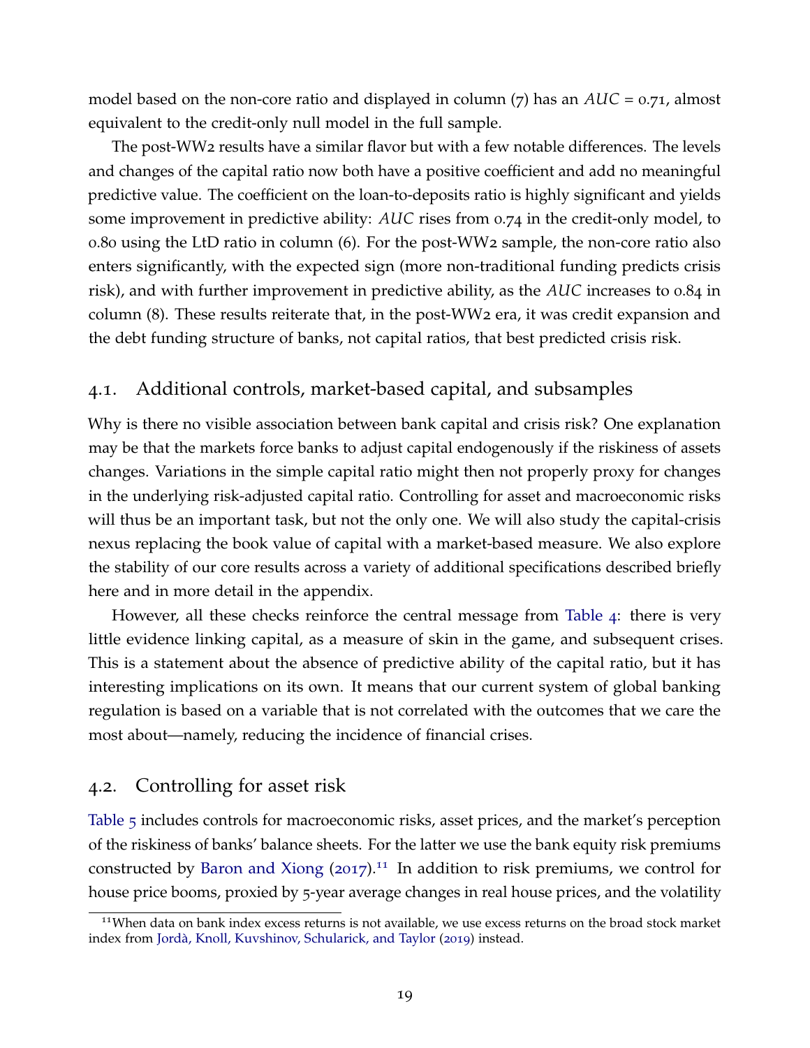model based on the non-core ratio and displayed in column (7) has an $AUC = 0.71$, almost equivalent to the credit-only null model in the full sample.

The post-WW2 results have a similar flavor but with a few notable differences. The levels and changes of the capital ratio now both have a positive coefficient and add no meaningful predictive value. The coefficient on the loan-to-deposits ratio is highly significant and yields some improvement in predictive ability: *AUC* rises from 0.74 in the credit-only model, to 0.80 using the LtD ratio in column (6). For the post-WW2 sample, the non-core ratio also enters significantly, with the expected sign (more non-traditional funding predicts crisis risk), and with further improvement in predictive ability, as the *AUC* increases to 0.84 in column (8). These results reiterate that, in the post-WW2 era, it was credit expansion and the debt funding structure of banks, not capital ratios, that best predicted crisis risk.

## 4.1. Additional controls, market-based capital, and subsamples

Why is there no visible association between bank capital and crisis risk? One explanation may be that the markets force banks to adjust capital endogenously if the riskiness of assets changes. Variations in the simple capital ratio might then not properly proxy for changes in the underlying risk-adjusted capital ratio. Controlling for asset and macroeconomic risks will thus be an important task, but not the only one. We will also study the capital-crisis nexus replacing the book value of capital with a market-based measure. We also explore the stability of our core results across a variety of additional specifications described briefly here and in more detail in the appendix.

However, all these checks reinforce the central message from Table 4: there is very little evidence linking capital, as a measure of skin in the game, and subsequent crises. This is a statement about the absence of predictive ability of the capital ratio, but it has interesting implications on its own. It means that our current system of global banking regulation is based on a variable that is not correlated with the outcomes that we care the most about—namely, reducing the incidence of financial crises.

## 4.2. Controlling for asset risk

Table 5 includes controls for macroeconomic risks, asset prices, and the market's perception of the riskiness of banks' balance sheets. For the latter we use the bank equity risk premiums constructed by Baron and Xiong (2017).[11] In addition to risk premiums, we control for house price booms, proxied by 5-year average changes in real house prices, and the volatility

[11] When data on bank index excess returns is not available, we use excess returns on the broad stock market index from Jordà, Knoll, Kuvshinov, Schularick, and Taylor (2019) instead.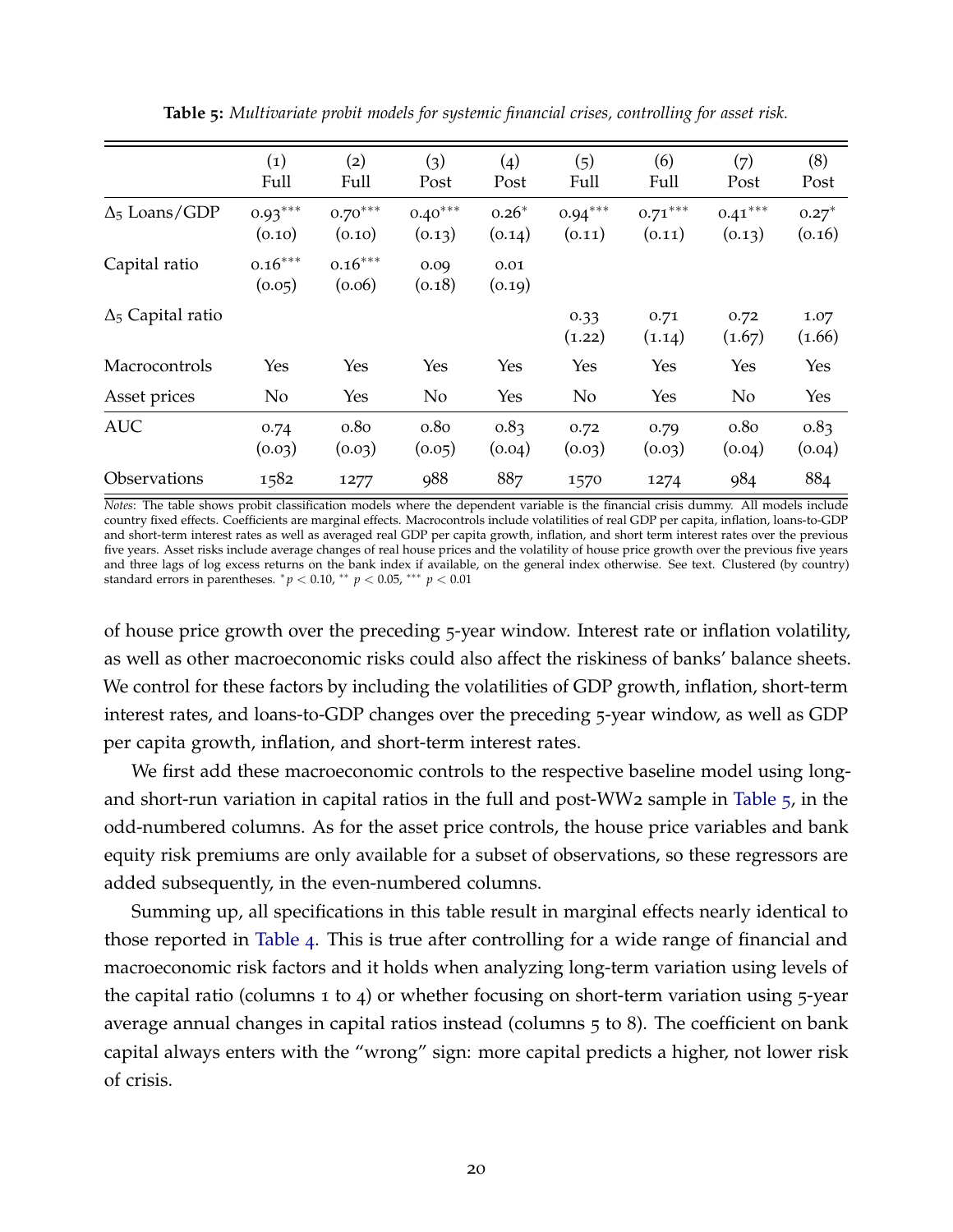**Table 5:** *Multivariate probit models for systemic financial crises, controlling for asset risk.*

| | (1) Full | (2) Full | (3) Post | (4) Post | (5) Full | (6) Full | (7) Post | (8) Post |
|---|---|---|---|---|---|---|---|---|
| $\Delta_5$ Loans/GDP | $0.93^{***}$ | $0.70^{***}$ | $0.40^{***}$ | $0.26^{*}$ | $0.94^{***}$ | $0.71^{***}$ | $0.41^{***}$ | $0.27^{*}$ |
| | (0.10) | (0.10) | (0.13) | (0.14) | (0.11) | (0.11) | (0.13) | (0.16) |
| Capital ratio | $0.16^{***}$ | $0.16^{***}$ | 0.09 | 0.01 | | | | |
| | (0.05) | (0.06) | (0.18) | (0.19) | | | | |
| $\Delta_5$ Capital ratio | | | | | 0.33 | 0.71 | 0.72 | 1.07 |
| | | | | | (1.22) | (1.14) | (1.67) | (1.66) |
| Macrocontrols | Yes | Yes | Yes | Yes | Yes | Yes | Yes | Yes |
| Asset prices | No | Yes | No | Yes | No | Yes | No | Yes |
| AUC | 0.74 | 0.80 | 0.80 | 0.83 | 0.72 | 0.79 | 0.80 | 0.83 |
| | (0.03) | (0.03) | (0.05) | (0.04) | (0.03) | (0.03) | (0.04) | (0.04) |
| Observations | 1582 | 1277 | 988 | 887 | 1570 | 1274 | 984 | 884 |

*Notes*: The table shows probit classification models where the dependent variable is the financial crisis dummy. All models include country fixed effects. Coefficients are marginal effects. Macrocontrols include volatilities of real GDP per capita, inflation, loans-to-GDP and short-term interest rates as well as averaged real GDP per capita growth, inflation, and short term interest rates over the previous five years. Asset risks include average changes of real house prices and the volatility of house price growth over the previous five years and three lags of log excess returns on the bank index if available, on the general index otherwise. See text. Clustered (by country) standard errors in parentheses. $^{*}p < 0.10$, $^{**}$ $p < 0.05$, $^{***}$ $p < 0.01$

of house price growth over the preceding 5-year window. Interest rate or inflation volatility, as well as other macroeconomic risks could also affect the riskiness of banks' balance sheets. We control for these factors by including the volatilities of GDP growth, inflation, short-term interest rates, and loans-to-GDP changes over the preceding 5-year window, as well as GDP per capita growth, inflation, and short-term interest rates.

We first add these macroeconomic controls to the respective baseline model using long- and short-run variation in capital ratios in the full and post-WW2 sample in Table 5, in the odd-numbered columns. As for the asset price controls, the house price variables and bank equity risk premiums are only available for a subset of observations, so these regressors are added subsequently, in the even-numbered columns.

Summing up, all specifications in this table result in marginal effects nearly identical to those reported in Table 4. This is true after controlling for a wide range of financial and macroeconomic risk factors and it holds when analyzing long-term variation using levels of the capital ratio (columns 1 to 4) or whether focusing on short-term variation using 5-year average annual changes in capital ratios instead (columns 5 to 8). The coefficient on bank capital always enters with the "wrong" sign: more capital predicts a higher, not lower risk of crisis.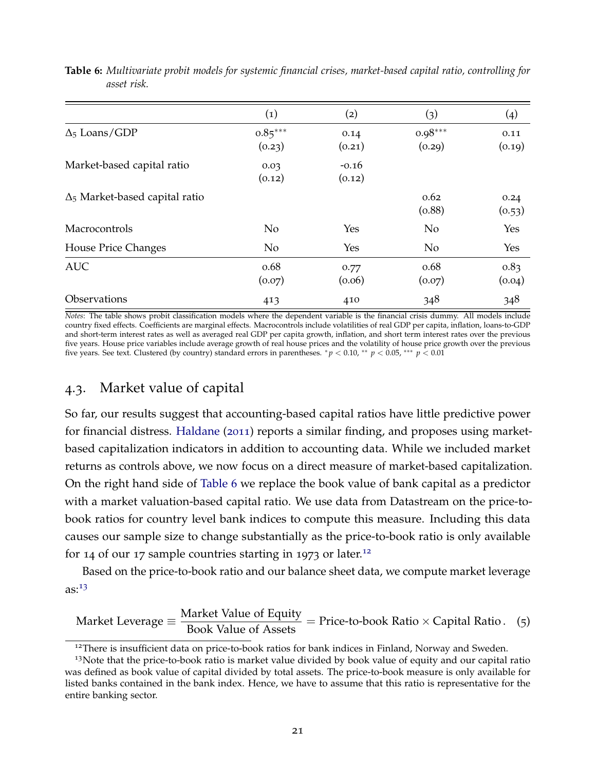**Table 6:** *Multivariate probit models for systemic financial crises, market-based capital ratio, controlling for asset risk.*

| | (1) | (2) | (3) | (4) |
|---|---|---|---|---|
| $\Delta_5$ Loans/GDP | 0.85*** | 0.14 | 0.98*** | 0.11 |
| | (0.23) | (0.21) | (0.29) | (0.19) |
| Market-based capital ratio | 0.03 | -0.16 | | |
| | (0.12) | (0.12) | | |
| $\Delta_5$ Market-based capital ratio | | | 0.62 | 0.24 |
| | | | (0.88) | (0.53) |
| Macrocontrols | No | Yes | No | Yes |
| House Price Changes | No | Yes | No | Yes |
| AUC | 0.68 | 0.77 | 0.68 | 0.83 |
| | (0.07) | (0.06) | (0.07) | (0.04) |
| Observations | 413 | 410 | 348 | 348 |

*Notes*: The table shows probit classification models where the dependent variable is the financial crisis dummy. All models include country fixed effects. Coefficients are marginal effects. Macrocontrols include volatilities of real GDP per capita, inflation, loans-to-GDP and short-term interest rates as well as averaged real GDP per capita growth, inflation, and short term interest rates over the previous five years. House price variables include average growth of real house prices and the volatility of house price growth over the previous five years. See text. Clustered (by country) standard errors in parentheses. * $p < 0.10$, ** $p < 0.05$, *** $p < 0.01$

## 4.3. Market value of capital

So far, our results suggest that accounting-based capital ratios have little predictive power for financial distress. Haldane (2011) reports a similar finding, and proposes using market-based capitalization indicators in addition to accounting data. While we included market returns as controls above, we now focus on a direct measure of market-based capitalization. On the right hand side of Table 6 we replace the book value of bank capital as a predictor with a market valuation-based capital ratio. We use data from Datastream on the price-to-book ratios for country level bank indices to compute this measure. Including this data causes our sample size to change substantially as the price-to-book ratio is only available for 14 of our 17 sample countries starting in 1973 or later.[12]

Based on the price-to-book ratio and our balance sheet data, we compute market leverage as:[13]

$$\text{Market Leverage} \equiv \frac{\text{Market Value of Equity}}{\text{Book Value of Assets}} = \text{Price-to-book Ratio} \times \text{Capital Ratio}\,. \quad (5)$$

[12] There is insufficient data on price-to-book ratios for bank indices in Finland, Norway and Sweden.

[13] Note that the price-to-book ratio is market value divided by book value of equity and our capital ratio was defined as book value of capital divided by total assets. The price-to-book measure is only available for listed banks contained in the bank index. Hence, we have to assume that this ratio is representative for the entire banking sector.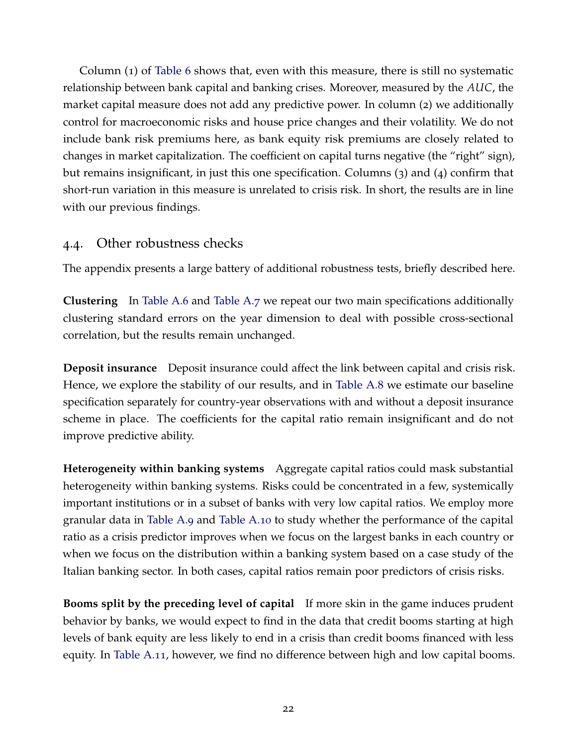Column (1) of Table 6 shows that, even with this measure, there is still no systematic relationship between bank capital and banking crises. Moreover, measured by the *AUC*, the market capital measure does not add any predictive power. In column (2) we additionally control for macroeconomic risks and house price changes and their volatility. We do not include bank risk premiums here, as bank equity risk premiums are closely related to changes in market capitalization. The coefficient on capital turns negative (the "right" sign), but remains insignificant, in just this one specification. Columns (3) and (4) confirm that short-run variation in this measure is unrelated to crisis risk. In short, the results are in line with our previous findings.

## 4.4. Other robustness checks

The appendix presents a large battery of additional robustness tests, briefly described here.

**Clustering** In Table A.6 and Table A.7 we repeat our two main specifications additionally clustering standard errors on the year dimension to deal with possible cross-sectional correlation, but the results remain unchanged.

**Deposit insurance** Deposit insurance could affect the link between capital and crisis risk. Hence, we explore the stability of our results, and in Table A.8 we estimate our baseline specification separately for country-year observations with and without a deposit insurance scheme in place. The coefficients for the capital ratio remain insignificant and do not improve predictive ability.

**Heterogeneity within banking systems** Aggregate capital ratios could mask substantial heterogeneity within banking systems. Risks could be concentrated in a few, systemically important institutions or in a subset of banks with very low capital ratios. We employ more granular data in Table A.9 and Table A.10 to study whether the performance of the capital ratio as a crisis predictor improves when we focus on the largest banks in each country or when we focus on the distribution within a banking system based on a case study of the Italian banking sector. In both cases, capital ratios remain poor predictors of crisis risks.

**Booms split by the preceding level of capital** If more skin in the game induces prudent behavior by banks, we would expect to find in the data that credit booms starting at high levels of bank equity are less likely to end in a crisis than credit booms financed with less equity. In Table A.11, however, we find no difference between high and low capital booms.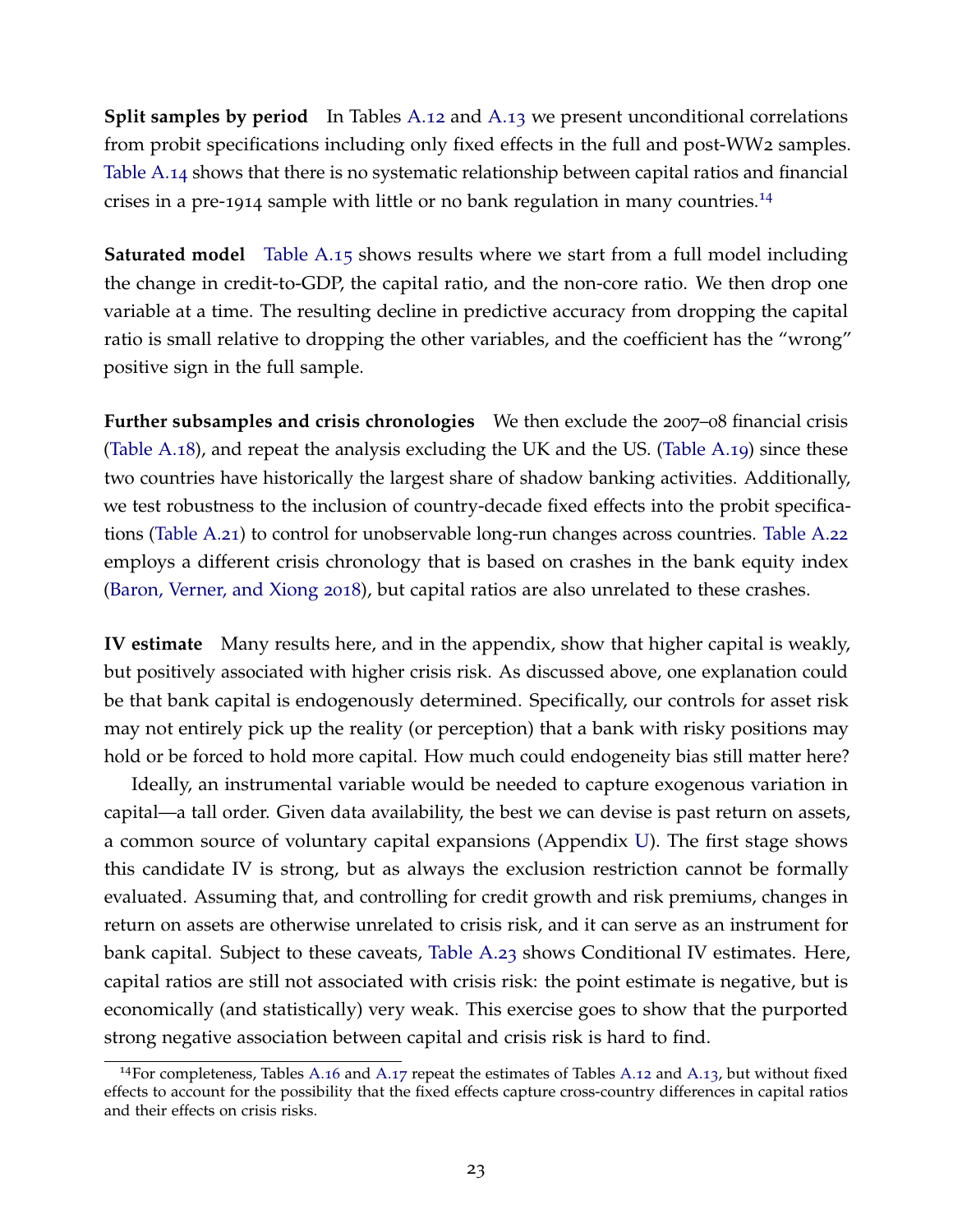**Split samples by period** In Tables A.12 and A.13 we present unconditional correlations from probit specifications including only fixed effects in the full and post-WW2 samples. Table A.14 shows that there is no systematic relationship between capital ratios and financial crises in a pre-1914 sample with little or no bank regulation in many countries.[14]

**Saturated model** Table A.15 shows results where we start from a full model including the change in credit-to-GDP, the capital ratio, and the non-core ratio. We then drop one variable at a time. The resulting decline in predictive accuracy from dropping the capital ratio is small relative to dropping the other variables, and the coefficient has the "wrong" positive sign in the full sample.

**Further subsamples and crisis chronologies** We then exclude the 2007–08 financial crisis (Table A.18), and repeat the analysis excluding the UK and the US. (Table A.19) since these two countries have historically the largest share of shadow banking activities. Additionally, we test robustness to the inclusion of country-decade fixed effects into the probit specifications (Table A.21) to control for unobservable long-run changes across countries. Table A.22 employs a different crisis chronology that is based on crashes in the bank equity index (Baron, Verner, and Xiong 2018), but capital ratios are also unrelated to these crashes.

**IV estimate** Many results here, and in the appendix, show that higher capital is weakly, but positively associated with higher crisis risk. As discussed above, one explanation could be that bank capital is endogenously determined. Specifically, our controls for asset risk may not entirely pick up the reality (or perception) that a bank with risky positions may hold or be forced to hold more capital. How much could endogeneity bias still matter here?

Ideally, an instrumental variable would be needed to capture exogenous variation in capital—a tall order. Given data availability, the best we can devise is past return on assets, a common source of voluntary capital expansions (Appendix U). The first stage shows this candidate IV is strong, but as always the exclusion restriction cannot be formally evaluated. Assuming that, and controlling for credit growth and risk premiums, changes in return on assets are otherwise unrelated to crisis risk, and it can serve as an instrument for bank capital. Subject to these caveats, Table A.23 shows Conditional IV estimates. Here, capital ratios are still not associated with crisis risk: the point estimate is negative, but is economically (and statistically) very weak. This exercise goes to show that the purported strong negative association between capital and crisis risk is hard to find.

[14]For completeness, Tables A.16 and A.17 repeat the estimates of Tables A.12 and A.13, but without fixed effects to account for the possibility that the fixed effects capture cross-country differences in capital ratios and their effects on crisis risks.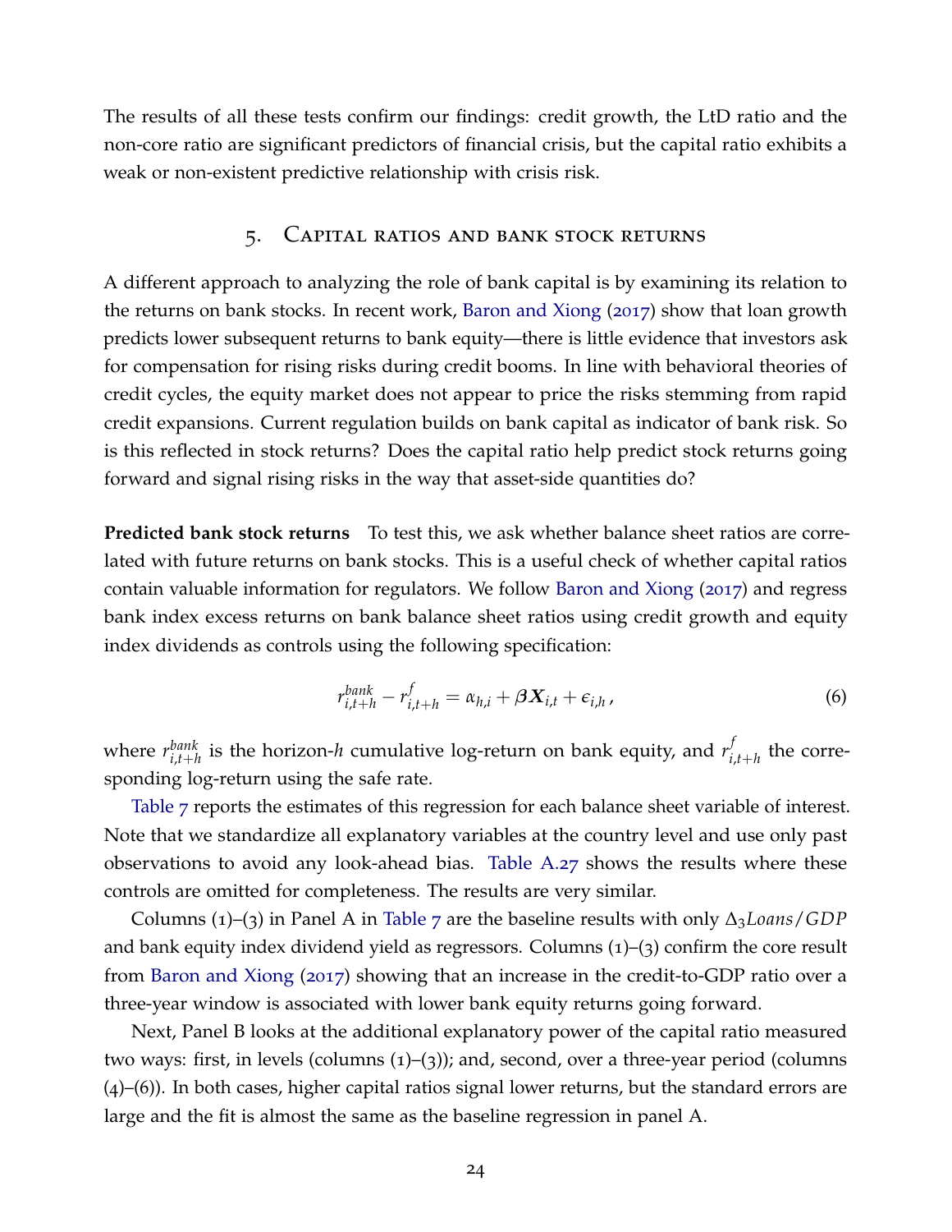The results of all these tests confirm our findings: credit growth, the LtD ratio and the non-core ratio are significant predictors of financial crisis, but the capital ratio exhibits a weak or non-existent predictive relationship with crisis risk.

## 5. Capital ratios and bank stock returns

A different approach to analyzing the role of bank capital is by examining its relation to the returns on bank stocks. In recent work, Baron and Xiong (2017) show that loan growth predicts lower subsequent returns to bank equity—there is little evidence that investors ask for compensation for rising risks during credit booms. In line with behavioral theories of credit cycles, the equity market does not appear to price the risks stemming from rapid credit expansions. Current regulation builds on bank capital as indicator of bank risk. So is this reflected in stock returns? Does the capital ratio help predict stock returns going forward and signal rising risks in the way that asset-side quantities do?

**Predicted bank stock returns** To test this, we ask whether balance sheet ratios are correlated with future returns on bank stocks. This is a useful check of whether capital ratios contain valuable information for regulators. We follow Baron and Xiong (2017) and regress bank index excess returns on bank balance sheet ratios using credit growth and equity index dividends as controls using the following specification:

$$r^{bank}_{i,t+h} - r^{f}_{i,t+h} = \alpha_{h,i} + \boldsymbol{\beta} \boldsymbol{X}_{i,t} + \epsilon_{i,h}\,, \tag{6}$$

where $r^{bank}_{i,t+h}$ is the horizon-$h$ cumulative log-return on bank equity, and $r^{f}_{i,t+h}$ the corresponding log-return using the safe rate.

Table 7 reports the estimates of this regression for each balance sheet variable of interest. Note that we standardize all explanatory variables at the country level and use only past observations to avoid any look-ahead bias. Table A.27 shows the results where these controls are omitted for completeness. The results are very similar.

Columns (1)–(3) in Panel A in Table 7 are the baseline results with only $\Delta_3 Loans/GDP$ and bank equity index dividend yield as regressors. Columns (1)–(3) confirm the core result from Baron and Xiong (2017) showing that an increase in the credit-to-GDP ratio over a three-year window is associated with lower bank equity returns going forward.

Next, Panel B looks at the additional explanatory power of the capital ratio measured two ways: first, in levels (columns (1)–(3)); and, second, over a three-year period (columns (4)–(6)). In both cases, higher capital ratios signal lower returns, but the standard errors are large and the fit is almost the same as the baseline regression in panel A.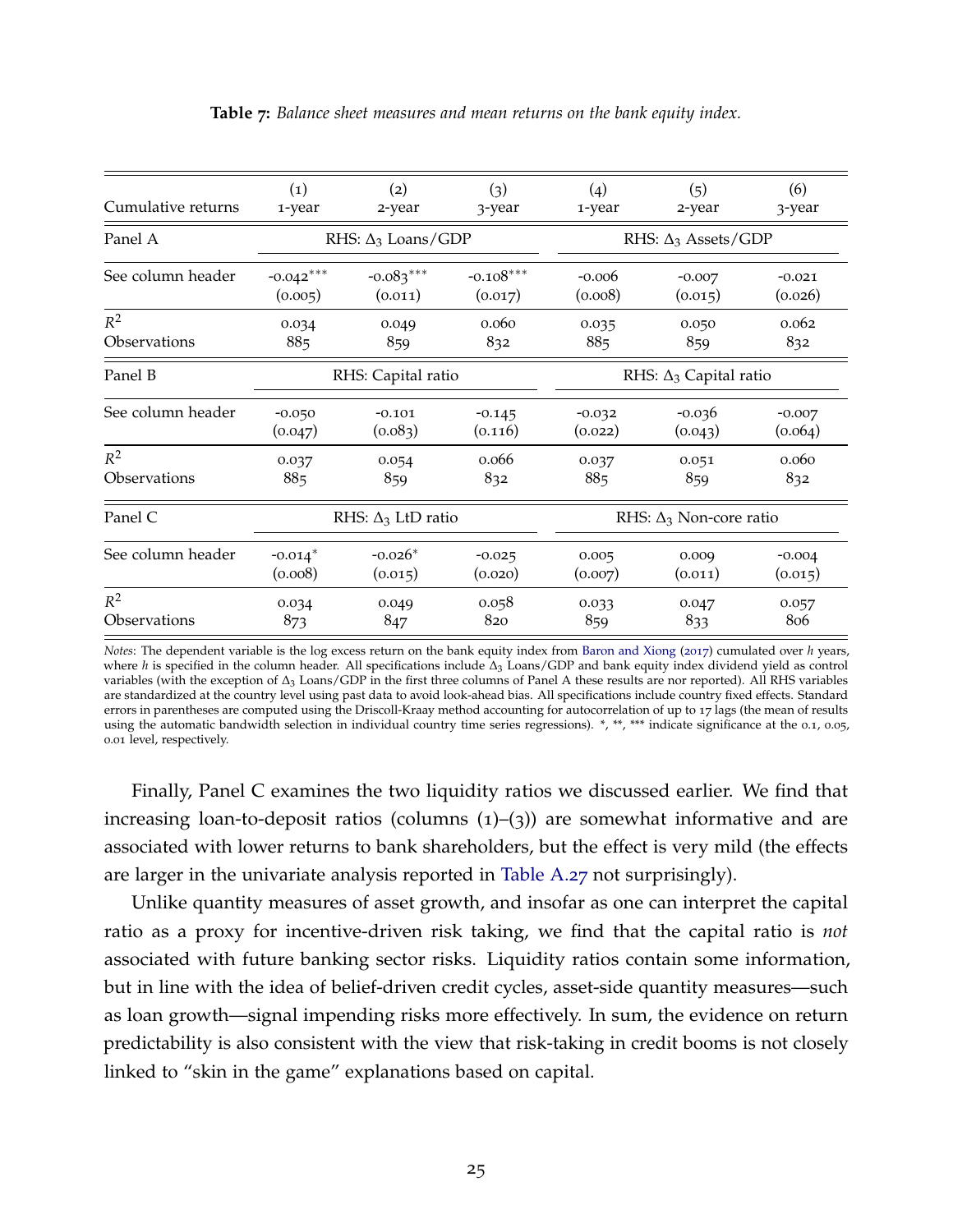**Table 7:** *Balance sheet measures and mean returns on the bank equity index.*

| Cumulative returns | (1) 1-year | (2) 2-year | (3) 3-year | (4) 1-year | (5) 2-year | (6) 3-year |
|---|---|---|---|---|---|---|
| Panel A | RHS: $\Delta_3$ Loans/GDP | | | RHS: $\Delta_3$ Assets/GDP | | |
| See column header | -0.042*** | -0.083*** | -0.108*** | -0.006 | -0.007 | -0.021 |
| | (0.005) | (0.011) | (0.017) | (0.008) | (0.015) | (0.026) |
| $R^2$ | 0.034 | 0.049 | 0.060 | 0.035 | 0.050 | 0.062 |
| Observations | 885 | 859 | 832 | 885 | 859 | 832 |
| Panel B | RHS: Capital ratio | | | RHS: $\Delta_3$ Capital ratio | | |
| See column header | -0.050 | -0.101 | -0.145 | -0.032 | -0.036 | -0.007 |
| | (0.047) | (0.083) | (0.116) | (0.022) | (0.043) | (0.064) |
| $R^2$ | 0.037 | 0.054 | 0.066 | 0.037 | 0.051 | 0.060 |
| Observations | 885 | 859 | 832 | 885 | 859 | 832 |
| Panel C | RHS: $\Delta_3$ LtD ratio | | | RHS: $\Delta_3$ Non-core ratio | | |
| See column header | -0.014* | -0.026* | -0.025 | 0.005 | 0.009 | -0.004 |
| | (0.008) | (0.015) | (0.020) | (0.007) | (0.011) | (0.015) |
| $R^2$ | 0.034 | 0.049 | 0.058 | 0.033 | 0.047 | 0.057 |
| Observations | 873 | 847 | 820 | 859 | 833 | 806 |

*Notes*: The dependent variable is the log excess return on the bank equity index from Baron and Xiong (2017) cumulated over $h$ years, where $h$ is specified in the column header. All specifications include $\Delta_3$ Loans/GDP and bank equity index dividend yield as control variables (with the exception of $\Delta_3$ Loans/GDP in the first three columns of Panel A these results are nor reported). All RHS variables are standardized at the country level using past data to avoid look-ahead bias. All specifications include country fixed effects. Standard errors in parentheses are computed using the Driscoll-Kraay method accounting for autocorrelation of up to 17 lags (the mean of results using the automatic bandwidth selection in individual country time series regressions). *, **, *** indicate significance at the 0.1, 0.05, 0.01 level, respectively.

Finally, Panel C examines the two liquidity ratios we discussed earlier. We find that increasing loan-to-deposit ratios (columns (1)–(3)) are somewhat informative and are associated with lower returns to bank shareholders, but the effect is very mild (the effects are larger in the univariate analysis reported in Table A.27 not surprisingly).

Unlike quantity measures of asset growth, and insofar as one can interpret the capital ratio as a proxy for incentive-driven risk taking, we find that the capital ratio is *not* associated with future banking sector risks. Liquidity ratios contain some information, but in line with the idea of belief-driven credit cycles, asset-side quantity measures—such as loan growth—signal impending risks more effectively. In sum, the evidence on return predictability is also consistent with the view that risk-taking in credit booms is not closely linked to "skin in the game" explanations based on capital.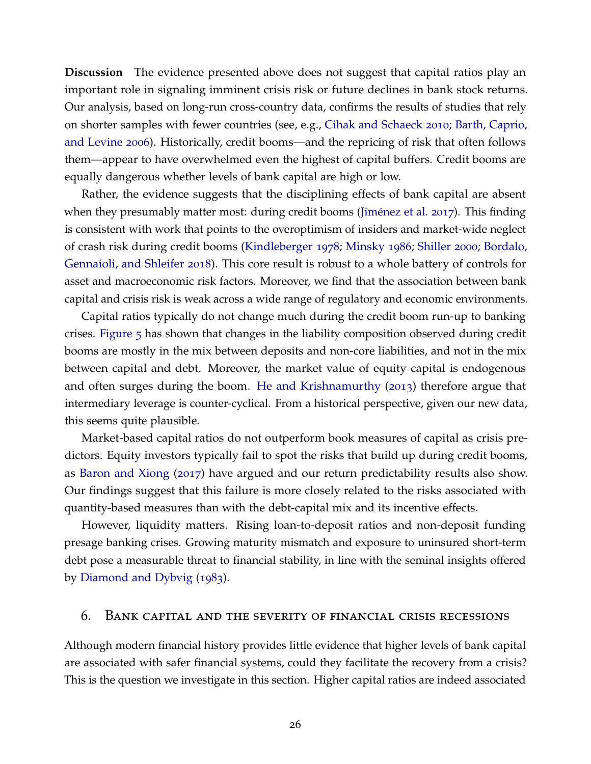**Discussion** The evidence presented above does not suggest that capital ratios play an important role in signaling imminent crisis risk or future declines in bank stock returns. Our analysis, based on long-run cross-country data, confirms the results of studies that rely on shorter samples with fewer countries (see, e.g., Cihak and Schaeck 2010; Barth, Caprio, and Levine 2006). Historically, credit booms—and the repricing of risk that often follows them—appear to have overwhelmed even the highest of capital buffers. Credit booms are equally dangerous whether levels of bank capital are high or low.

Rather, the evidence suggests that the disciplining effects of bank capital are absent when they presumably matter most: during credit booms (Jiménez et al. 2017). This finding is consistent with work that points to the overoptimism of insiders and market-wide neglect of crash risk during credit booms (Kindleberger 1978; Minsky 1986; Shiller 2000; Bordalo, Gennaioli, and Shleifer 2018). This core result is robust to a whole battery of controls for asset and macroeconomic risk factors. Moreover, we find that the association between bank capital and crisis risk is weak across a wide range of regulatory and economic environments.

Capital ratios typically do not change much during the credit boom run-up to banking crises. Figure 5 has shown that changes in the liability composition observed during credit booms are mostly in the mix between deposits and non-core liabilities, and not in the mix between capital and debt. Moreover, the market value of equity capital is endogenous and often surges during the boom. He and Krishnamurthy (2013) therefore argue that intermediary leverage is counter-cyclical. From a historical perspective, given our new data, this seems quite plausible.

Market-based capital ratios do not outperform book measures of capital as crisis predictors. Equity investors typically fail to spot the risks that build up during credit booms, as Baron and Xiong (2017) have argued and our return predictability results also show. Our findings suggest that this failure is more closely related to the risks associated with quantity-based measures than with the debt-capital mix and its incentive effects.

However, liquidity matters. Rising loan-to-deposit ratios and non-deposit funding presage banking crises. Growing maturity mismatch and exposure to uninsured short-term debt pose a measurable threat to financial stability, in line with the seminal insights offered by Diamond and Dybvig (1983).

## 6. Bank capital and the severity of financial crisis recessions

Although modern financial history provides little evidence that higher levels of bank capital are associated with safer financial systems, could they facilitate the recovery from a crisis? This is the question we investigate in this section. Higher capital ratios are indeed associated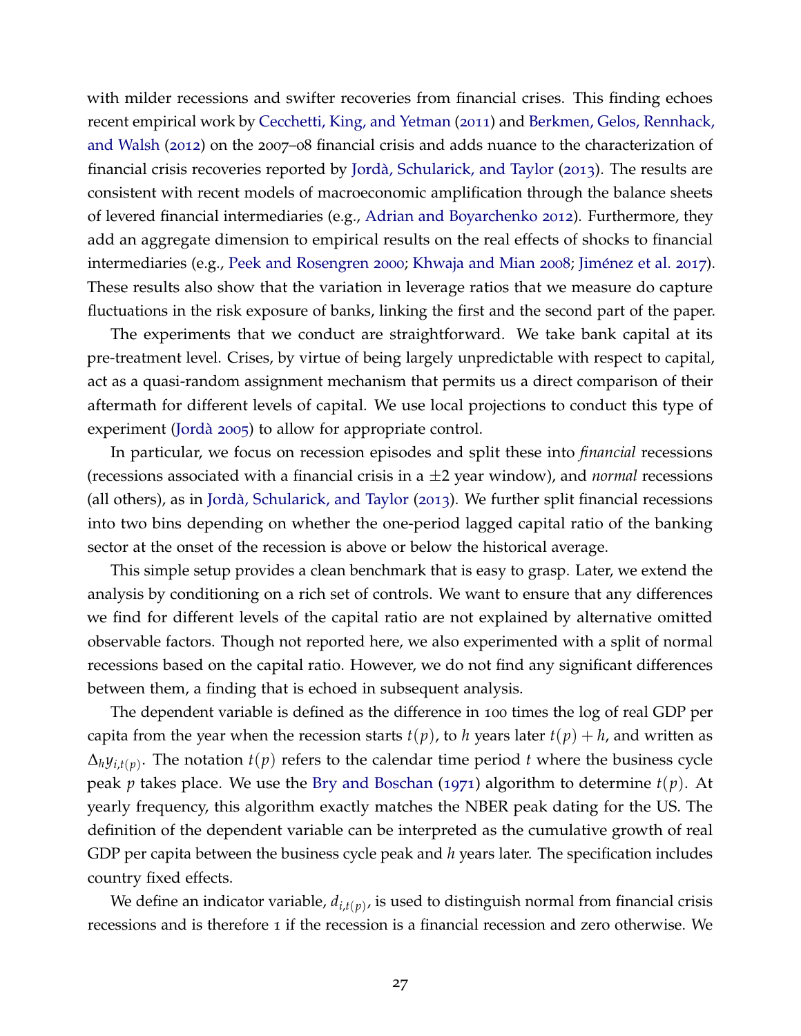with milder recessions and swifter recoveries from financial crises. This finding echoes recent empirical work by Cecchetti, King, and Yetman (2011) and Berkmen, Gelos, Rennhack, and Walsh (2012) on the 2007–08 financial crisis and adds nuance to the characterization of financial crisis recoveries reported by Jordà, Schularick, and Taylor (2013). The results are consistent with recent models of macroeconomic amplification through the balance sheets of levered financial intermediaries (e.g., Adrian and Boyarchenko 2012). Furthermore, they add an aggregate dimension to empirical results on the real effects of shocks to financial intermediaries (e.g., Peek and Rosengren 2000; Khwaja and Mian 2008; Jiménez et al. 2017). These results also show that the variation in leverage ratios that we measure do capture fluctuations in the risk exposure of banks, linking the first and the second part of the paper.

The experiments that we conduct are straightforward. We take bank capital at its pre-treatment level. Crises, by virtue of being largely unpredictable with respect to capital, act as a quasi-random assignment mechanism that permits us a direct comparison of their aftermath for different levels of capital. We use local projections to conduct this type of experiment (Jordà 2005) to allow for appropriate control.

In particular, we focus on recession episodes and split these into *financial* recessions (recessions associated with a financial crisis in a $\pm 2$ year window), and *normal* recessions (all others), as in Jordà, Schularick, and Taylor (2013). We further split financial recessions into two bins depending on whether the one-period lagged capital ratio of the banking sector at the onset of the recession is above or below the historical average.

This simple setup provides a clean benchmark that is easy to grasp. Later, we extend the analysis by conditioning on a rich set of controls. We want to ensure that any differences we find for different levels of the capital ratio are not explained by alternative omitted observable factors. Though not reported here, we also experimented with a split of normal recessions based on the capital ratio. However, we do not find any significant differences between them, a finding that is echoed in subsequent analysis.

The dependent variable is defined as the difference in 100 times the log of real GDP per capita from the year when the recession starts $t(p)$, to $h$ years later $t(p) + h$, and written as $\Delta_h y_{i,t(p)}$. The notation $t(p)$ refers to the calendar time period $t$ where the business cycle peak $p$ takes place. We use the Bry and Boschan (1971) algorithm to determine $t(p)$. At yearly frequency, this algorithm exactly matches the NBER peak dating for the US. The definition of the dependent variable can be interpreted as the cumulative growth of real GDP per capita between the business cycle peak and $h$ years later. The specification includes country fixed effects.

We define an indicator variable, $d_{i,t(p)}$, is used to distinguish normal from financial crisis recessions and is therefore 1 if the recession is a financial recession and zero otherwise. We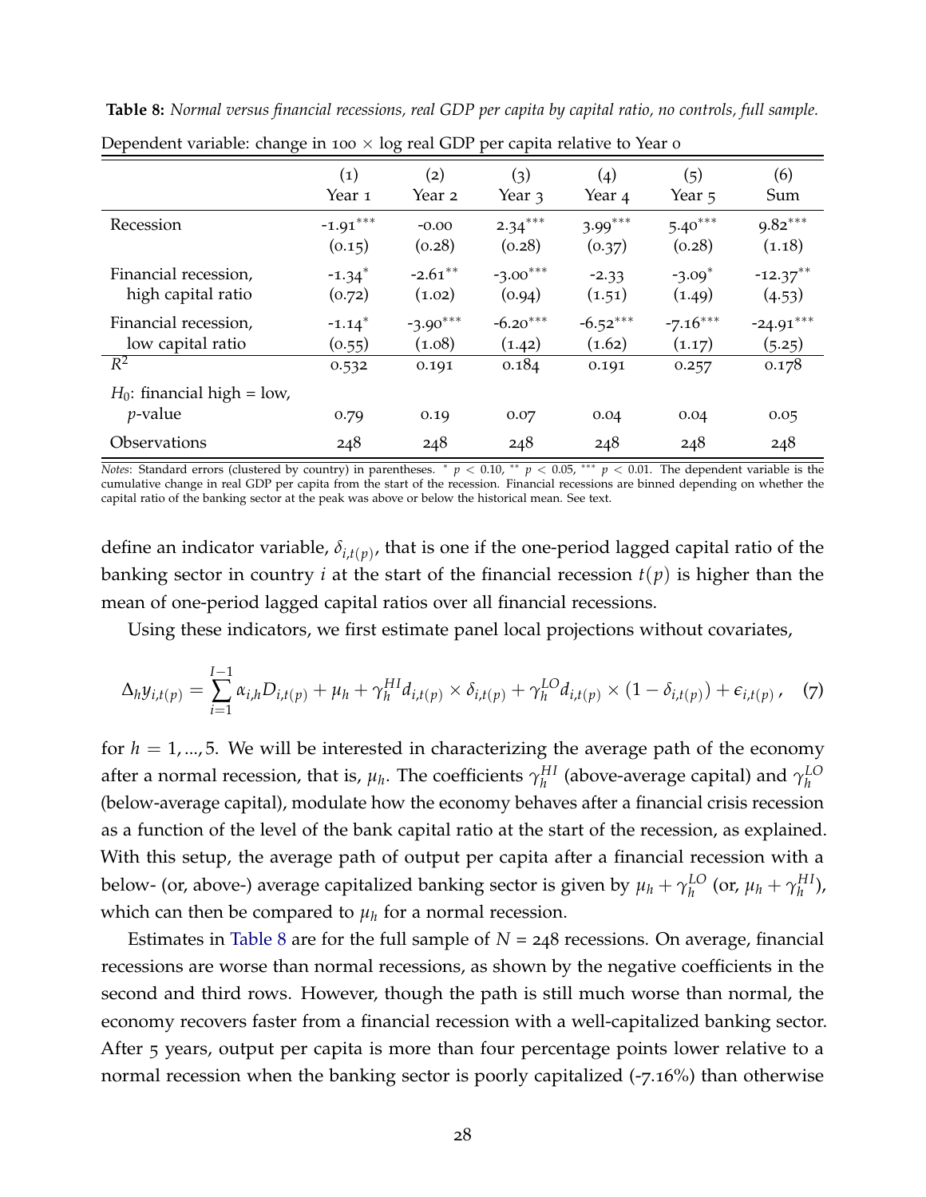**Table 8:** *Normal versus financial recessions, real GDP per capita by capital ratio, no controls, full sample.*

Dependent variable: change in 100 × log real GDP per capita relative to Year 0

| | (1) Year 1 | (2) Year 2 | (3) Year 3 | (4) Year 4 | (5) Year 5 | (6) Sum |
|---|---|---|---|---|---|---|
| Recession | -1.91*** | -0.00 | 2.34*** | 3.99*** | 5.40*** | 9.82*** |
| | (0.15) | (0.28) | (0.28) | (0.37) | (0.28) | (1.18) |
| Financial recession, high capital ratio | -1.34* | -2.61** | -3.00*** | -2.33 | -3.09* | -12.37** |
| | (0.72) | (1.02) | (0.94) | (1.51) | (1.49) | (4.53) |
| Financial recession, low capital ratio | -1.14* | -3.90*** | -6.20*** | -6.52*** | -7.16*** | -24.91*** |
| | (0.55) | (1.08) | (1.42) | (1.62) | (1.17) | (5.25) |
| $R^2$ | 0.532 | 0.191 | 0.184 | 0.191 | 0.257 | 0.178 |
| $H_0$: financial high = low, $p$-value | 0.79 | 0.19 | 0.07 | 0.04 | 0.04 | 0.05 |
| Observations | 248 | 248 | 248 | 248 | 248 | 248 |

*Notes*: Standard errors (clustered by country) in parentheses. * $p < 0.10$, ** $p < 0.05$, *** $p < 0.01$. The dependent variable is the cumulative change in real GDP per capita from the start of the recession. Financial recessions are binned depending on whether the capital ratio of the banking sector at the peak was above or below the historical mean. See text.

define an indicator variable, $\delta_{i,t(p)}$, that is one if the one-period lagged capital ratio of the banking sector in country $i$ at the start of the financial recession $t(p)$ is higher than the mean of one-period lagged capital ratios over all financial recessions.

Using these indicators, we first estimate panel local projections without covariates,

$$\Delta_h y_{i,t(p)} = \sum_{i=1}^{I-1} \alpha_{i,h} D_{i,t(p)} + \mu_h + \gamma_h^{HI} d_{i,t(p)} \times \delta_{i,t(p)} + \gamma_h^{LO} d_{i,t(p)} \times (1 - \delta_{i,t(p)}) + \epsilon_{i,t(p)}\,, \quad (7)$$

for $h = 1, ..., 5$. We will be interested in characterizing the average path of the economy after a normal recession, that is, $\mu_h$. The coefficients $\gamma_h^{HI}$ (above-average capital) and $\gamma_h^{LO}$ (below-average capital), modulate how the economy behaves after a financial crisis recession as a function of the level of the bank capital ratio at the start of the recession, as explained. With this setup, the average path of output per capita after a financial recession with a below- (or, above-) average capitalized banking sector is given by $\mu_h + \gamma_h^{LO}$ (or, $\mu_h + \gamma_h^{HI}$), which can then be compared to $\mu_h$ for a normal recession.

Estimates in Table 8 are for the full sample of $N$ = 248 recessions. On average, financial recessions are worse than normal recessions, as shown by the negative coefficients in the second and third rows. However, though the path is still much worse than normal, the economy recovers faster from a financial recession with a well-capitalized banking sector. After 5 years, output per capita is more than four percentage points lower relative to a normal recession when the banking sector is poorly capitalized (-7.16%) than otherwise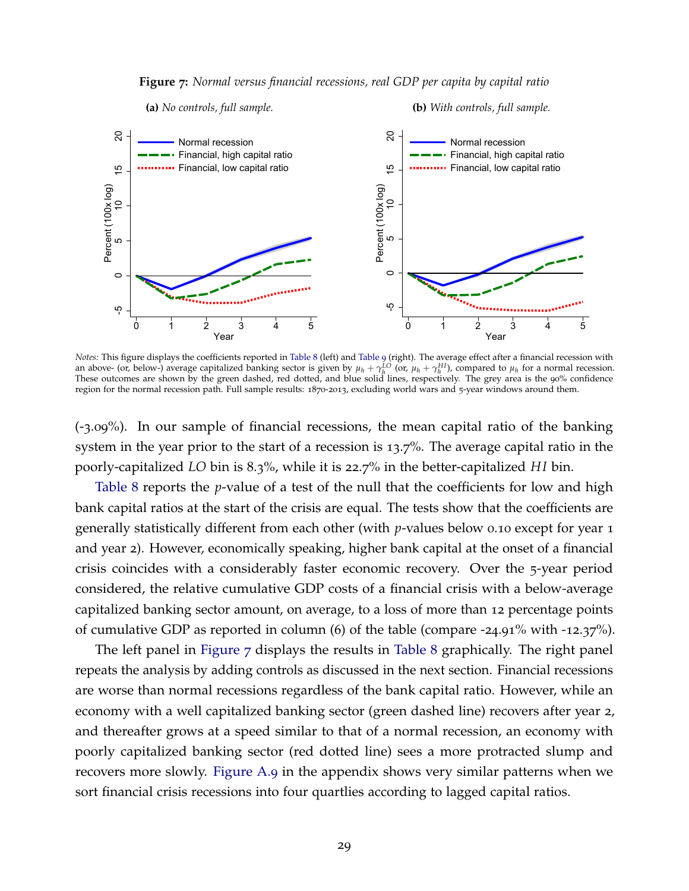**Figure 7:** *Normal versus financial recessions, real GDP per capita by capital ratio*

**(a)** *No controls, full sample.* **(b)** *With controls, full sample.*

*Notes:* This figure displays the coefficients reported in Table 8 (left) and Table 9 (right). The average effect after a financial recession with an above- (or, below-) average capitalized banking sector is given by $\mu_h + \gamma_h^{LO}$ (or, $\mu_h + \gamma_h^{HI}$), compared to $\mu_h$ for a normal recession. These outcomes are shown by the green dashed, red dotted, and blue solid lines, respectively. The grey area is the 90% confidence region for the normal recession path. Full sample results: 1870-2013, excluding world wars and 5-year windows around them.

(-3.09%). In our sample of financial recessions, the mean capital ratio of the banking system in the year prior to the start of a recession is 13.7%. The average capital ratio in the poorly-capitalized *LO* bin is 8.3%, while it is 22.7% in the better-capitalized *HI* bin.

Table 8 reports the $p$-value of a test of the null that the coefficients for low and high bank capital ratios at the start of the crisis are equal. The tests show that the coefficients are generally statistically different from each other (with $p$-values below 0.10 except for year 1 and year 2). However, economically speaking, higher bank capital at the onset of a financial crisis coincides with a considerably faster economic recovery. Over the 5-year period considered, the relative cumulative GDP costs of a financial crisis with a below-average capitalized banking sector amount, on average, to a loss of more than 12 percentage points of cumulative GDP as reported in column (6) of the table (compare -24.91% with -12.37%).

The left panel in Figure 7 displays the results in Table 8 graphically. The right panel repeats the analysis by adding controls as discussed in the next section. Financial recessions are worse than normal recessions regardless of the bank capital ratio. However, while an economy with a well capitalized banking sector (green dashed line) recovers after year 2, and thereafter grows at a speed similar to that of a normal recession, an economy with poorly capitalized banking sector (red dotted line) sees a more protracted slump and recovers more slowly. Figure A.9 in the appendix shows very similar patterns when we sort financial crisis recessions into four quartlies according to lagged capital ratios.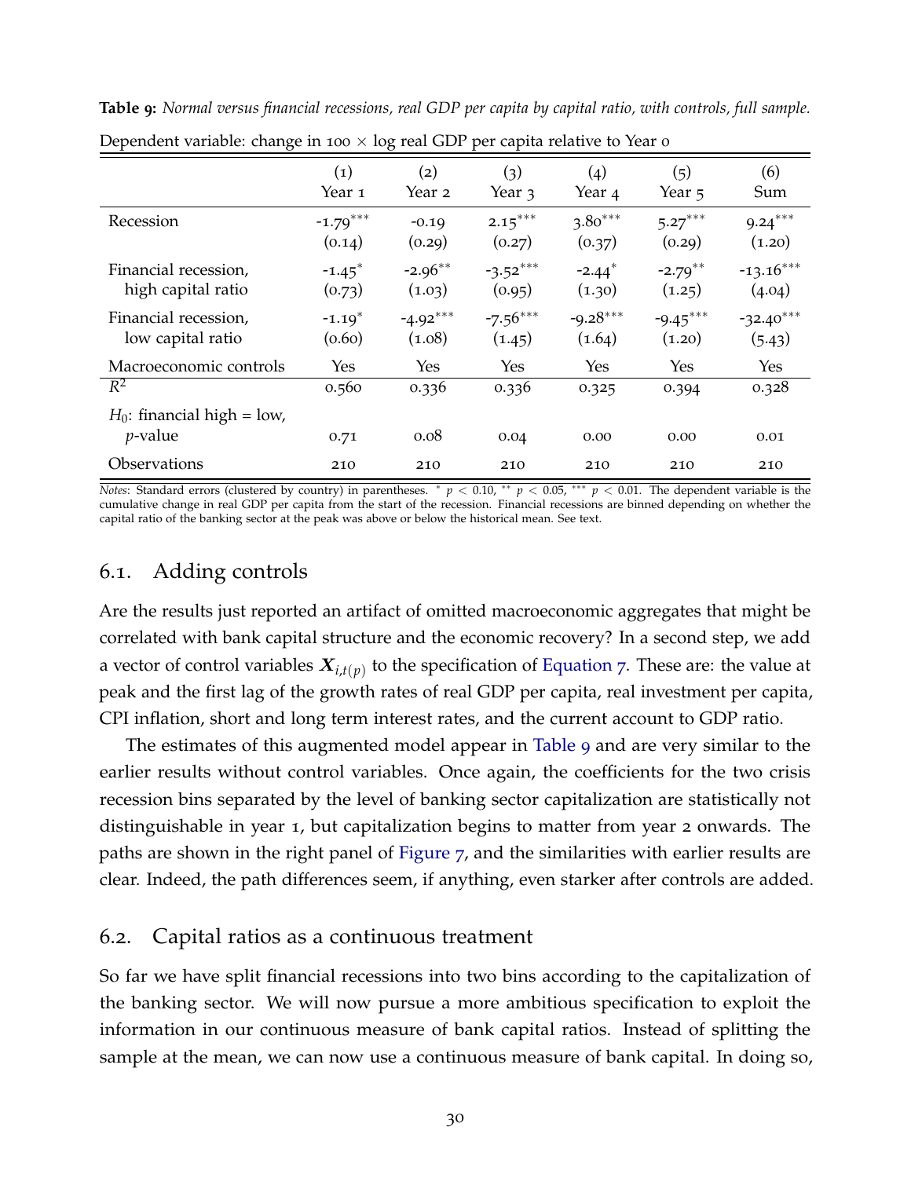**Table 9:** *Normal versus financial recessions, real GDP per capita by capital ratio, with controls, full sample.*

Dependent variable: change in 100 × log real GDP per capita relative to Year 0

| | (1) Year 1 | (2) Year 2 | (3) Year 3 | (4) Year 4 | (5) Year 5 | (6) Sum |
|---|---|---|---|---|---|---|
| Recession | -1.79*** | -0.19 | 2.15*** | 3.80*** | 5.27*** | 9.24*** |
| | (0.14) | (0.29) | (0.27) | (0.37) | (0.29) | (1.20) |
| Financial recession, high capital ratio | -1.45* | -2.96** | -3.52*** | -2.44* | -2.79** | -13.16*** |
| | (0.73) | (1.03) | (0.95) | (1.30) | (1.25) | (4.04) |
| Financial recession, low capital ratio | -1.19* | -4.92*** | -7.56*** | -9.28*** | -9.45*** | -32.40*** |
| | (0.60) | (1.08) | (1.45) | (1.64) | (1.20) | (5.43) |
| Macroeconomic controls | Yes | Yes | Yes | Yes | Yes | Yes |
| $R^2$ | 0.560 | 0.336 | 0.336 | 0.325 | 0.394 | 0.328 |
| $H_0$: financial high = low, $p$-value | 0.71 | 0.08 | 0.04 | 0.00 | 0.00 | 0.01 |
| Observations | 210 | 210 | 210 | 210 | 210 | 210 |

*Notes*: Standard errors (clustered by country) in parentheses. * $p < 0.10$, ** $p < 0.05$, *** $p < 0.01$. The dependent variable is the cumulative change in real GDP per capita from the start of the recession. Financial recessions are binned depending on whether the capital ratio of the banking sector at the peak was above or below the historical mean. See text.

## 6.1. Adding controls

Are the results just reported an artifact of omitted macroeconomic aggregates that might be correlated with bank capital structure and the economic recovery? In a second step, we add a vector of control variables $\boldsymbol{X}_{i,t(p)}$ to the specification of Equation 7. These are: the value at peak and the first lag of the growth rates of real GDP per capita, real investment per capita, CPI inflation, short and long term interest rates, and the current account to GDP ratio.

The estimates of this augmented model appear in Table 9 and are very similar to the earlier results without control variables. Once again, the coefficients for the two crisis recession bins separated by the level of banking sector capitalization are statistically not distinguishable in year 1, but capitalization begins to matter from year 2 onwards. The paths are shown in the right panel of Figure 7, and the similarities with earlier results are clear. Indeed, the path differences seem, if anything, even starker after controls are added.

## 6.2. Capital ratios as a continuous treatment

So far we have split financial recessions into two bins according to the capitalization of the banking sector. We will now pursue a more ambitious specification to exploit the information in our continuous measure of bank capital ratios. Instead of splitting the sample at the mean, we can now use a continuous measure of bank capital. In doing so,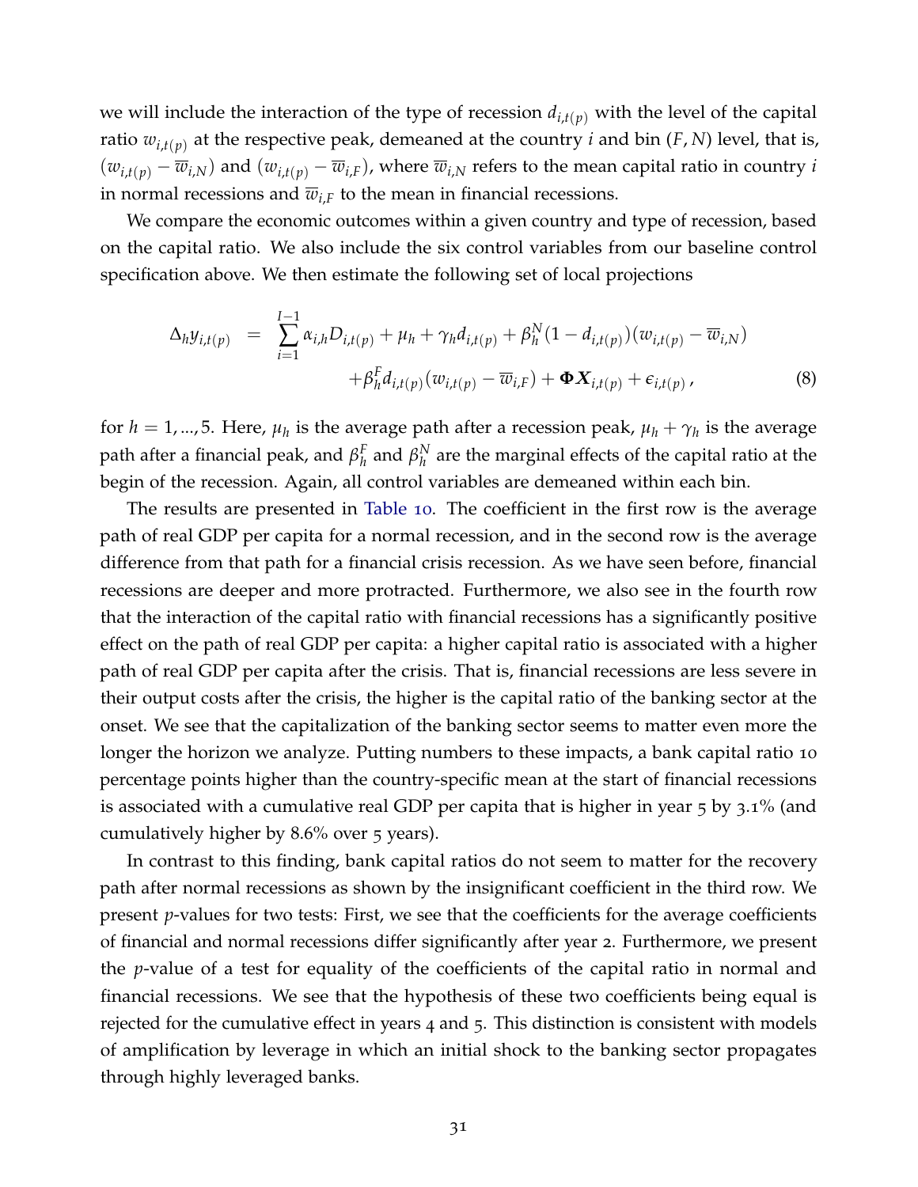we will include the interaction of the type of recession $d_{i,t(p)}$ with the level of the capital ratio $w_{i,t(p)}$ at the respective peak, demeaned at the country $i$ and bin $(F, N)$ level, that is, $(w_{i,t(p)} - \overline{w}_{i,N})$ and $(w_{i,t(p)} - \overline{w}_{i,F})$, where $\overline{w}_{i,N}$ refers to the mean capital ratio in country $i$ in normal recessions and $\overline{w}_{i,F}$ to the mean in financial recessions.

We compare the economic outcomes within a given country and type of recession, based on the capital ratio. We also include the six control variables from our baseline control specification above. We then estimate the following set of local projections

$$
\begin{aligned}
\Delta_h y_{i,t(p)} \;\; = \;\; & \sum_{i=1}^{I-1} \alpha_{i,h} D_{i,t(p)} + \mu_h + \gamma_h d_{i,t(p)} + \beta_h^N (1 - d_{i,t(p)})(w_{i,t(p)} - \overline{w}_{i,N}) \\
& + \beta_h^F d_{i,t(p)} (w_{i,t(p)} - \overline{w}_{i,F}) + \boldsymbol{\Phi} \boldsymbol{X}_{i,t(p)} + \epsilon_{i,t(p)} \, , \qquad (8)
\end{aligned}
$$

for $h = 1, ..., 5$. Here, $\mu_h$ is the average path after a recession peak, $\mu_h + \gamma_h$ is the average path after a financial peak, and $\beta_h^F$ and $\beta_h^N$ are the marginal effects of the capital ratio at the begin of the recession. Again, all control variables are demeaned within each bin.

The results are presented in Table 10. The coefficient in the first row is the average path of real GDP per capita for a normal recession, and in the second row is the average difference from that path for a financial crisis recession. As we have seen before, financial recessions are deeper and more protracted. Furthermore, we also see in the fourth row that the interaction of the capital ratio with financial recessions has a significantly positive effect on the path of real GDP per capita: a higher capital ratio is associated with a higher path of real GDP per capita after the crisis. That is, financial recessions are less severe in their output costs after the crisis, the higher is the capital ratio of the banking sector at the onset. We see that the capitalization of the banking sector seems to matter even more the longer the horizon we analyze. Putting numbers to these impacts, a bank capital ratio 10 percentage points higher than the country-specific mean at the start of financial recessions is associated with a cumulative real GDP per capita that is higher in year 5 by 3.1% (and cumulatively higher by 8.6% over 5 years).

In contrast to this finding, bank capital ratios do not seem to matter for the recovery path after normal recessions as shown by the insignificant coefficient in the third row. We present $p$-values for two tests: First, we see that the coefficients for the average coefficients of financial and normal recessions differ significantly after year 2. Furthermore, we present the $p$-value of a test for equality of the coefficients of the capital ratio in normal and financial recessions. We see that the hypothesis of these two coefficients being equal is rejected for the cumulative effect in years 4 and 5. This distinction is consistent with models of amplification by leverage in which an initial shock to the banking sector propagates through highly leveraged banks.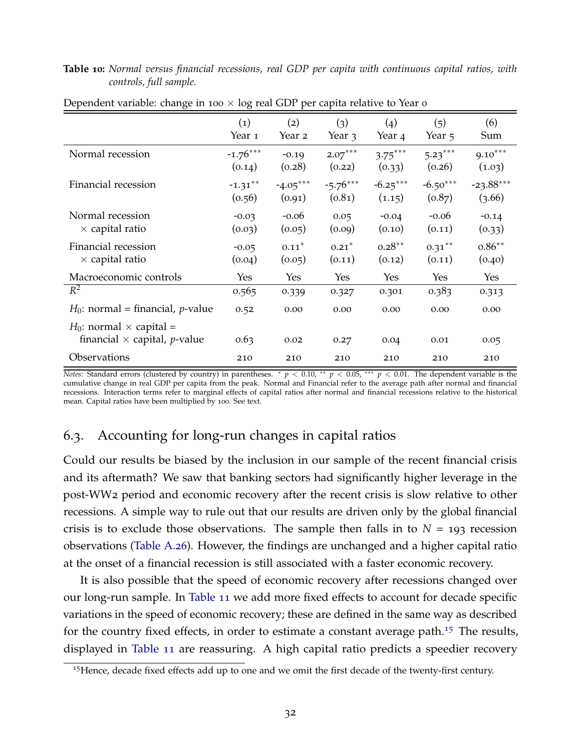**Table 10:** *Normal versus financial recessions, real GDP per capita with continuous capital ratios, with controls, full sample.*

Dependent variable: change in 100 × log real GDP per capita relative to Year 0

| | (1) Year 1 | (2) Year 2 | (3) Year 3 | (4) Year 4 | (5) Year 5 | (6) Sum |
|---|---|---|---|---|---|---|
| Normal recession | -1.76*** | -0.19 | 2.07*** | 3.75*** | 5.23*** | 9.10*** |
| | (0.14) | (0.28) | (0.22) | (0.33) | (0.26) | (1.03) |
| Financial recession | -1.31** | -4.05*** | -5.76*** | -6.25*** | -6.50*** | -23.88*** |
| | (0.56) | (0.91) | (0.81) | (1.15) | (0.87) | (3.66) |
| Normal recession × capital ratio | -0.03 | -0.06 | 0.05 | -0.04 | -0.06 | -0.14 |
| | (0.03) | (0.05) | (0.09) | (0.10) | (0.11) | (0.33) |
| Financial recession × capital ratio | -0.05 | 0.11* | 0.21* | 0.28** | 0.31** | 0.86** |
| | (0.04) | (0.05) | (0.11) | (0.12) | (0.11) | (0.40) |
| Macroeconomic controls | Yes | Yes | Yes | Yes | Yes | Yes |
| $R^2$ | 0.565 | 0.339 | 0.327 | 0.301 | 0.383 | 0.313 |
| $H_0$: normal = financial, $p$-value | 0.52 | 0.00 | 0.00 | 0.00 | 0.00 | 0.00 |
| $H_0$: normal × capital = financial × capital, $p$-value | 0.63 | 0.02 | 0.27 | 0.04 | 0.01 | 0.05 |
| Observations | 210 | 210 | 210 | 210 | 210 | 210 |

*Notes*: Standard errors (clustered by country) in parentheses. * $p < 0.10$, ** $p < 0.05$, *** $p < 0.01$. The dependent variable is the cumulative change in real GDP per capita from the peak. Normal and Financial refer to the average path after normal and financial recessions. Interaction terms refer to marginal effects of capital ratios after normal and financial recessions relative to the historical mean. Capital ratios have been multiplied by 100. See text.

## 6.3. Accounting for long-run changes in capital ratios

Could our results be biased by the inclusion in our sample of the recent financial crisis and its aftermath? We saw that banking sectors had significantly higher leverage in the post-WW2 period and economic recovery after the recent crisis is slow relative to other recessions. A simple way to rule out that our results are driven only by the global financial crisis is to exclude those observations. The sample then falls in to $N = 193$ recession observations (Table A.26). However, the findings are unchanged and a higher capital ratio at the onset of a financial recession is still associated with a faster economic recovery.

It is also possible that the speed of economic recovery after recessions changed over our long-run sample. In Table 11 we add more fixed effects to account for decade specific variations in the speed of economic recovery; these are defined in the same way as described for the country fixed effects, in order to estimate a constant average path.[15] The results, displayed in Table 11 are reassuring. A high capital ratio predicts a speedier recovery

[15] Hence, decade fixed effects add up to one and we omit the first decade of the twenty-first century.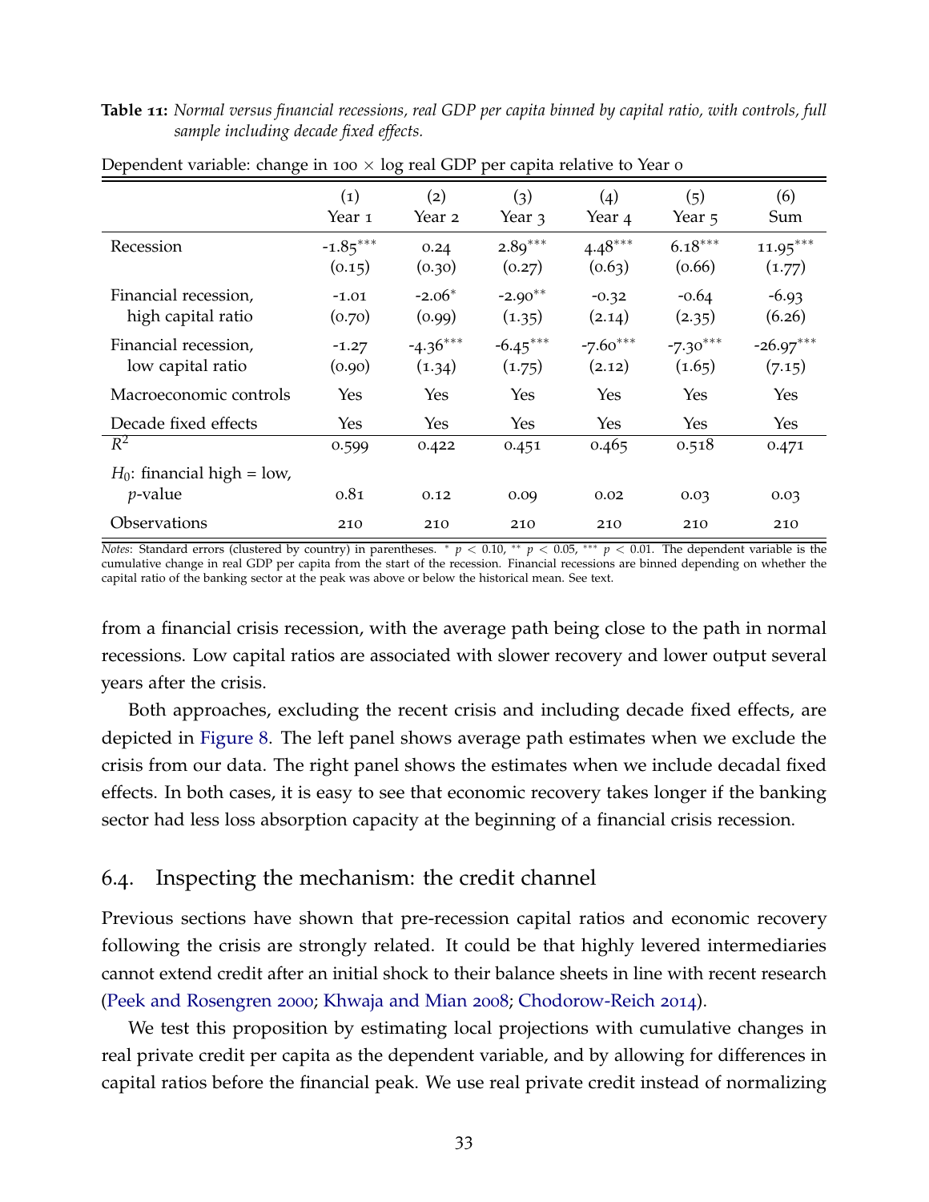**Table 11:** *Normal versus financial recessions, real GDP per capita binned by capital ratio, with controls, full sample including decade fixed effects.*

Dependent variable: change in 100 × log real GDP per capita relative to Year 0

| | (1) Year 1 | (2) Year 2 | (3) Year 3 | (4) Year 4 | (5) Year 5 | (6) Sum |
|---|---|---|---|---|---|---|
| Recession | -1.85*** | 0.24 | 2.89*** | 4.48*** | 6.18*** | 11.95*** |
| | (0.15) | (0.30) | (0.27) | (0.63) | (0.66) | (1.77) |
| Financial recession, high capital ratio | -1.01 | -2.06* | -2.90** | -0.32 | -0.64 | -6.93 |
| | (0.70) | (0.99) | (1.35) | (2.14) | (2.35) | (6.26) |
| Financial recession, low capital ratio | -1.27 | -4.36*** | -6.45*** | -7.60*** | -7.30*** | -26.97*** |
| | (0.90) | (1.34) | (1.75) | (2.12) | (1.65) | (7.15) |
| Macroeconomic controls | Yes | Yes | Yes | Yes | Yes | Yes |
| Decade fixed effects | Yes | Yes | Yes | Yes | Yes | Yes |
| $R^2$ | 0.599 | 0.422 | 0.451 | 0.465 | 0.518 | 0.471 |
| $H_0$: financial high = low, $p$-value | 0.81 | 0.12 | 0.09 | 0.02 | 0.03 | 0.03 |
| Observations | 210 | 210 | 210 | 210 | 210 | 210 |

*Notes*: Standard errors (clustered by country) in parentheses. * $p < 0.10$, ** $p < 0.05$, *** $p < 0.01$. The dependent variable is the cumulative change in real GDP per capita from the start of the recession. Financial recessions are binned depending on whether the capital ratio of the banking sector at the peak was above or below the historical mean. See text.

from a financial crisis recession, with the average path being close to the path in normal recessions. Low capital ratios are associated with slower recovery and lower output several years after the crisis.

Both approaches, excluding the recent crisis and including decade fixed effects, are depicted in Figure 8. The left panel shows average path estimates when we exclude the crisis from our data. The right panel shows the estimates when we include decadal fixed effects. In both cases, it is easy to see that economic recovery takes longer if the banking sector had less loss absorption capacity at the beginning of a financial crisis recession.

## 6.4. Inspecting the mechanism: the credit channel

Previous sections have shown that pre-recession capital ratios and economic recovery following the crisis are strongly related. It could be that highly levered intermediaries cannot extend credit after an initial shock to their balance sheets in line with recent research (Peek and Rosengren 2000; Khwaja and Mian 2008; Chodorow-Reich 2014).

We test this proposition by estimating local projections with cumulative changes in real private credit per capita as the dependent variable, and by allowing for differences in capital ratios before the financial peak. We use real private credit instead of normalizing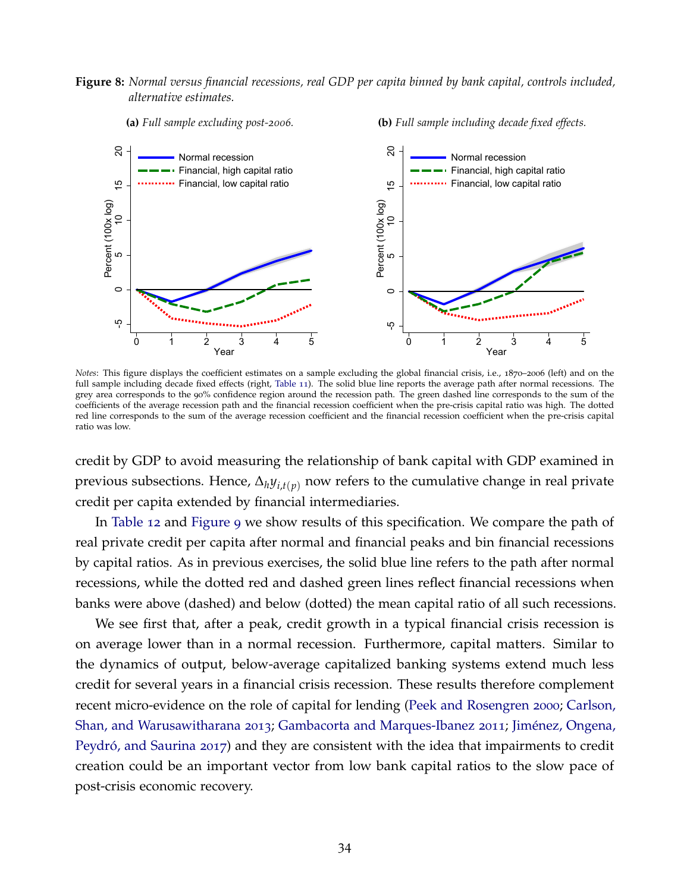**Figure 8:** *Normal versus financial recessions, real GDP per capita binned by bank capital, controls included, alternative estimates.*

**(a)** *Full sample excluding post-2006.*

**(b)** *Full sample including decade fixed effects.*

*Notes*: This figure displays the coefficient estimates on a sample excluding the global financial crisis, i.e., 1870–2006 (left) and on the full sample including decade fixed effects (right, Table 11). The solid blue line reports the average path after normal recessions. The grey area corresponds to the 90% confidence region around the recession path. The green dashed line corresponds to the sum of the coefficients of the average recession path and the financial recession coefficient when the pre-crisis capital ratio was high. The dotted red line corresponds to the sum of the average recession coefficient and the financial recession coefficient when the pre-crisis capital ratio was low.

credit by GDP to avoid measuring the relationship of bank capital with GDP examined in previous subsections. Hence, $\Delta_h y_{i,t(p)}$ now refers to the cumulative change in real private credit per capita extended by financial intermediaries.

In Table 12 and Figure 9 we show results of this specification. We compare the path of real private credit per capita after normal and financial peaks and bin financial recessions by capital ratios. As in previous exercises, the solid blue line refers to the path after normal recessions, while the dotted red and dashed green lines reflect financial recessions when banks were above (dashed) and below (dotted) the mean capital ratio of all such recessions.

We see first that, after a peak, credit growth in a typical financial crisis recession is on average lower than in a normal recession. Furthermore, capital matters. Similar to the dynamics of output, below-average capitalized banking systems extend much less credit for several years in a financial crisis recession. These results therefore complement recent micro-evidence on the role of capital for lending (Peek and Rosengren 2000; Carlson, Shan, and Warusawitharana 2013; Gambacorta and Marques-Ibanez 2011; Jiménez, Ongena, Peydró, and Saurina 2017) and they are consistent with the idea that impairments to credit creation could be an important vector from low bank capital ratios to the slow pace of post-crisis economic recovery.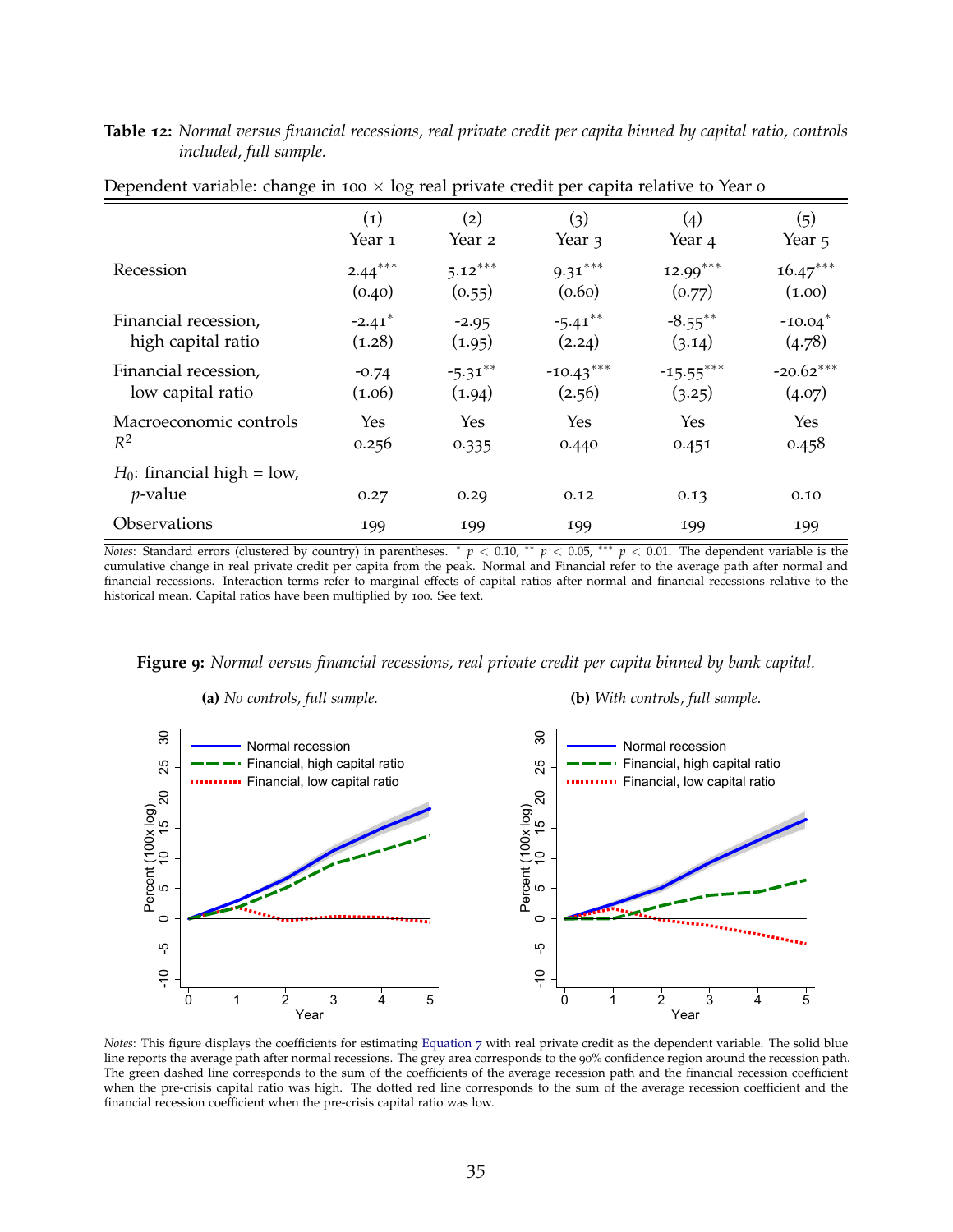**Table 12:** *Normal versus financial recessions, real private credit per capita binned by capital ratio, controls included, full sample.*

Dependent variable: change in 100 × log real private credit per capita relative to Year 0

| | (1) Year 1 | (2) Year 2 | (3) Year 3 | (4) Year 4 | (5) Year 5 |
|---|---|---|---|---|---|
| Recession | 2.44*** | 5.12*** | 9.31*** | 12.99*** | 16.47*** |
| | (0.40) | (0.55) | (0.60) | (0.77) | (1.00) |
| Financial recession, high capital ratio | -2.41* | -2.95 | -5.41** | -8.55** | -10.04* |
| | (1.28) | (1.95) | (2.24) | (3.14) | (4.78) |
| Financial recession, low capital ratio | -0.74 | -5.31** | -10.43*** | -15.55*** | -20.62*** |
| | (1.06) | (1.94) | (2.56) | (3.25) | (4.07) |
| Macroeconomic controls | Yes | Yes | Yes | Yes | Yes |
| $R^2$ | 0.256 | 0.335 | 0.440 | 0.451 | 0.458 |
| $H_0$: financial high = low, $p$-value | 0.27 | 0.29 | 0.12 | 0.13 | 0.10 |
| Observations | 199 | 199 | 199 | 199 | 199 |

*Notes*: Standard errors (clustered by country) in parentheses. * $p < 0.10$, ** $p < 0.05$, *** $p < 0.01$. The dependent variable is the cumulative change in real private credit per capita from the peak. Normal and Financial refer to the average path after normal and financial recessions. Interaction terms refer to marginal effects of capital ratios after normal and financial recessions relative to the historical mean. Capital ratios have been multiplied by 100. See text.

**Figure 9:** *Normal versus financial recessions, real private credit per capita binned by bank capital.*

**(a)** *No controls, full sample.*

**(b)** *With controls, full sample.*

*Notes*: This figure displays the coefficients for estimating Equation 7 with real private credit as the dependent variable. The solid blue line reports the average path after normal recessions. The grey area corresponds to the 90% confidence region around the recession path. The green dashed line corresponds to the sum of the coefficients of the average recession path and the financial recession coefficient when the pre-crisis capital ratio was high. The dotted red line corresponds to the sum of the average recession coefficient and the financial recession coefficient when the pre-crisis capital ratio was low.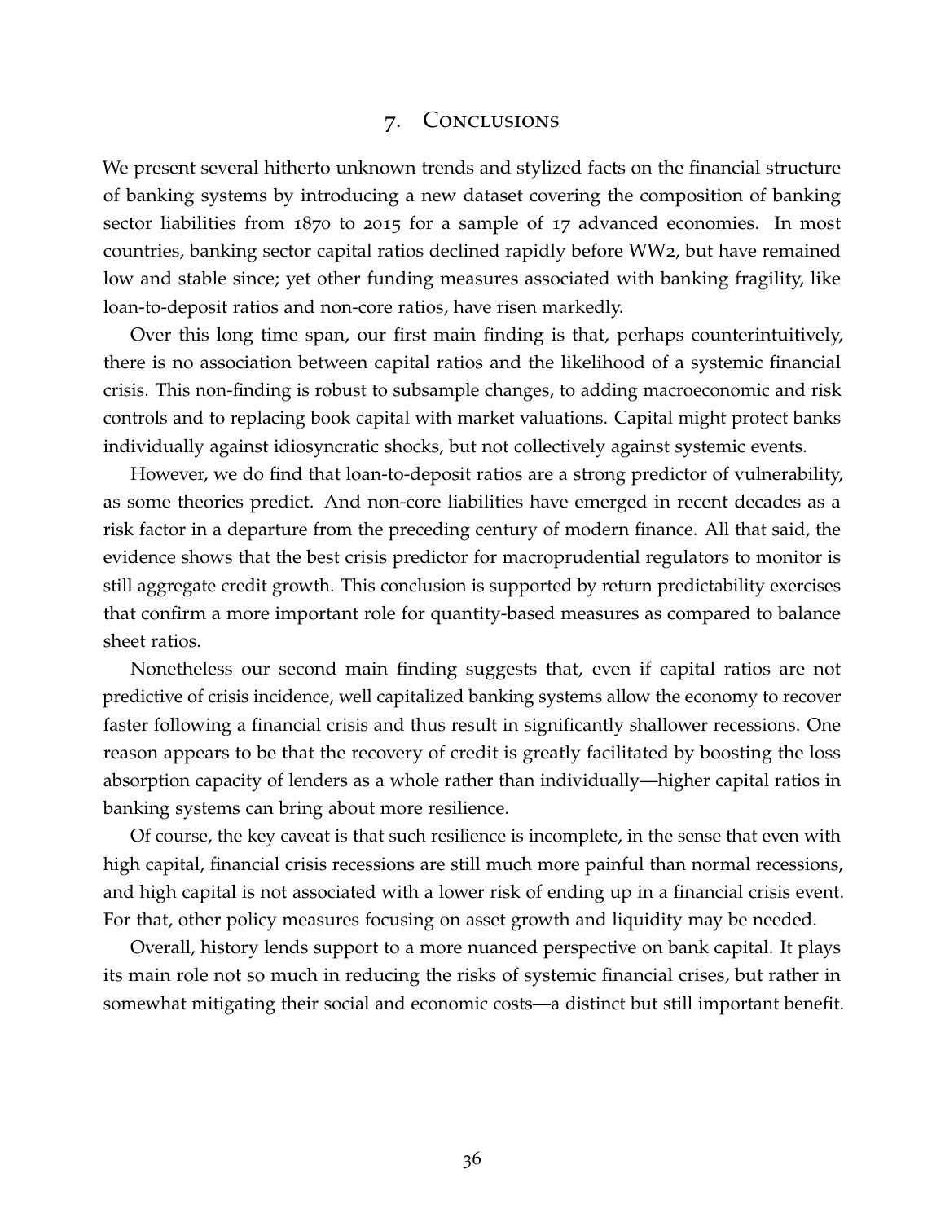# 7. Conclusions

We present several hitherto unknown trends and stylized facts on the financial structure of banking systems by introducing a new dataset covering the composition of banking sector liabilities from 1870 to 2015 for a sample of 17 advanced economies. In most countries, banking sector capital ratios declined rapidly before WW2, but have remained low and stable since; yet other funding measures associated with banking fragility, like loan-to-deposit ratios and non-core ratios, have risen markedly.

Over this long time span, our first main finding is that, perhaps counterintuitively, there is no association between capital ratios and the likelihood of a systemic financial crisis. This non-finding is robust to subsample changes, to adding macroeconomic and risk controls and to replacing book capital with market valuations. Capital might protect banks individually against idiosyncratic shocks, but not collectively against systemic events.

However, we do find that loan-to-deposit ratios are a strong predictor of vulnerability, as some theories predict. And non-core liabilities have emerged in recent decades as a risk factor in a departure from the preceding century of modern finance. All that said, the evidence shows that the best crisis predictor for macroprudential regulators to monitor is still aggregate credit growth. This conclusion is supported by return predictability exercises that confirm a more important role for quantity-based measures as compared to balance sheet ratios.

Nonetheless our second main finding suggests that, even if capital ratios are not predictive of crisis incidence, well capitalized banking systems allow the economy to recover faster following a financial crisis and thus result in significantly shallower recessions. One reason appears to be that the recovery of credit is greatly facilitated by boosting the loss absorption capacity of lenders as a whole rather than individually—higher capital ratios in banking systems can bring about more resilience.

Of course, the key caveat is that such resilience is incomplete, in the sense that even with high capital, financial crisis recessions are still much more painful than normal recessions, and high capital is not associated with a lower risk of ending up in a financial crisis event. For that, other policy measures focusing on asset growth and liquidity may be needed.

Overall, history lends support to a more nuanced perspective on bank capital. It plays its main role not so much in reducing the risks of systemic financial crises, but rather in somewhat mitigating their social and economic costs—a distinct but still important benefit.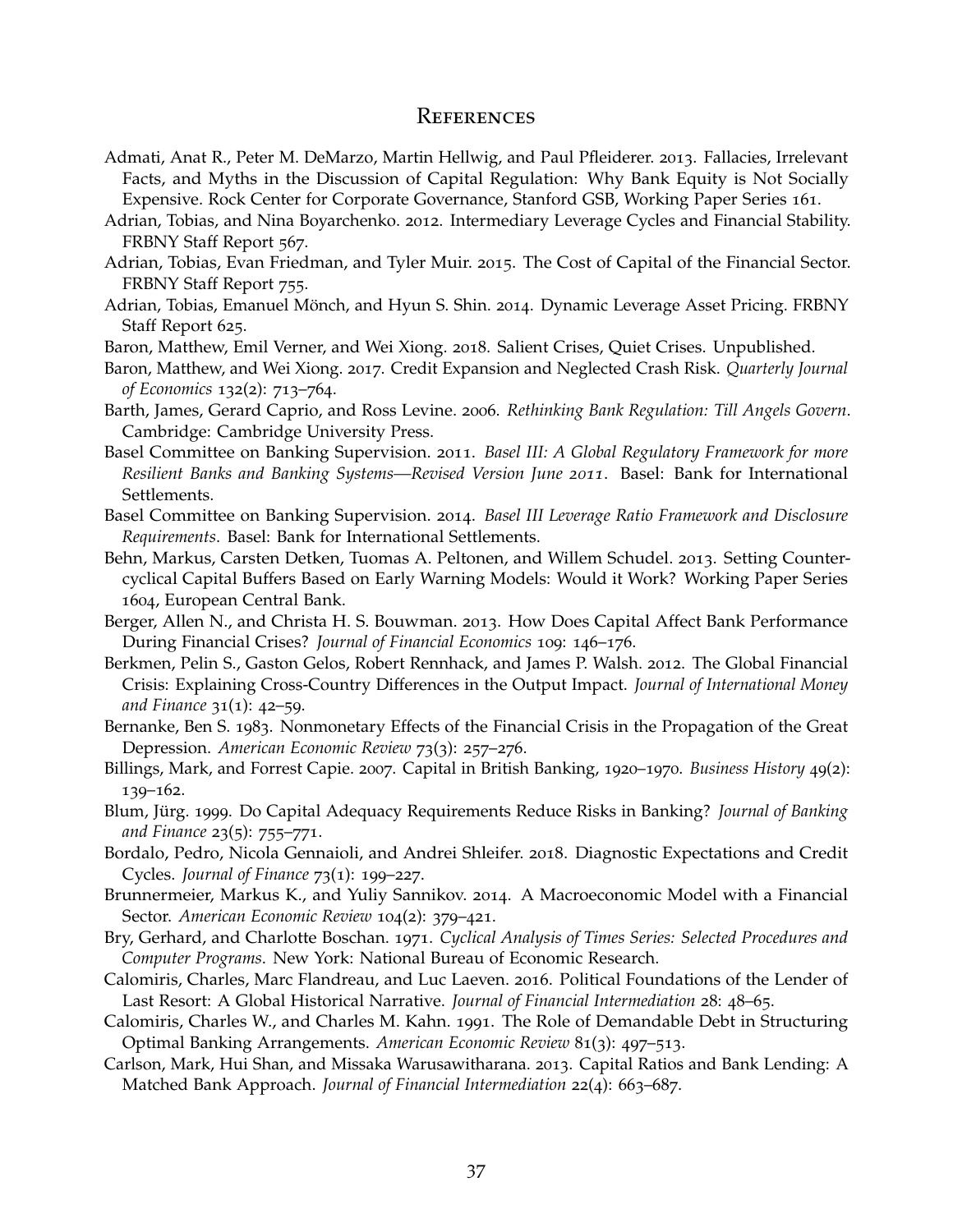# References

Admati, Anat R., Peter M. DeMarzo, Martin Hellwig, and Paul Pfleiderer. 2013. Fallacies, Irrelevant Facts, and Myths in the Discussion of Capital Regulation: Why Bank Equity is Not Socially Expensive. Rock Center for Corporate Governance, Stanford GSB, Working Paper Series 161.

Adrian, Tobias, and Nina Boyarchenko. 2012. Intermediary Leverage Cycles and Financial Stability. FRBNY Staff Report 567.

Adrian, Tobias, Evan Friedman, and Tyler Muir. 2015. The Cost of Capital of the Financial Sector. FRBNY Staff Report 755.

Adrian, Tobias, Emanuel Mönch, and Hyun S. Shin. 2014. Dynamic Leverage Asset Pricing. FRBNY Staff Report 625.

Baron, Matthew, Emil Verner, and Wei Xiong. 2018. Salient Crises, Quiet Crises. Unpublished.

Baron, Matthew, and Wei Xiong. 2017. Credit Expansion and Neglected Crash Risk. *Quarterly Journal of Economics* 132(2): 713–764.

Barth, James, Gerard Caprio, and Ross Levine. 2006. *Rethinking Bank Regulation: Till Angels Govern*. Cambridge: Cambridge University Press.

Basel Committee on Banking Supervision. 2011. *Basel III: A Global Regulatory Framework for more Resilient Banks and Banking Systems—Revised Version June 2011*. Basel: Bank for International Settlements.

Basel Committee on Banking Supervision. 2014. *Basel III Leverage Ratio Framework and Disclosure Requirements*. Basel: Bank for International Settlements.

Behn, Markus, Carsten Detken, Tuomas A. Peltonen, and Willem Schudel. 2013. Setting Countercyclical Capital Buffers Based on Early Warning Models: Would it Work? Working Paper Series 1604, European Central Bank.

Berger, Allen N., and Christa H. S. Bouwman. 2013. How Does Capital Affect Bank Performance During Financial Crises? *Journal of Financial Economics* 109: 146–176.

Berkmen, Pelin S., Gaston Gelos, Robert Rennhack, and James P. Walsh. 2012. The Global Financial Crisis: Explaining Cross-Country Differences in the Output Impact. *Journal of International Money and Finance* 31(1): 42–59.

Bernanke, Ben S. 1983. Nonmonetary Effects of the Financial Crisis in the Propagation of the Great Depression. *American Economic Review* 73(3): 257–276.

Billings, Mark, and Forrest Capie. 2007. Capital in British Banking, 1920–1970. *Business History* 49(2): 139–162.

Blum, Jürg. 1999. Do Capital Adequacy Requirements Reduce Risks in Banking? *Journal of Banking and Finance* 23(5): 755–771.

Bordalo, Pedro, Nicola Gennaioli, and Andrei Shleifer. 2018. Diagnostic Expectations and Credit Cycles. *Journal of Finance* 73(1): 199–227.

Brunnermeier, Markus K., and Yuliy Sannikov. 2014. A Macroeconomic Model with a Financial Sector. *American Economic Review* 104(2): 379–421.

Bry, Gerhard, and Charlotte Boschan. 1971. *Cyclical Analysis of Times Series: Selected Procedures and Computer Programs*. New York: National Bureau of Economic Research.

Calomiris, Charles, Marc Flandreau, and Luc Laeven. 2016. Political Foundations of the Lender of Last Resort: A Global Historical Narrative. *Journal of Financial Intermediation* 28: 48–65.

Calomiris, Charles W., and Charles M. Kahn. 1991. The Role of Demandable Debt in Structuring Optimal Banking Arrangements. *American Economic Review* 81(3): 497–513.

Carlson, Mark, Hui Shan, and Missaka Warusawitharana. 2013. Capital Ratios and Bank Lending: A Matched Bank Approach. *Journal of Financial Intermediation* 22(4): 663–687.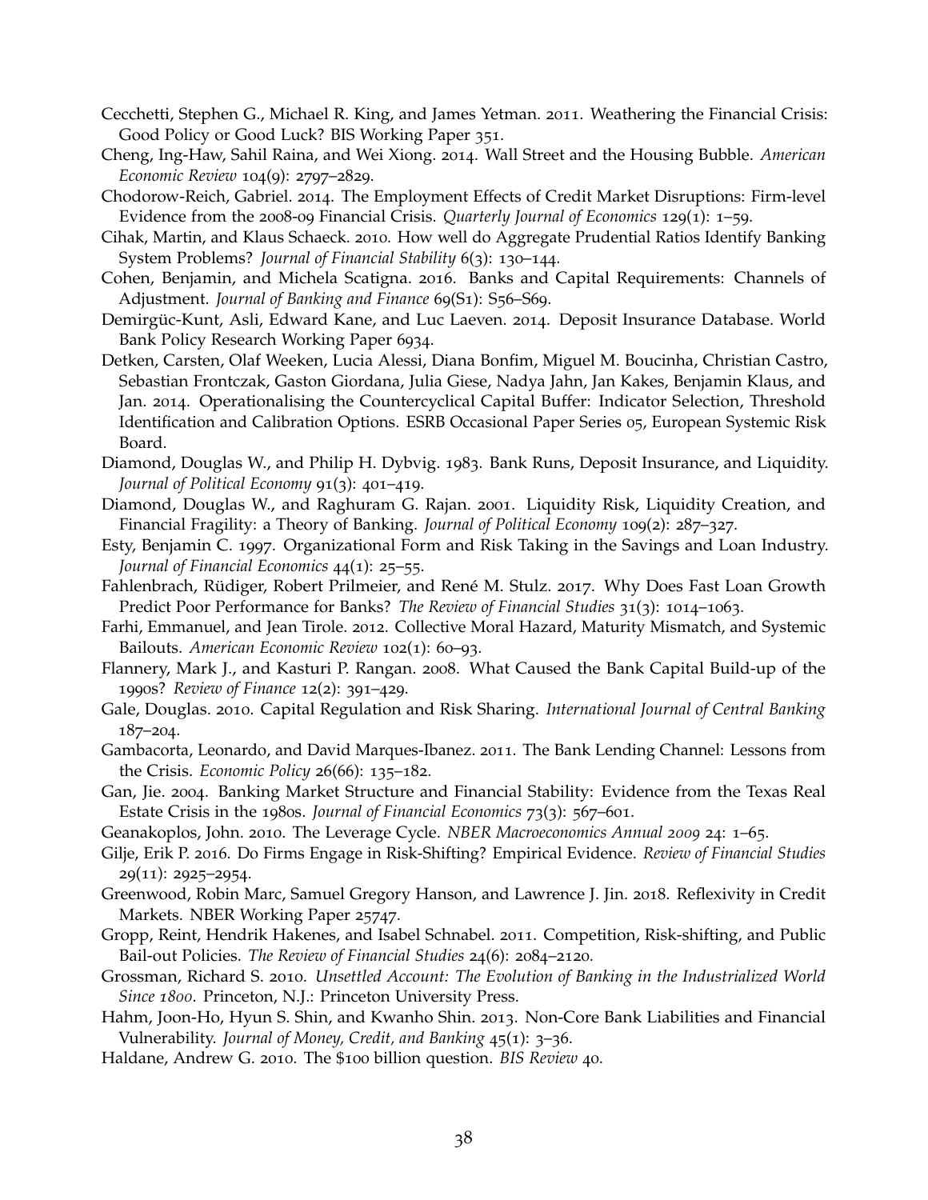Cecchetti, Stephen G., Michael R. King, and James Yetman. 2011. Weathering the Financial Crisis: Good Policy or Good Luck? BIS Working Paper 351.

Cheng, Ing-Haw, Sahil Raina, and Wei Xiong. 2014. Wall Street and the Housing Bubble. *American Economic Review* 104(9): 2797–2829.

Chodorow-Reich, Gabriel. 2014. The Employment Effects of Credit Market Disruptions: Firm-level Evidence from the 2008-09 Financial Crisis. *Quarterly Journal of Economics* 129(1): 1–59.

Cihak, Martin, and Klaus Schaeck. 2010. How well do Aggregate Prudential Ratios Identify Banking System Problems? *Journal of Financial Stability* 6(3): 130–144.

Cohen, Benjamin, and Michela Scatigna. 2016. Banks and Capital Requirements: Channels of Adjustment. *Journal of Banking and Finance* 69(S1): S56–S69.

Demirgüc-Kunt, Asli, Edward Kane, and Luc Laeven. 2014. Deposit Insurance Database. World Bank Policy Research Working Paper 6934.

Detken, Carsten, Olaf Weeken, Lucia Alessi, Diana Bonfim, Miguel M. Boucinha, Christian Castro, Sebastian Frontczak, Gaston Giordana, Julia Giese, Nadya Jahn, Jan Kakes, Benjamin Klaus, and Jan. 2014. Operationalising the Countercyclical Capital Buffer: Indicator Selection, Threshold Identification and Calibration Options. ESRB Occasional Paper Series 05, European Systemic Risk Board.

Diamond, Douglas W., and Philip H. Dybvig. 1983. Bank Runs, Deposit Insurance, and Liquidity. *Journal of Political Economy* 91(3): 401–419.

Diamond, Douglas W., and Raghuram G. Rajan. 2001. Liquidity Risk, Liquidity Creation, and Financial Fragility: a Theory of Banking. *Journal of Political Economy* 109(2): 287–327.

Esty, Benjamin C. 1997. Organizational Form and Risk Taking in the Savings and Loan Industry. *Journal of Financial Economics* 44(1): 25–55.

Fahlenbrach, Rüdiger, Robert Prilmeier, and René M. Stulz. 2017. Why Does Fast Loan Growth Predict Poor Performance for Banks? *The Review of Financial Studies* 31(3): 1014–1063.

Farhi, Emmanuel, and Jean Tirole. 2012. Collective Moral Hazard, Maturity Mismatch, and Systemic Bailouts. *American Economic Review* 102(1): 60–93.

Flannery, Mark J., and Kasturi P. Rangan. 2008. What Caused the Bank Capital Build-up of the 1990s? *Review of Finance* 12(2): 391–429.

Gale, Douglas. 2010. Capital Regulation and Risk Sharing. *International Journal of Central Banking* 187–204.

Gambacorta, Leonardo, and David Marques-Ibanez. 2011. The Bank Lending Channel: Lessons from the Crisis. *Economic Policy* 26(66): 135–182.

Gan, Jie. 2004. Banking Market Structure and Financial Stability: Evidence from the Texas Real Estate Crisis in the 1980s. *Journal of Financial Economics* 73(3): 567–601.

Geanakoplos, John. 2010. The Leverage Cycle. *NBER Macroeconomics Annual 2009* 24: 1–65.

Gilje, Erik P. 2016. Do Firms Engage in Risk-Shifting? Empirical Evidence. *Review of Financial Studies* 29(11): 2925–2954.

Greenwood, Robin Marc, Samuel Gregory Hanson, and Lawrence J. Jin. 2018. Reflexivity in Credit Markets. NBER Working Paper 25747.

Gropp, Reint, Hendrik Hakenes, and Isabel Schnabel. 2011. Competition, Risk-shifting, and Public Bail-out Policies. *The Review of Financial Studies* 24(6): 2084–2120.

Grossman, Richard S. 2010. *Unsettled Account: The Evolution of Banking in the Industrialized World Since 1800*. Princeton, N.J.: Princeton University Press.

Hahm, Joon-Ho, Hyun S. Shin, and Kwanho Shin. 2013. Non-Core Bank Liabilities and Financial Vulnerability. *Journal of Money, Credit, and Banking* 45(1): 3–36.

Haldane, Andrew G. 2010. The $100 billion question. *BIS Review* 40.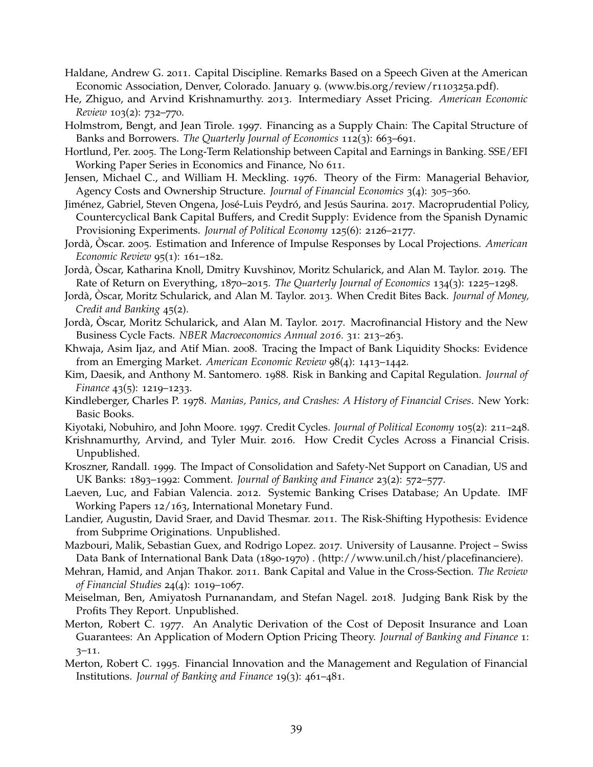Haldane, Andrew G. 2011. Capital Discipline. Remarks Based on a Speech Given at the American Economic Association, Denver, Colorado. January 9. (www.bis.org/review/r110325a.pdf).

He, Zhiguo, and Arvind Krishnamurthy. 2013. Intermediary Asset Pricing. *American Economic Review* 103(2): 732–770.

Holmstrom, Bengt, and Jean Tirole. 1997. Financing as a Supply Chain: The Capital Structure of Banks and Borrowers. *The Quarterly Journal of Economics* 112(3): 663–691.

Hortlund, Per. 2005. The Long-Term Relationship between Capital and Earnings in Banking. SSE/EFI Working Paper Series in Economics and Finance, No 611.

Jensen, Michael C., and William H. Meckling. 1976. Theory of the Firm: Managerial Behavior, Agency Costs and Ownership Structure. *Journal of Financial Economics* 3(4): 305–360.

Jiménez, Gabriel, Steven Ongena, José-Luis Peydró, and Jesús Saurina. 2017. Macroprudential Policy, Countercyclical Bank Capital Buffers, and Credit Supply: Evidence from the Spanish Dynamic Provisioning Experiments. *Journal of Political Economy* 125(6): 2126–2177.

Jordà, Òscar. 2005. Estimation and Inference of Impulse Responses by Local Projections. *American Economic Review* 95(1): 161–182.

Jordà, Òscar, Katharina Knoll, Dmitry Kuvshinov, Moritz Schularick, and Alan M. Taylor. 2019. The Rate of Return on Everything, 1870–2015. *The Quarterly Journal of Economics* 134(3): 1225–1298.

Jordà, Òscar, Moritz Schularick, and Alan M. Taylor. 2013. When Credit Bites Back. *Journal of Money, Credit and Banking* 45(2).

Jordà, Òscar, Moritz Schularick, and Alan M. Taylor. 2017. Macrofinancial History and the New Business Cycle Facts. *NBER Macroeconomics Annual 2016*. 31: 213–263.

Khwaja, Asim Ijaz, and Atif Mian. 2008. Tracing the Impact of Bank Liquidity Shocks: Evidence from an Emerging Market. *American Economic Review* 98(4): 1413–1442.

Kim, Daesik, and Anthony M. Santomero. 1988. Risk in Banking and Capital Regulation. *Journal of Finance* 43(5): 1219–1233.

Kindleberger, Charles P. 1978. *Manias, Panics, and Crashes: A History of Financial Crises*. New York: Basic Books.

Kiyotaki, Nobuhiro, and John Moore. 1997. Credit Cycles. *Journal of Political Economy* 105(2): 211–248.

Krishnamurthy, Arvind, and Tyler Muir. 2016. How Credit Cycles Across a Financial Crisis. Unpublished.

Kroszner, Randall. 1999. The Impact of Consolidation and Safety-Net Support on Canadian, US and UK Banks: 1893–1992: Comment. *Journal of Banking and Finance* 23(2): 572–577.

Laeven, Luc, and Fabian Valencia. 2012. Systemic Banking Crises Database; An Update. IMF Working Papers 12/163, International Monetary Fund.

Landier, Augustin, David Sraer, and David Thesmar. 2011. The Risk-Shifting Hypothesis: Evidence from Subprime Originations. Unpublished.

Mazbouri, Malik, Sebastian Guex, and Rodrigo Lopez. 2017. University of Lausanne. Project – Swiss Data Bank of International Bank Data (1890-1970) . (http://www.unil.ch/hist/placefinanciere).

Mehran, Hamid, and Anjan Thakor. 2011. Bank Capital and Value in the Cross-Section. *The Review of Financial Studies* 24(4): 1019–1067.

Meiselman, Ben, Amiyatosh Purnanandam, and Stefan Nagel. 2018. Judging Bank Risk by the Profits They Report. Unpublished.

Merton, Robert C. 1977. An Analytic Derivation of the Cost of Deposit Insurance and Loan Guarantees: An Application of Modern Option Pricing Theory. *Journal of Banking and Finance* 1: 3–11.

Merton, Robert C. 1995. Financial Innovation and the Management and Regulation of Financial Institutions. *Journal of Banking and Finance* 19(3): 461–481.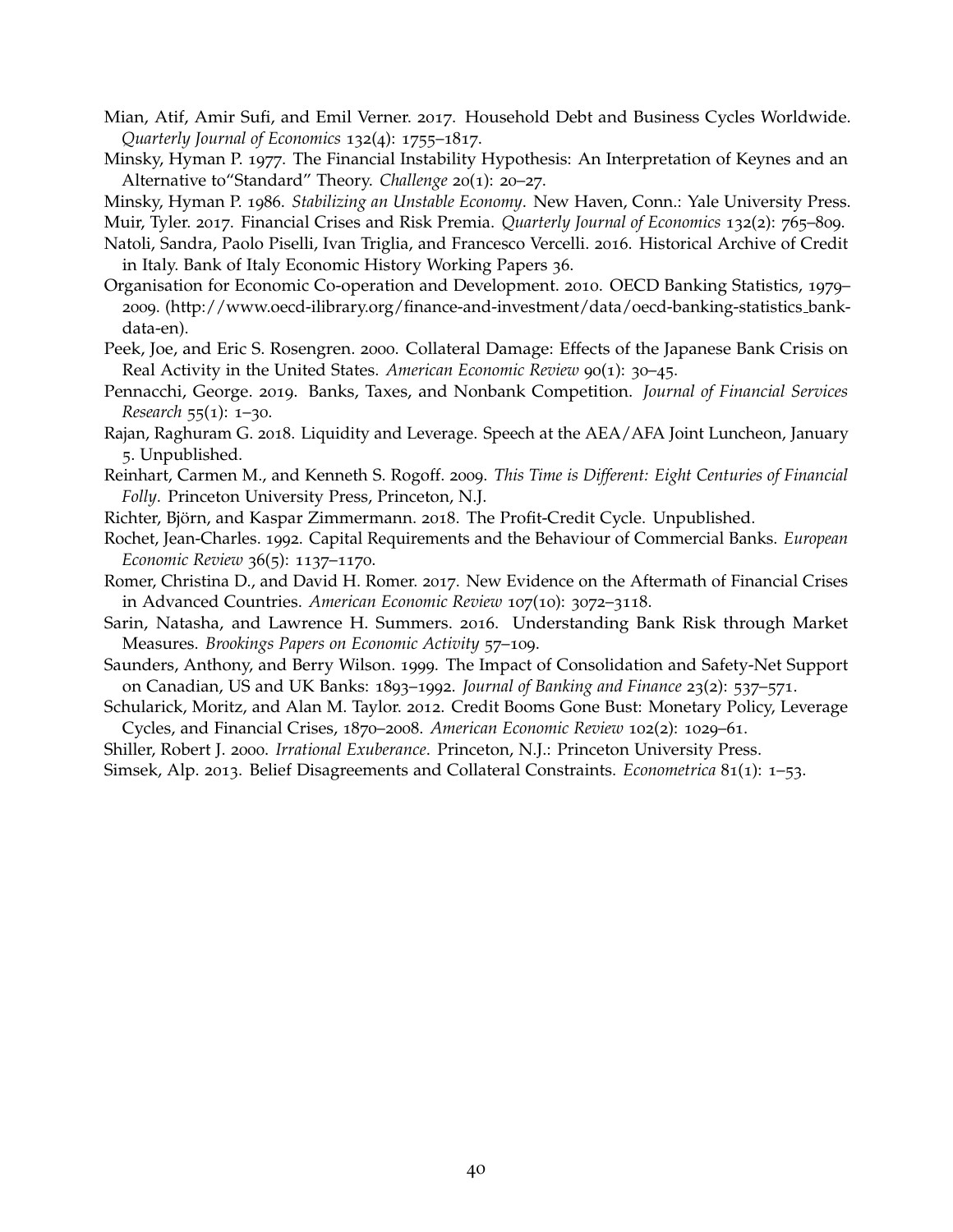Mian, Atif, Amir Sufi, and Emil Verner. 2017. Household Debt and Business Cycles Worldwide. *Quarterly Journal of Economics* 132(4): 1755–1817.

Minsky, Hyman P. 1977. The Financial Instability Hypothesis: An Interpretation of Keynes and an Alternative to"Standard" Theory. *Challenge* 20(1): 20–27.

Minsky, Hyman P. 1986. *Stabilizing an Unstable Economy*. New Haven, Conn.: Yale University Press.

Muir, Tyler. 2017. Financial Crises and Risk Premia. *Quarterly Journal of Economics* 132(2): 765–809.

Natoli, Sandra, Paolo Piselli, Ivan Triglia, and Francesco Vercelli. 2016. Historical Archive of Credit in Italy. Bank of Italy Economic History Working Papers 36.

Organisation for Economic Co-operation and Development. 2010. OECD Banking Statistics, 1979–2009. (http://www.oecd-ilibrary.org/finance-and-investment/data/oecd-banking-statistics_bank-data-en).

Peek, Joe, and Eric S. Rosengren. 2000. Collateral Damage: Effects of the Japanese Bank Crisis on Real Activity in the United States. *American Economic Review* 90(1): 30–45.

Pennacchi, George. 2019. Banks, Taxes, and Nonbank Competition. *Journal of Financial Services Research* 55(1): 1–30.

Rajan, Raghuram G. 2018. Liquidity and Leverage. Speech at the AEA/AFA Joint Luncheon, January 5. Unpublished.

Reinhart, Carmen M., and Kenneth S. Rogoff. 2009. *This Time is Different: Eight Centuries of Financial Folly*. Princeton University Press, Princeton, N.J.

Richter, Björn, and Kaspar Zimmermann. 2018. The Profit-Credit Cycle. Unpublished.

Rochet, Jean-Charles. 1992. Capital Requirements and the Behaviour of Commercial Banks. *European Economic Review* 36(5): 1137–1170.

Romer, Christina D., and David H. Romer. 2017. New Evidence on the Aftermath of Financial Crises in Advanced Countries. *American Economic Review* 107(10): 3072–3118.

Sarin, Natasha, and Lawrence H. Summers. 2016. Understanding Bank Risk through Market Measures. *Brookings Papers on Economic Activity* 57–109.

Saunders, Anthony, and Berry Wilson. 1999. The Impact of Consolidation and Safety-Net Support on Canadian, US and UK Banks: 1893–1992. *Journal of Banking and Finance* 23(2): 537–571.

Schularick, Moritz, and Alan M. Taylor. 2012. Credit Booms Gone Bust: Monetary Policy, Leverage Cycles, and Financial Crises, 1870–2008. *American Economic Review* 102(2): 1029–61.

Shiller, Robert J. 2000. *Irrational Exuberance*. Princeton, N.J.: Princeton University Press.

Simsek, Alp. 2013. Belief Disagreements and Collateral Constraints. *Econometrica* 81(1): 1–53.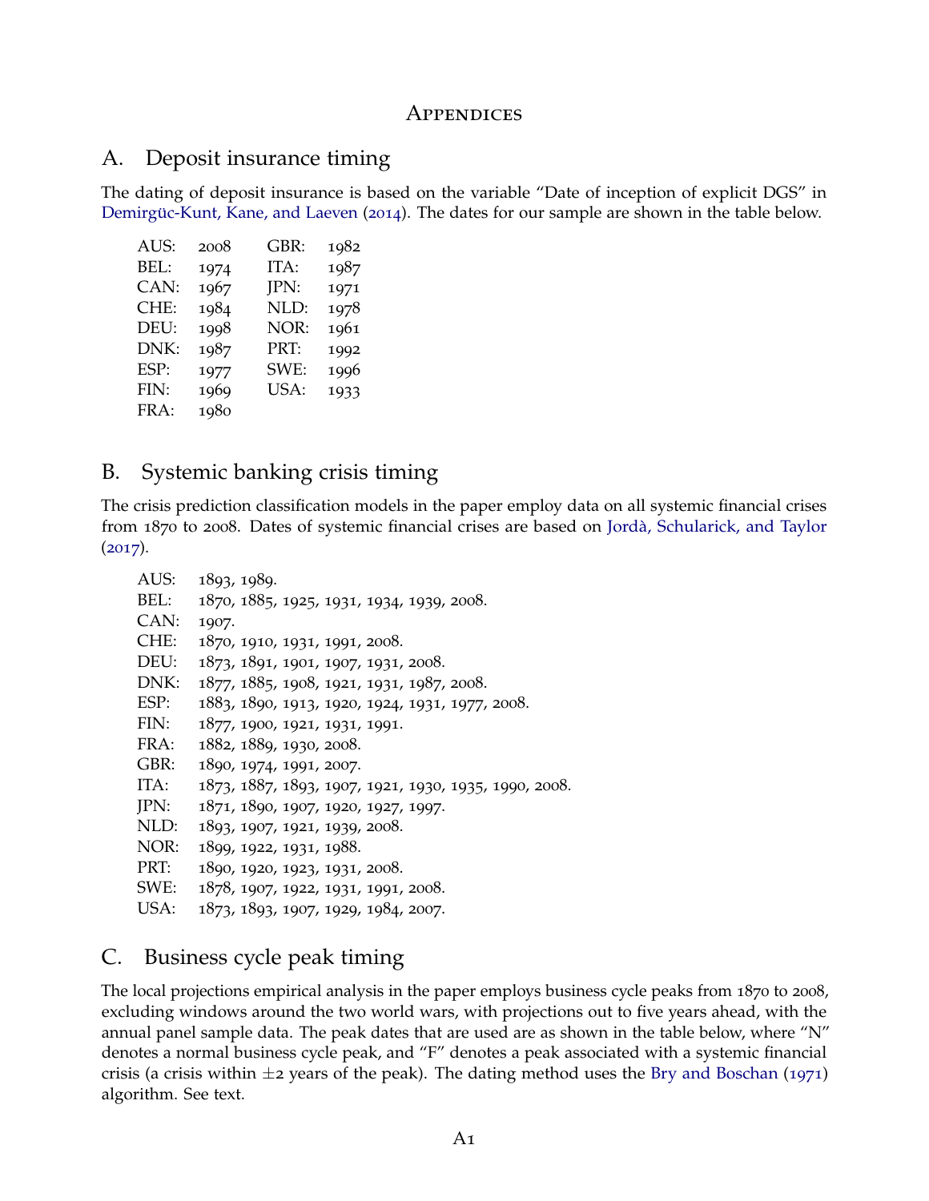# Appendices

## A. Deposit insurance timing

The dating of deposit insurance is based on the variable "Date of inception of explicit DGS" in Demirgüc-Kunt, Kane, and Laeven (2014). The dates for our sample are shown in the table below.

| | | | |
|---|---|---|---|
| AUS: | 2008 | GBR: | 1982 |
| BEL: | 1974 | ITA: | 1987 |
| CAN: | 1967 | JPN: | 1971 |
| CHE: | 1984 | NLD: | 1978 |
| DEU: | 1998 | NOR: | 1961 |
| DNK: | 1987 | PRT: | 1992 |
| ESP: | 1977 | SWE: | 1996 |
| FIN: | 1969 | USA: | 1933 |
| FRA: | 1980 | | |

## B. Systemic banking crisis timing

The crisis prediction classification models in the paper employ data on all systemic financial crises from 1870 to 2008. Dates of systemic financial crises are based on Jordà, Schularick, and Taylor (2017).

| | |
|---|---|
| AUS: | 1893, 1989. |
| BEL: | 1870, 1885, 1925, 1931, 1934, 1939, 2008. |
| CAN: | 1907. |
| CHE: | 1870, 1910, 1931, 1991, 2008. |
| DEU: | 1873, 1891, 1901, 1907, 1931, 2008. |
| DNK: | 1877, 1885, 1908, 1921, 1931, 1987, 2008. |
| ESP: | 1883, 1890, 1913, 1920, 1924, 1931, 1977, 2008. |
| FIN: | 1877, 1900, 1921, 1931, 1991. |
| FRA: | 1882, 1889, 1930, 2008. |
| GBR: | 1890, 1974, 1991, 2007. |
| ITA: | 1873, 1887, 1893, 1907, 1921, 1930, 1935, 1990, 2008. |
| JPN: | 1871, 1890, 1907, 1920, 1927, 1997. |
| NLD: | 1893, 1907, 1921, 1939, 2008. |
| NOR: | 1899, 1922, 1931, 1988. |
| PRT: | 1890, 1920, 1923, 1931, 2008. |
| SWE: | 1878, 1907, 1922, 1931, 1991, 2008. |
| USA: | 1873, 1893, 1907, 1929, 1984, 2007. |

## C. Business cycle peak timing

The local projections empirical analysis in the paper employs business cycle peaks from 1870 to 2008, excluding windows around the two world wars, with projections out to five years ahead, with the annual panel sample data. The peak dates that are used are as shown in the table below, where "N" denotes a normal business cycle peak, and "F" denotes a peak associated with a systemic financial crisis (a crisis within $\pm 2$ years of the peak). The dating method uses the Bry and Boschan (1971) algorithm. See text.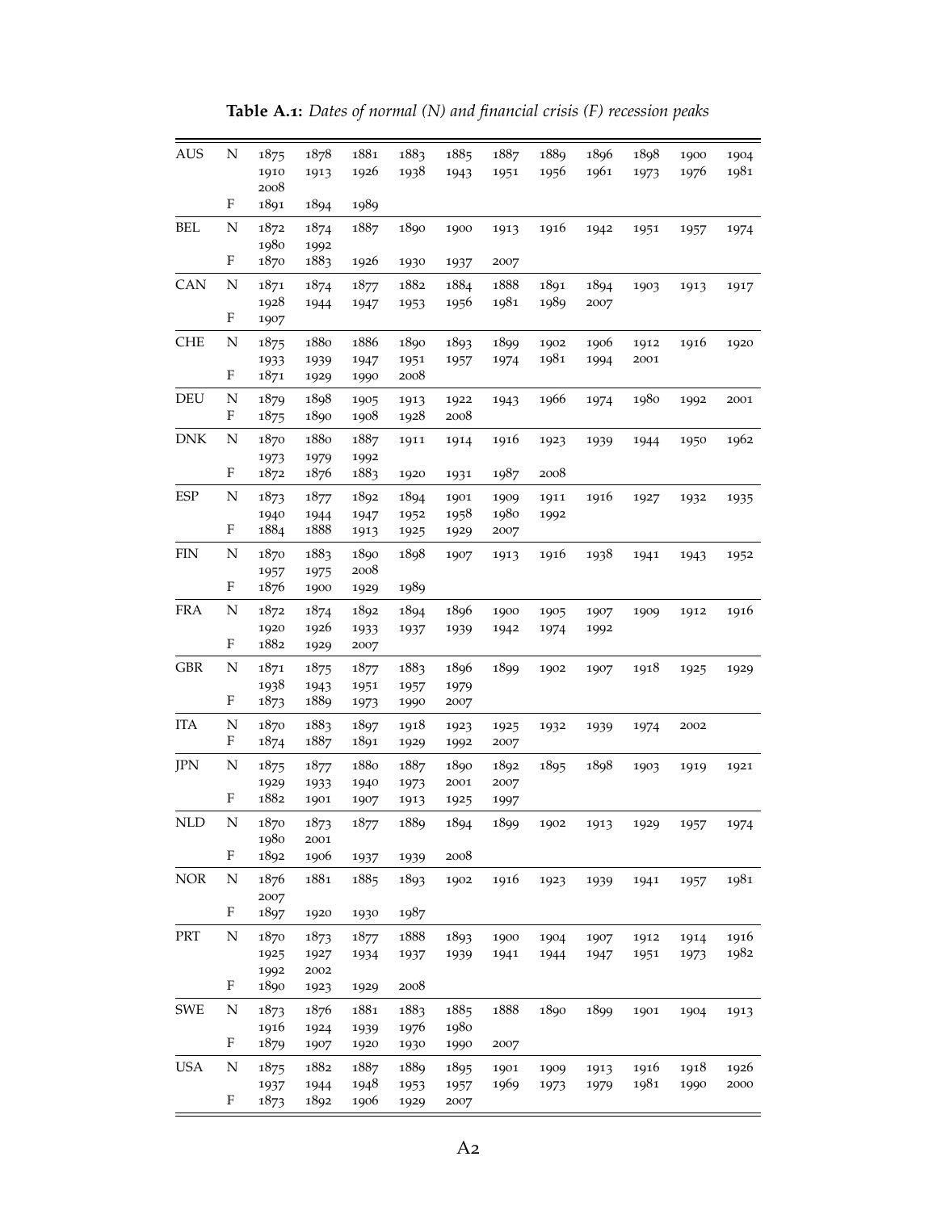**Table A.1:** *Dates of normal (N) and financial crisis (F) recession peaks*

| | | | | | | | | | | | | |
|---|---|---|---|---|---|---|---|---|---|---|---|---|
| AUS | N | 1875 | 1878 | 1881 | 1883 | 1885 | 1887 | 1889 | 1896 | 1898 | 1900 | 1904 |
| | | 1910 | 1913 | 1926 | 1938 | 1943 | 1951 | 1956 | 1961 | 1973 | 1976 | 1981 |
| | | 2008 | | | | | | | | | | |
| | F | 1891 | 1894 | 1989 | | | | | | | | |
| BEL | N | 1872 | 1874 | 1887 | 1890 | 1900 | 1913 | 1916 | 1942 | 1951 | 1957 | 1974 |
| | | 1980 | 1992 | | | | | | | | | |
| | F | 1870 | 1883 | 1926 | 1930 | 1937 | 2007 | | | | | |
| CAN | N | 1871 | 1874 | 1877 | 1882 | 1884 | 1888 | 1891 | 1894 | 1903 | 1913 | 1917 |
| | | 1928 | 1944 | 1947 | 1953 | 1956 | 1981 | 1989 | 2007 | | | |
| | F | 1907 | | | | | | | | | | |
| CHE | N | 1875 | 1880 | 1886 | 1890 | 1893 | 1899 | 1902 | 1906 | 1912 | 1916 | 1920 |
| | | 1933 | 1939 | 1947 | 1951 | 1957 | 1974 | 1981 | 1994 | 2001 | | |
| | F | 1871 | 1929 | 1990 | 2008 | | | | | | | |
| DEU | N | 1879 | 1898 | 1905 | 1913 | 1922 | 1943 | 1966 | 1974 | 1980 | 1992 | 2001 |
| | F | 1875 | 1890 | 1908 | 1928 | 2008 | | | | | | |
| DNK | N | 1870 | 1880 | 1887 | 1911 | 1914 | 1916 | 1923 | 1939 | 1944 | 1950 | 1962 |
| | | 1973 | 1979 | 1992 | | | | | | | | |
| | F | 1872 | 1876 | 1883 | 1920 | 1931 | 1987 | 2008 | | | | |
| ESP | N | 1873 | 1877 | 1892 | 1894 | 1901 | 1909 | 1911 | 1916 | 1927 | 1932 | 1935 |
| | | 1940 | 1944 | 1947 | 1952 | 1958 | 1980 | 1992 | | | | |
| | F | 1884 | 1888 | 1913 | 1925 | 1929 | 2007 | | | | | |
| FIN | N | 1870 | 1883 | 1890 | 1898 | 1907 | 1913 | 1916 | 1938 | 1941 | 1943 | 1952 |
| | | 1957 | 1975 | 2008 | | | | | | | | |
| | F | 1876 | 1900 | 1929 | 1989 | | | | | | | |
| FRA | N | 1872 | 1874 | 1892 | 1894 | 1896 | 1900 | 1905 | 1907 | 1909 | 1912 | 1916 |
| | | 1920 | 1926 | 1933 | 1937 | 1939 | 1942 | 1974 | 1992 | | | |
| | F | 1882 | 1929 | 2007 | | | | | | | | |
| GBR | N | 1871 | 1875 | 1877 | 1883 | 1896 | 1899 | 1902 | 1907 | 1918 | 1925 | 1929 |
| | | 1938 | 1943 | 1951 | 1957 | 1979 | | | | | | |
| | F | 1873 | 1889 | 1973 | 1990 | 2007 | | | | | | |
| ITA | N | 1870 | 1883 | 1897 | 1918 | 1923 | 1925 | 1932 | 1939 | 1974 | 2002 | |
| | F | 1874 | 1887 | 1891 | 1929 | 1992 | 2007 | | | | | |
| JPN | N | 1875 | 1877 | 1880 | 1887 | 1890 | 1892 | 1895 | 1898 | 1903 | 1919 | 1921 |
| | | 1929 | 1933 | 1940 | 1973 | 2001 | 2007 | | | | | |
| | F | 1882 | 1901 | 1907 | 1913 | 1925 | 1997 | | | | | |
| NLD | N | 1870 | 1873 | 1877 | 1889 | 1894 | 1899 | 1902 | 1913 | 1929 | 1957 | 1974 |
| | | 1980 | 2001 | | | | | | | | | |
| | F | 1892 | 1906 | 1937 | 1939 | 2008 | | | | | | |
| NOR | N | 1876 | 1881 | 1885 | 1893 | 1902 | 1916 | 1923 | 1939 | 1941 | 1957 | 1981 |
| | | 2007 | | | | | | | | | | |
| | F | 1897 | 1920 | 1930 | 1987 | | | | | | | |
| PRT | N | 1870 | 1873 | 1877 | 1888 | 1893 | 1900 | 1904 | 1907 | 1912 | 1914 | 1916 |
| | | 1925 | 1927 | 1934 | 1937 | 1939 | 1941 | 1944 | 1947 | 1951 | 1973 | 1982 |
| | | 1992 | 2002 | | | | | | | | | |
| | F | 1890 | 1923 | 1929 | 2008 | | | | | | | |
| SWE | N | 1873 | 1876 | 1881 | 1883 | 1885 | 1888 | 1890 | 1899 | 1901 | 1904 | 1913 |
| | | 1916 | 1924 | 1939 | 1976 | 1980 | | | | | | |
| | F | 1879 | 1907 | 1920 | 1930 | 1990 | 2007 | | | | | |
| USA | N | 1875 | 1882 | 1887 | 1889 | 1895 | 1901 | 1909 | 1913 | 1916 | 1918 | 1926 |
| | | 1937 | 1944 | 1948 | 1953 | 1957 | 1969 | 1973 | 1979 | 1981 | 1990 | 2000 |
| | F | 1873 | 1892 | 1906 | 1929 | 2007 | | | | | | |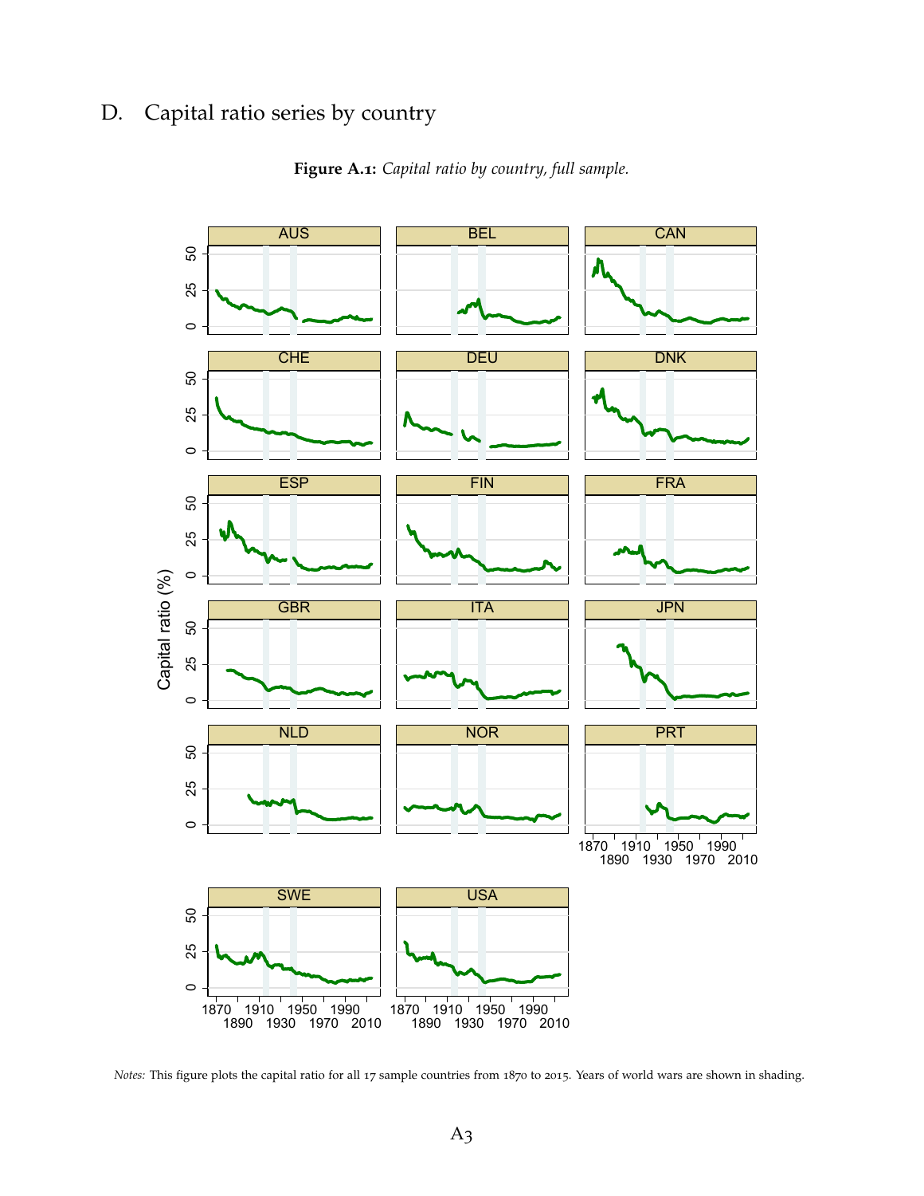## D. Capital ratio series by country

**Figure A.1:** *Capital ratio by country, full sample.*

*Notes:* This figure plots the capital ratio for all 17 sample countries from 1870 to 2015. Years of world wars are shown in shading.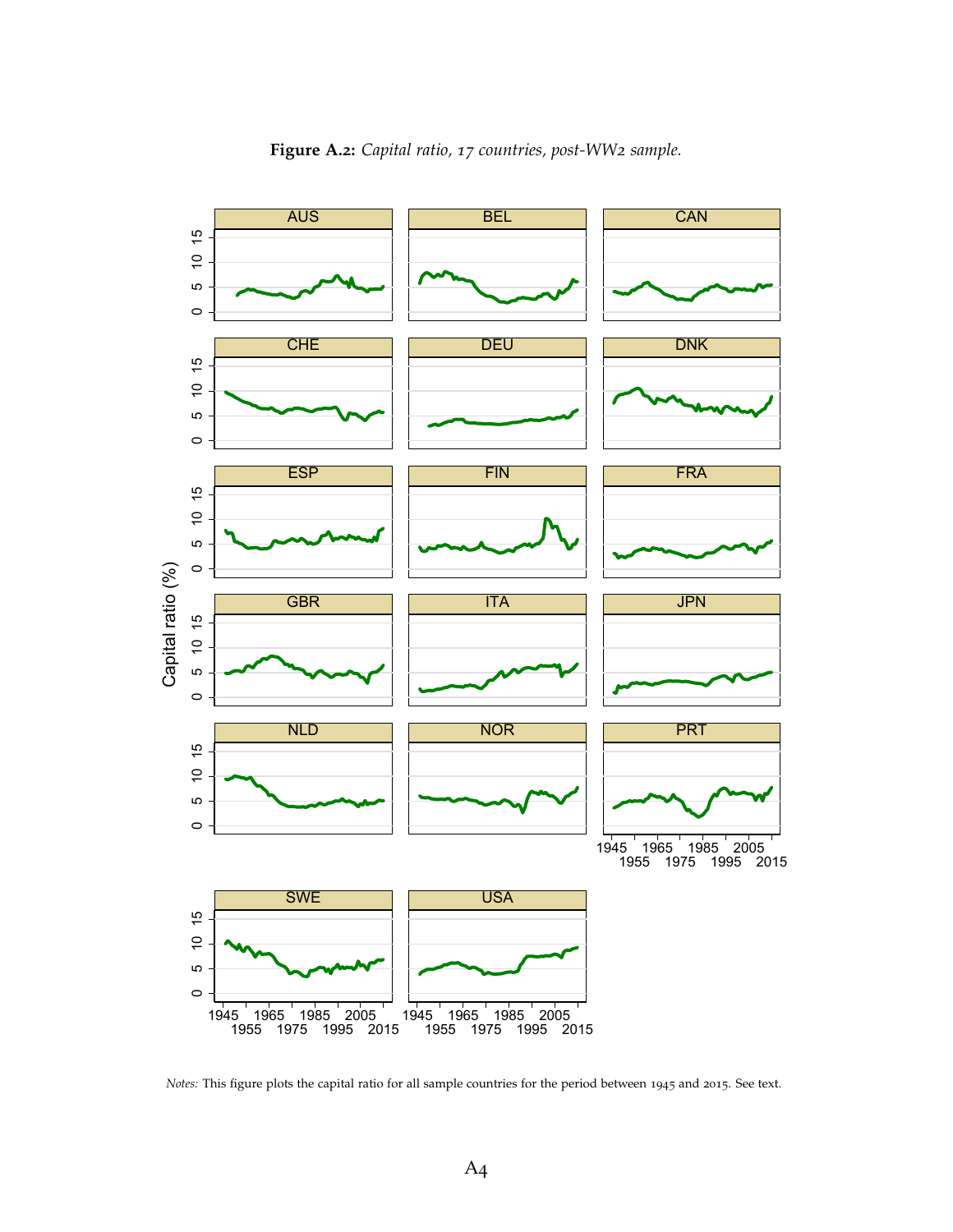**Figure A.2:** *Capital ratio, 17 countries, post-WW2 sample.*

*Notes:* This figure plots the capital ratio for all sample countries for the period between 1945 and 2015. See text.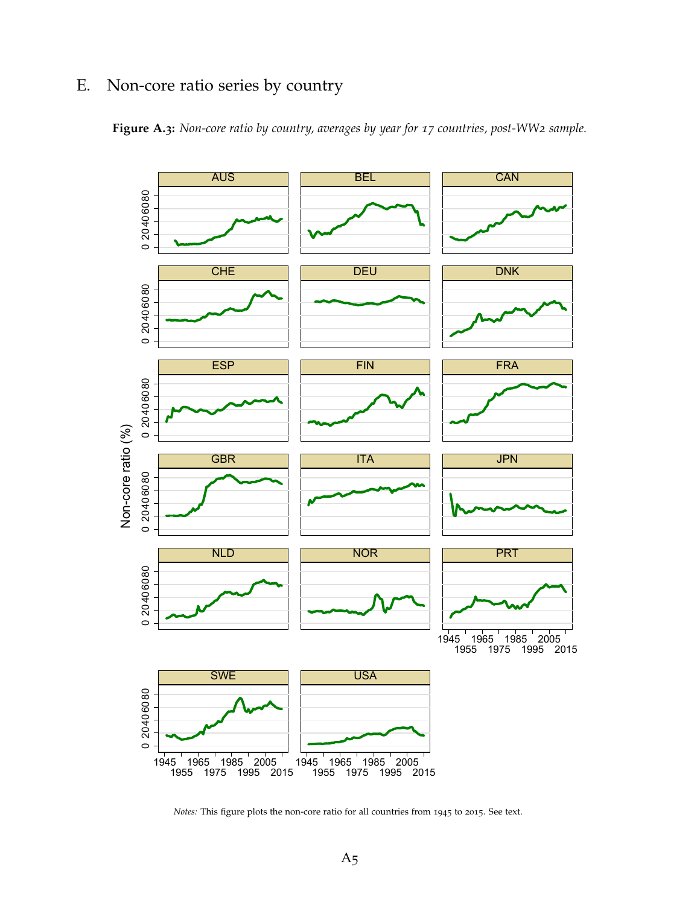## E. Non-core ratio series by country

**Figure A.3:** *Non-core ratio by country, averages by year for 17 countries, post-WW2 sample.*

*Notes:* This figure plots the non-core ratio for all countries from 1945 to 2015. See text.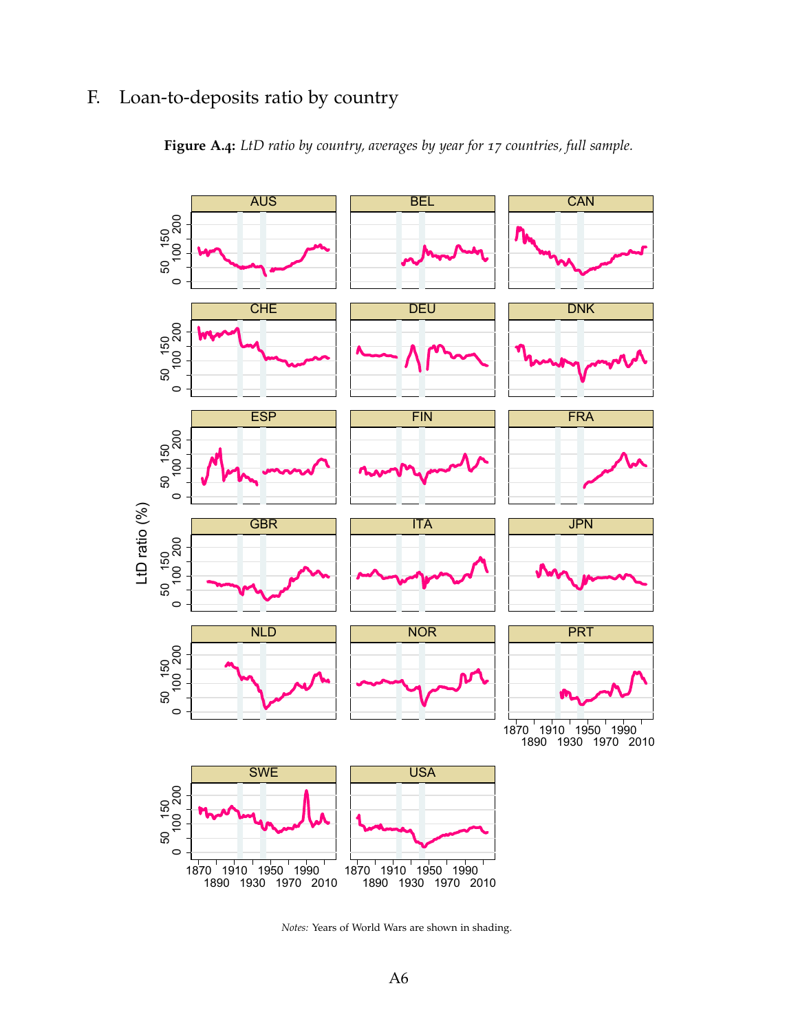## F. Loan-to-deposits ratio by country

**Figure A.4:** *LtD ratio by country, averages by year for 17 countries, full sample.*

*Notes:* Years of World Wars are shown in shading.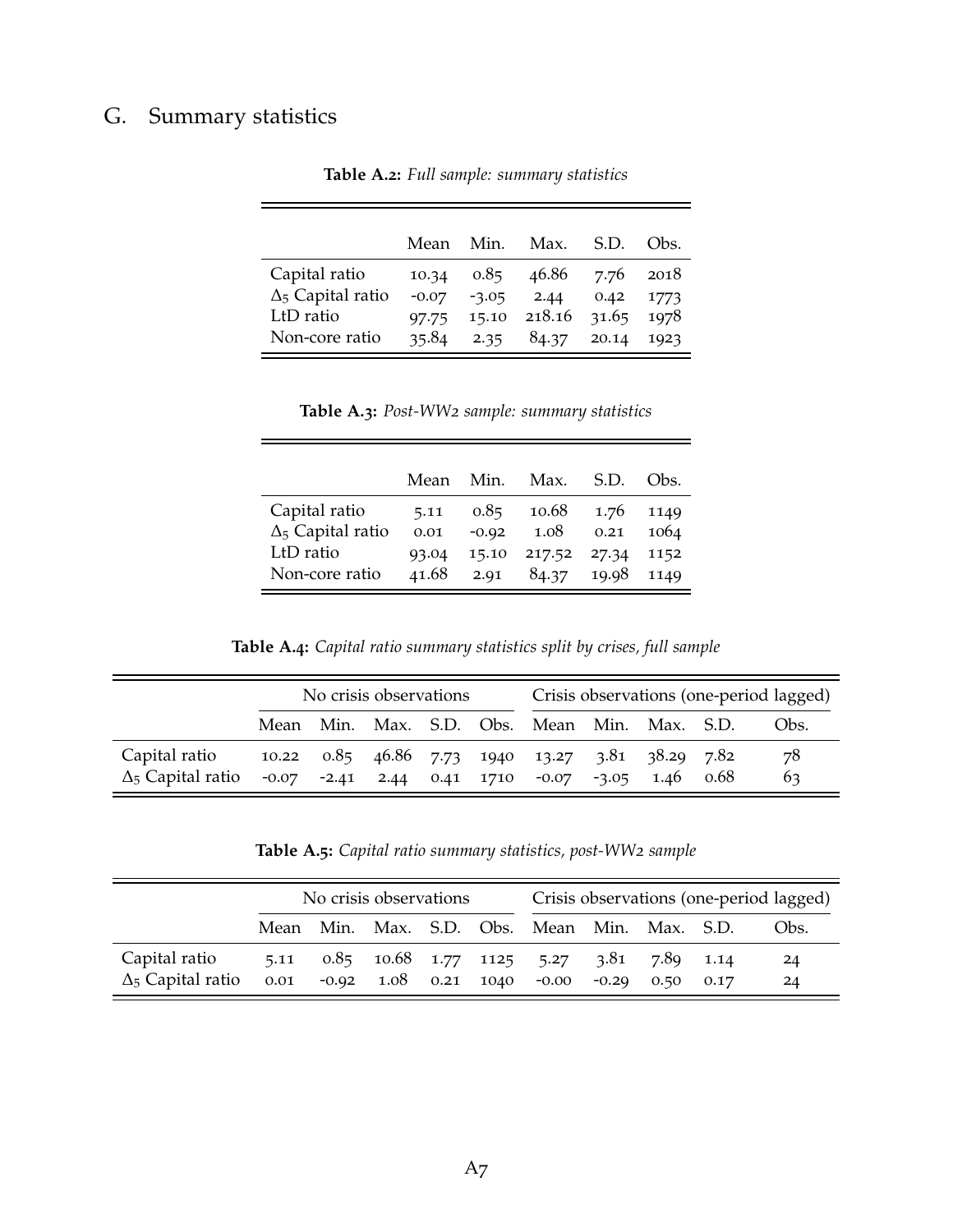## G. Summary statistics

**Table A.2:** *Full sample: summary statistics*

| | Mean | Min. | Max. | S.D. | Obs. |
|---|---|---|---|---|---|
| Capital ratio | 10.34 | 0.85 | 46.86 | 7.76 | 2018 |
| $\Delta_5$ Capital ratio | -0.07 | -3.05 | 2.44 | 0.42 | 1773 |
| LtD ratio | 97.75 | 15.10 | 218.16 | 31.65 | 1978 |
| Non-core ratio | 35.84 | 2.35 | 84.37 | 20.14 | 1923 |

**Table A.3:** *Post-WW2 sample: summary statistics*

| | Mean | Min. | Max. | S.D. | Obs. |
|---|---|---|---|---|---|
| Capital ratio | 5.11 | 0.85 | 10.68 | 1.76 | 1149 |
| $\Delta_5$ Capital ratio | 0.01 | -0.92 | 1.08 | 0.21 | 1064 |
| LtD ratio | 93.04 | 15.10 | 217.52 | 27.34 | 1152 |
| Non-core ratio | 41.68 | 2.91 | 84.37 | 19.98 | 1149 |

**Table A.4:** *Capital ratio summary statistics split by crises, full sample*

| | No crisis observations | | | | | Crisis observations (one-period lagged) | | | | |
|---|---|---|---|---|---|---|---|---|---|---|
| | Mean | Min. | Max. | S.D. | Obs. | Mean | Min. | Max. | S.D. | Obs. |
| Capital ratio | 10.22 | 0.85 | 46.86 | 7.73 | 1940 | 13.27 | 3.81 | 38.29 | 7.82 | 78 |
| $\Delta_5$ Capital ratio | -0.07 | -2.41 | 2.44 | 0.41 | 1710 | -0.07 | -3.05 | 1.46 | 0.68 | 63 |

**Table A.5:** *Capital ratio summary statistics, post-WW2 sample*

| | No crisis observations | | | | | Crisis observations (one-period lagged) | | | | |
|---|---|---|---|---|---|---|---|---|---|---|
| | Mean | Min. | Max. | S.D. | Obs. | Mean | Min. | Max. | S.D. | Obs. |
| Capital ratio | 5.11 | 0.85 | 10.68 | 1.77 | 1125 | 5.27 | 3.81 | 7.89 | 1.14 | 24 |
| $\Delta_5$ Capital ratio | 0.01 | -0.92 | 1.08 | 0.21 | 1040 | -0.00 | -0.29 | 0.50 | 0.17 | 24 |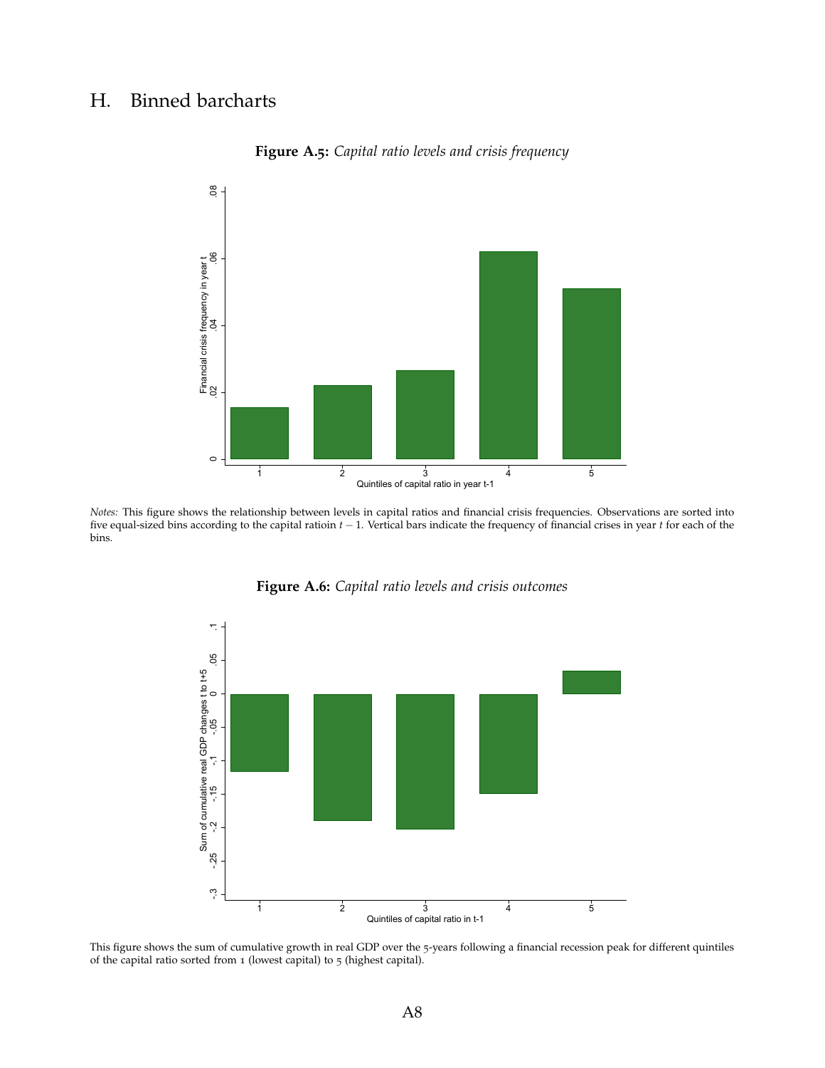## H. Binned barcharts

**Figure A.5:** *Capital ratio levels and crisis frequency*

*Notes:* This figure shows the relationship between levels in capital ratios and financial crisis frequencies. Observations are sorted into five equal-sized bins according to the capital ratioin $t-1$. Vertical bars indicate the frequency of financial crises in year $t$ for each of the bins.

**Figure A.6:** *Capital ratio levels and crisis outcomes*

This figure shows the sum of cumulative growth in real GDP over the 5-years following a financial recession peak for different quintiles of the capital ratio sorted from 1 (lowest capital) to 5 (highest capital).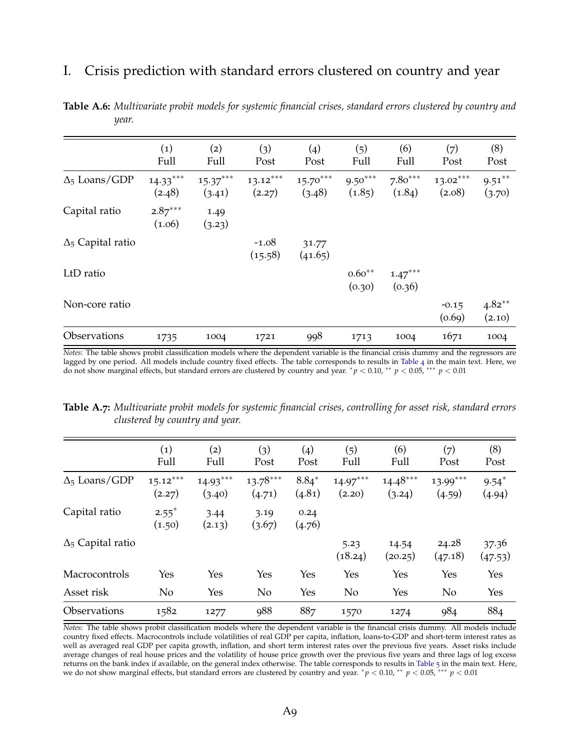## I. Crisis prediction with standard errors clustered on country and year

**Table A.6:** *Multivariate probit models for systemic financial crises, standard errors clustered by country and year.*

| | (1) Full | (2) Full | (3) Post | (4) Post | (5) Full | (6) Full | (7) Post | (8) Post |
|---|---|---|---|---|---|---|---|---|
| $\Delta_5$ Loans/GDP | $14.33^{***}$ | $15.37^{***}$ | $13.12^{***}$ | $15.70^{***}$ | $9.50^{***}$ | $7.80^{***}$ | $13.02^{***}$ | $9.51^{**}$ |
| | (2.48) | (3.41) | (2.27) | (3.48) | (1.85) | (1.84) | (2.08) | (3.70) |
| Capital ratio | $2.87^{***}$ | 1.49 | | | | | | |
| | (1.06) | (3.23) | | | | | | |
| $\Delta_5$ Capital ratio | | | -1.08 | 31.77 | | | | |
| | | | (15.58) | (41.65) | | | | |
| LtD ratio | | | | | $0.60^{**}$ | $1.47^{***}$ | | |
| | | | | | (0.30) | (0.36) | | |
| Non-core ratio | | | | | | | -0.15 | $4.82^{**}$ |
| | | | | | | | (0.69) | (2.10) |
| Observations | 1735 | 1004 | 1721 | 998 | 1713 | 1004 | 1671 | 1004 |

*Notes*: The table shows probit classification models where the dependent variable is the financial crisis dummy and the regressors are lagged by one period. All models include country fixed effects. The table corresponds to results in Table 4 in the main text. Here, we do not show marginal effects, but standard errors are clustered by country and year. $^{*}p < 0.10$, $^{**}$ $p < 0.05$, $^{***}$ $p < 0.01$

**Table A.7:** *Multivariate probit models for systemic financial crises, controlling for asset risk, standard errors clustered by country and year.*

| | (1) Full | (2) Full | (3) Post | (4) Post | (5) Full | (6) Full | (7) Post | (8) Post |
|---|---|---|---|---|---|---|---|---|
| $\Delta_5$ Loans/GDP | $15.12^{***}$ | $14.93^{***}$ | $13.78^{***}$ | $8.84^{*}$ | $14.97^{***}$ | $14.48^{***}$ | $13.99^{***}$ | $9.54^{*}$ |
| | (2.27) | (3.40) | (4.71) | (4.81) | (2.20) | (3.24) | (4.59) | (4.94) |
| Capital ratio | $2.55^{*}$ | 3.44 | 3.19 | 0.24 | | | | |
| | (1.50) | (2.13) | (3.67) | (4.76) | | | | |
| $\Delta_5$ Capital ratio | | | | | 5.23 | 14.54 | 24.28 | 37.36 |
| | | | | | (18.24) | (20.25) | (47.18) | (47.53) |
| Macrocontrols | Yes | Yes | Yes | Yes | Yes | Yes | Yes | Yes |
| Asset risk | No | Yes | No | Yes | No | Yes | No | Yes |
| Observations | 1582 | 1277 | 988 | 887 | 1570 | 1274 | 984 | 884 |

*Notes*: The table shows probit classification models where the dependent variable is the financial crisis dummy. All models include country fixed effects. Macrocontrols include volatilities of real GDP per capita, inflation, loans-to-GDP and short-term interest rates as well as averaged real GDP per capita growth, inflation, and short term interest rates over the previous five years. Asset risks include average changes of real house prices and the volatility of house price growth over the previous five years and three lags of log excess returns on the bank index if available, on the general index otherwise. The table corresponds to results in Table 5 in the main text. Here, we do not show marginal effects, but standard errors are clustered by country and year. $^{*}p < 0.10$, $^{**}$ $p < 0.05$, $^{***}$ $p < 0.01$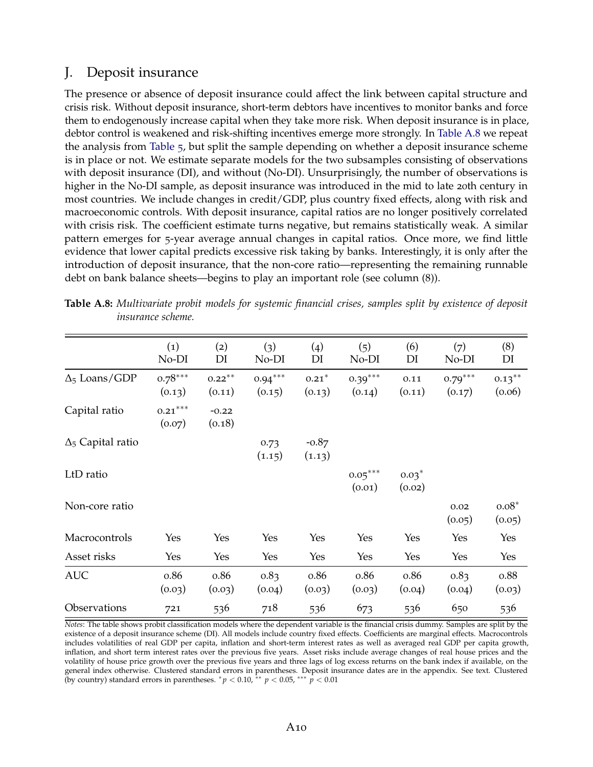## J. Deposit insurance

The presence or absence of deposit insurance could affect the link between capital structure and crisis risk. Without deposit insurance, short-term debtors have incentives to monitor banks and force them to endogenously increase capital when they take more risk. When deposit insurance is in place, debtor control is weakened and risk-shifting incentives emerge more strongly. In Table A.8 we repeat the analysis from Table 5, but split the sample depending on whether a deposit insurance scheme is in place or not. We estimate separate models for the two subsamples consisting of observations with deposit insurance (DI), and without (No-DI). Unsurprisingly, the number of observations is higher in the No-DI sample, as deposit insurance was introduced in the mid to late 20th century in most countries. We include changes in credit/GDP, plus country fixed effects, along with risk and macroeconomic controls. With deposit insurance, capital ratios are no longer positively correlated with crisis risk. The coefficient estimate turns negative, but remains statistically weak. A similar pattern emerges for 5-year average annual changes in capital ratios. Once more, we find little evidence that lower capital predicts excessive risk taking by banks. Interestingly, it is only after the introduction of deposit insurance, that the non-core ratio—representing the remaining runnable debt on bank balance sheets—begins to play an important role (see column (8)).

**Table A.8:** *Multivariate probit models for systemic financial crises, samples split by existence of deposit insurance scheme.*

| | (1) No-DI | (2) DI | (3) No-DI | (4) DI | (5) No-DI | (6) DI | (7) No-DI | (8) DI |
|---|---|---|---|---|---|---|---|---|
| $\Delta_5$ Loans/GDP | $0.78^{***}$ | $0.22^{**}$ | $0.94^{***}$ | $0.21^{*}$ | $0.39^{***}$ | 0.11 | $0.79^{***}$ | $0.13^{**}$ |
| | (0.13) | (0.11) | (0.15) | (0.13) | (0.14) | (0.11) | (0.17) | (0.06) |
| Capital ratio | $0.21^{***}$ | -0.22 | | | | | | |
| | (0.07) | (0.18) | | | | | | |
| $\Delta_5$ Capital ratio | | | 0.73 | -0.87 | | | | |
| | | | (1.15) | (1.13) | | | | |
| LtD ratio | | | | | $0.05^{***}$ | $0.03^{*}$ | | |
| | | | | | (0.01) | (0.02) | | |
| Non-core ratio | | | | | | | 0.02 | $0.08^{*}$ |
| | | | | | | | (0.05) | (0.05) |
| Macrocontrols | Yes | Yes | Yes | Yes | Yes | Yes | Yes | Yes |
| Asset risks | Yes | Yes | Yes | Yes | Yes | Yes | Yes | Yes |
| AUC | 0.86 | 0.86 | 0.83 | 0.86 | 0.86 | 0.86 | 0.83 | 0.88 |
| | (0.03) | (0.03) | (0.04) | (0.03) | (0.03) | (0.04) | (0.04) | (0.03) |
| Observations | 721 | 536 | 718 | 536 | 673 | 536 | 650 | 536 |

*Notes*: The table shows probit classification models where the dependent variable is the financial crisis dummy. Samples are split by the existence of a deposit insurance scheme (DI). All models include country fixed effects. Coefficients are marginal effects. Macrocontrols includes volatilities of real GDP per capita, inflation and short-term interest rates as well as averaged real GDP per capita growth, inflation, and short term interest rates over the previous five years. Asset risks include average changes of real house prices and the volatility of house price growth over the previous five years and three lags of log excess returns on the bank index if available, on the general index otherwise. Clustered standard errors in parentheses. Deposit insurance dates are in the appendix. See text. Clustered (by country) standard errors in parentheses. $^{*}p < 0.10$, $^{**}$ $p < 0.05$, $^{***}$ $p < 0.01$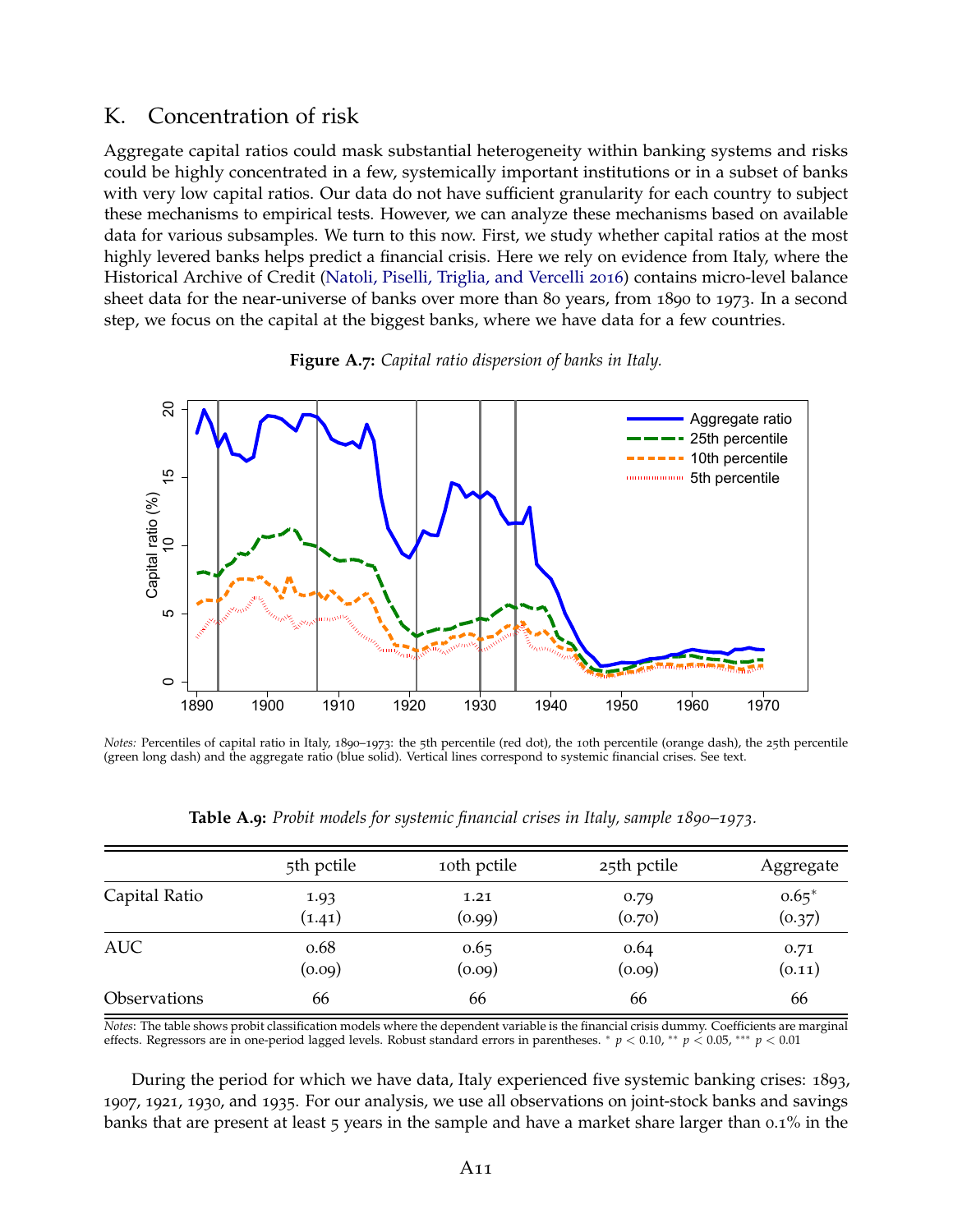## K. Concentration of risk

Aggregate capital ratios could mask substantial heterogeneity within banking systems and risks could be highly concentrated in a few, systemically important institutions or in a subset of banks with very low capital ratios. Our data do not have sufficient granularity for each country to subject these mechanisms to empirical tests. However, we can analyze these mechanisms based on available data for various subsamples. We turn to this now. First, we study whether capital ratios at the most highly levered banks helps predict a financial crisis. Here we rely on evidence from Italy, where the Historical Archive of Credit (Natoli, Piselli, Triglia, and Vercelli 2016) contains micro-level balance sheet data for the near-universe of banks over more than 80 years, from 1890 to 1973. In a second step, we focus on the capital at the biggest banks, where we have data for a few countries.

**Figure A.7:** *Capital ratio dispersion of banks in Italy.*

*Notes:* Percentiles of capital ratio in Italy, 1890–1973: the 5th percentile (red dot), the 10th percentile (orange dash), the 25th percentile (green long dash) and the aggregate ratio (blue solid). Vertical lines correspond to systemic financial crises. See text.

**Table A.9:** *Probit models for systemic financial crises in Italy, sample 1890–1973.*

| | 5th pctile | 10th pctile | 25th pctile | Aggregate |
|---|---|---|---|---|
| Capital Ratio | 1.93 | 1.21 | 0.79 | 0.65* |
| | (1.41) | (0.99) | (0.70) | (0.37) |
| AUC | 0.68 | 0.65 | 0.64 | 0.71 |
| | (0.09) | (0.09) | (0.09) | (0.11) |
| Observations | 66 | 66 | 66 | 66 |

*Notes*: The table shows probit classification models where the dependent variable is the financial crisis dummy. Coefficients are marginal effects. Regressors are in one-period lagged levels. Robust standard errors in parentheses. * $p < 0.10$, ** $p < 0.05$, *** $p < 0.01$

During the period for which we have data, Italy experienced five systemic banking crises: 1893, 1907, 1921, 1930, and 1935. For our analysis, we use all observations on joint-stock banks and savings banks that are present at least 5 years in the sample and have a market share larger than 0.1% in the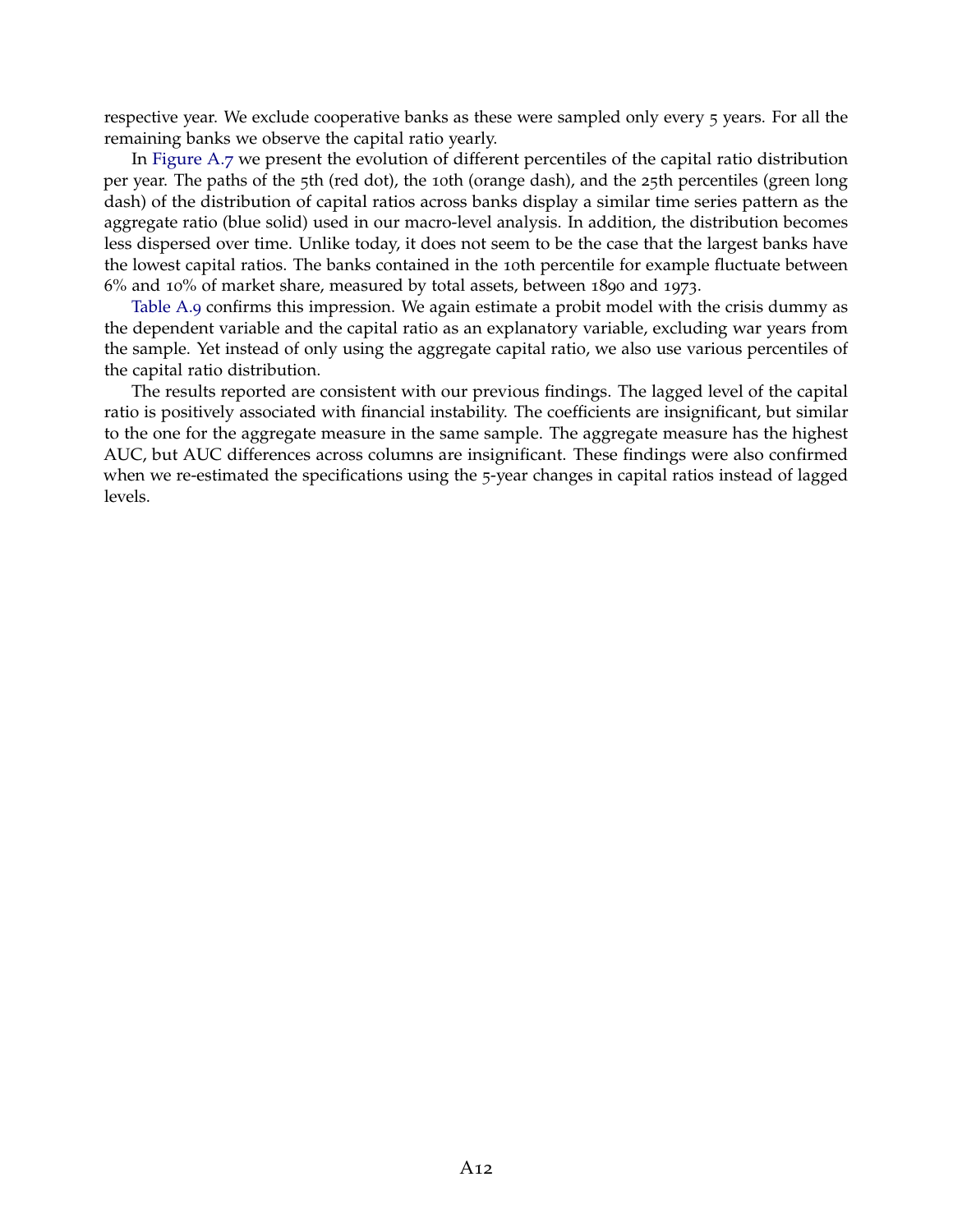respective year. We exclude cooperative banks as these were sampled only every 5 years. For all the remaining banks we observe the capital ratio yearly.

In Figure A.7 we present the evolution of different percentiles of the capital ratio distribution per year. The paths of the 5th (red dot), the 10th (orange dash), and the 25th percentiles (green long dash) of the distribution of capital ratios across banks display a similar time series pattern as the aggregate ratio (blue solid) used in our macro-level analysis. In addition, the distribution becomes less dispersed over time. Unlike today, it does not seem to be the case that the largest banks have the lowest capital ratios. The banks contained in the 10th percentile for example fluctuate between 6% and 10% of market share, measured by total assets, between 1890 and 1973.

Table A.9 confirms this impression. We again estimate a probit model with the crisis dummy as the dependent variable and the capital ratio as an explanatory variable, excluding war years from the sample. Yet instead of only using the aggregate capital ratio, we also use various percentiles of the capital ratio distribution.

The results reported are consistent with our previous findings. The lagged level of the capital ratio is positively associated with financial instability. The coefficients are insignificant, but similar to the one for the aggregate measure in the same sample. The aggregate measure has the highest AUC, but AUC differences across columns are insignificant. These findings were also confirmed when we re-estimated the specifications using the 5-year changes in capital ratios instead of lagged levels.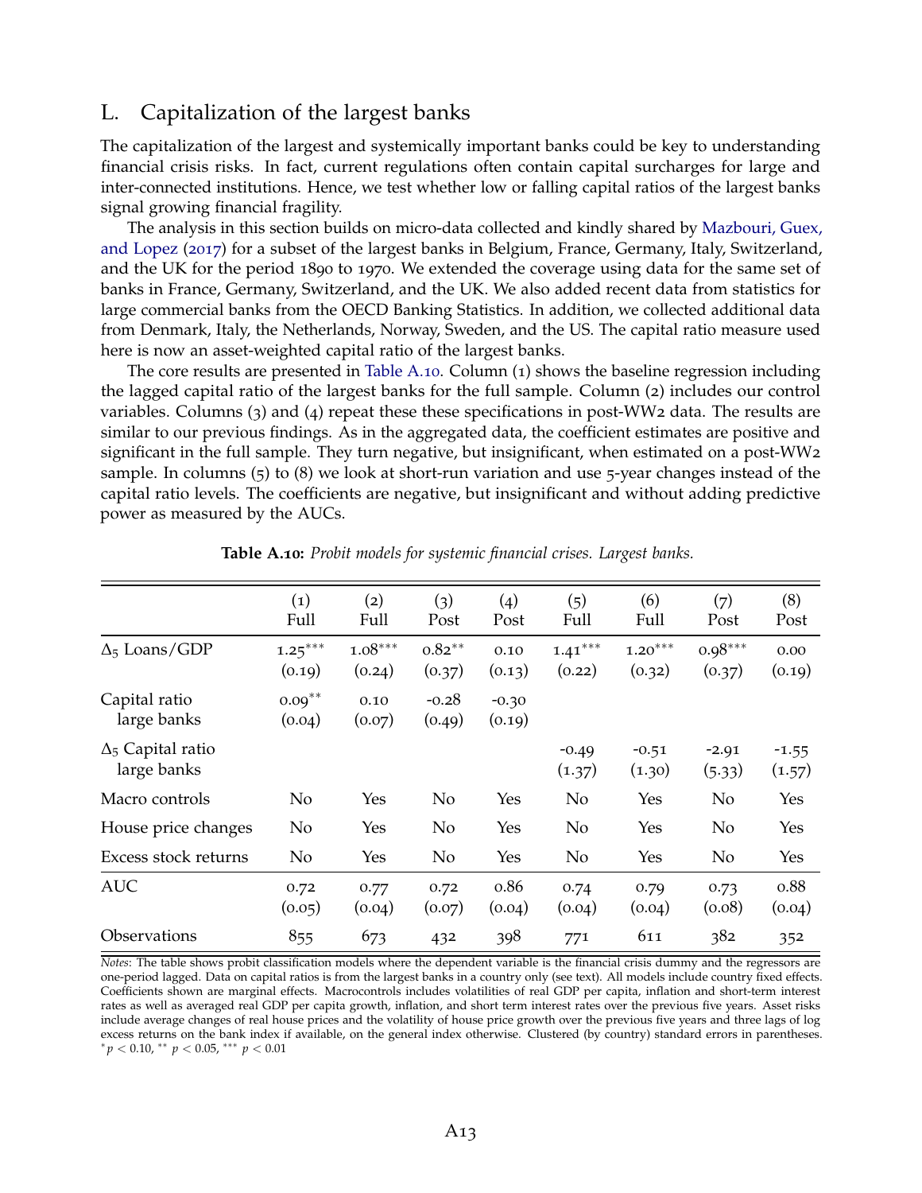## L. Capitalization of the largest banks

The capitalization of the largest and systemically important banks could be key to understanding financial crisis risks. In fact, current regulations often contain capital surcharges for large and inter-connected institutions. Hence, we test whether low or falling capital ratios of the largest banks signal growing financial fragility.

The analysis in this section builds on micro-data collected and kindly shared by Mazbouri, Guex, and Lopez (2017) for a subset of the largest banks in Belgium, France, Germany, Italy, Switzerland, and the UK for the period 1890 to 1970. We extended the coverage using data for the same set of banks in France, Germany, Switzerland, and the UK. We also added recent data from statistics for large commercial banks from the OECD Banking Statistics. In addition, we collected additional data from Denmark, Italy, the Netherlands, Norway, Sweden, and the US. The capital ratio measure used here is now an asset-weighted capital ratio of the largest banks.

The core results are presented in Table A.10. Column (1) shows the baseline regression including the lagged capital ratio of the largest banks for the full sample. Column (2) includes our control variables. Columns (3) and (4) repeat these these specifications in post-WW2 data. The results are similar to our previous findings. As in the aggregated data, the coefficient estimates are positive and significant in the full sample. They turn negative, but insignificant, when estimated on a post-WW2 sample. In columns (5) to (8) we look at short-run variation and use 5-year changes instead of the capital ratio levels. The coefficients are negative, but insignificant and without adding predictive power as measured by the AUCs.

**Table A.10:** *Probit models for systemic financial crises. Largest banks.*

| | (1) Full | (2) Full | (3) Post | (4) Post | (5) Full | (6) Full | (7) Post | (8) Post |
|---|---|---|---|---|---|---|---|---|
| $\Delta_5$ Loans/GDP | $1.25^{***}$ | $1.08^{***}$ | $0.82^{**}$ | 0.10 | $1.41^{***}$ | $1.20^{***}$ | $0.98^{***}$ | 0.00 |
| | (0.19) | (0.24) | (0.37) | (0.13) | (0.22) | (0.32) | (0.37) | (0.19) |
| Capital ratio large banks | $0.09^{**}$ | 0.10 | -0.28 | -0.30 | | | | |
| | (0.04) | (0.07) | (0.49) | (0.19) | | | | |
| $\Delta_5$ Capital ratio large banks | | | | | -0.49 | -0.51 | -2.91 | -1.55 |
| | | | | | (1.37) | (1.30) | (5.33) | (1.57) |
| Macro controls | No | Yes | No | Yes | No | Yes | No | Yes |
| House price changes | No | Yes | No | Yes | No | Yes | No | Yes |
| Excess stock returns | No | Yes | No | Yes | No | Yes | No | Yes |
| AUC | 0.72 | 0.77 | 0.72 | 0.86 | 0.74 | 0.79 | 0.73 | 0.88 |
| | (0.05) | (0.04) | (0.07) | (0.04) | (0.04) | (0.04) | (0.08) | (0.04) |
| Observations | 855 | 673 | 432 | 398 | 771 | 611 | 382 | 352 |

*Notes*: The table shows probit classification models where the dependent variable is the financial crisis dummy and the regressors are one-period lagged. Data on capital ratios is from the largest banks in a country only (see text). All models include country fixed effects. Coefficients shown are marginal effects. Macrocontrols includes volatilities of real GDP per capita, inflation and short-term interest rates as well as averaged real GDP per capita growth, inflation, and short term interest rates over the previous five years. Asset risks include average changes of real house prices and the volatility of house price growth over the previous five years and three lags of log excess returns on the bank index if available, on the general index otherwise. Clustered (by country) standard errors in parentheses. $^{*}p < 0.10$, $^{**}$ $p < 0.05$, $^{***}$ $p < 0.01$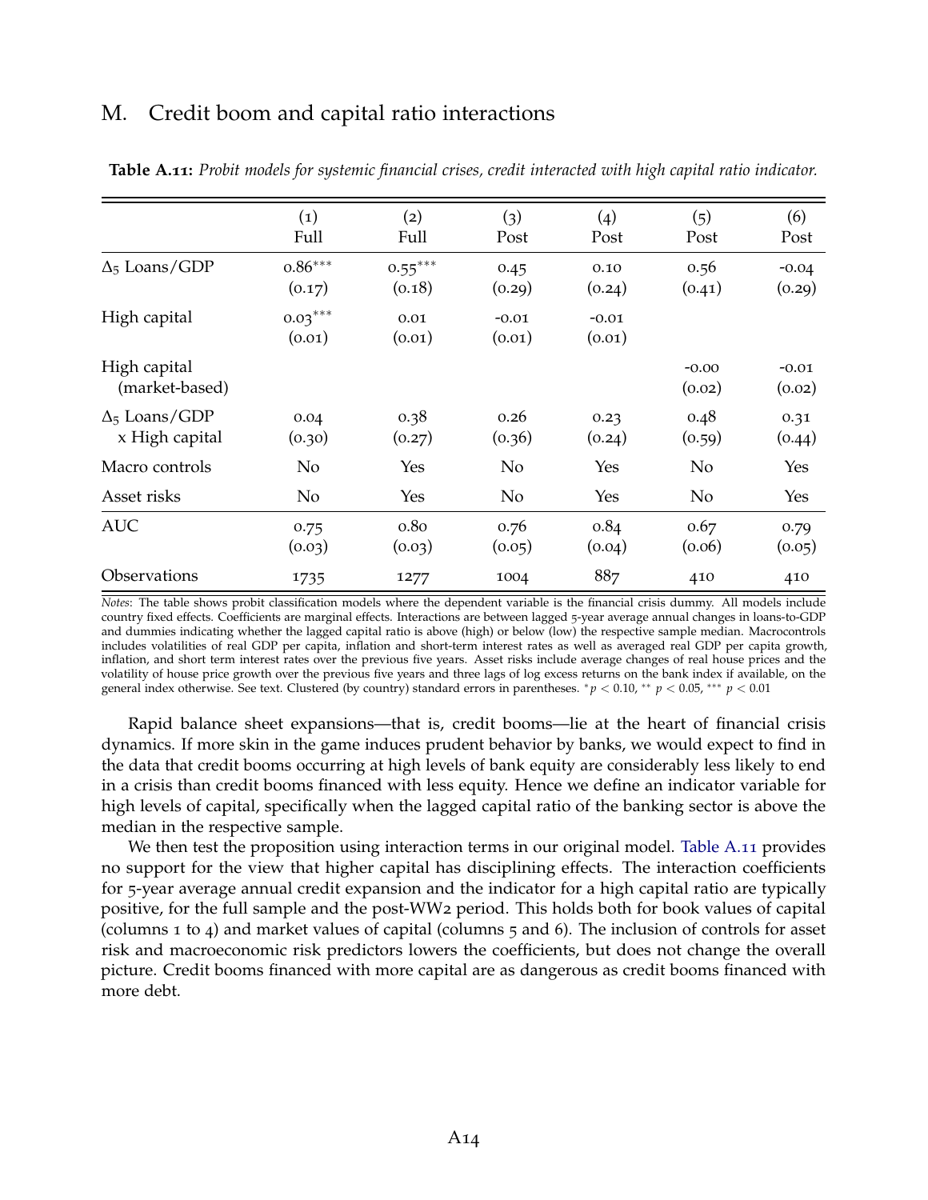## M. Credit boom and capital ratio interactions

**Table A.11:** *Probit models for systemic financial crises, credit interacted with high capital ratio indicator.*

| | (1) Full | (2) Full | (3) Post | (4) Post | (5) Post | (6) Post |
|---|---|---|---|---|---|---|
| $\Delta_5$ Loans/GDP | $0.86^{***}$ | $0.55^{***}$ | 0.45 | 0.10 | 0.56 | -0.04 |
| | (0.17) | (0.18) | (0.29) | (0.24) | (0.41) | (0.29) |
| High capital | $0.03^{***}$ | 0.01 | -0.01 | -0.01 | | |
| | (0.01) | (0.01) | (0.01) | (0.01) | | |
| High capital (market-based) | | | | | -0.00 | -0.01 |
| | | | | | (0.02) | (0.02) |
| $\Delta_5$ Loans/GDP x High capital | 0.04 | 0.38 | 0.26 | 0.23 | 0.48 | 0.31 |
| | (0.30) | (0.27) | (0.36) | (0.24) | (0.59) | (0.44) |
| Macro controls | No | Yes | No | Yes | No | Yes |
| Asset risks | No | Yes | No | Yes | No | Yes |
| AUC | 0.75 | 0.80 | 0.76 | 0.84 | 0.67 | 0.79 |
| | (0.03) | (0.03) | (0.05) | (0.04) | (0.06) | (0.05) |
| Observations | 1735 | 1277 | 1004 | 887 | 410 | 410 |

*Notes*: The table shows probit classification models where the dependent variable is the financial crisis dummy. All models include country fixed effects. Coefficients are marginal effects. Interactions are between lagged 5-year average annual changes in loans-to-GDP and dummies indicating whether the lagged capital ratio is above (high) or below (low) the respective sample median. Macrocontrols includes volatilities of real GDP per capita, inflation and short-term interest rates as well as averaged real GDP per capita growth, inflation, and short term interest rates over the previous five years. Asset risks include average changes of real house prices and the volatility of house price growth over the previous five years and three lags of log excess returns on the bank index if available, on the general index otherwise. See text. Clustered (by country) standard errors in parentheses. $^{*}p < 0.10$, $^{**}$ $p < 0.05$, $^{***}$ $p < 0.01$

Rapid balance sheet expansions—that is, credit booms—lie at the heart of financial crisis dynamics. If more skin in the game induces prudent behavior by banks, we would expect to find in the data that credit booms occurring at high levels of bank equity are considerably less likely to end in a crisis than credit booms financed with less equity. Hence we define an indicator variable for high levels of capital, specifically when the lagged capital ratio of the banking sector is above the median in the respective sample.

We then test the proposition using interaction terms in our original model. Table A.11 provides no support for the view that higher capital has disciplining effects. The interaction coefficients for 5-year average annual credit expansion and the indicator for a high capital ratio are typically positive, for the full sample and the post-WW2 period. This holds both for book values of capital (columns 1 to 4) and market values of capital (columns 5 and 6). The inclusion of controls for asset risk and macroeconomic risk predictors lowers the coefficients, but does not change the overall picture. Credit booms financed with more capital are as dangerous as credit booms financed with more debt.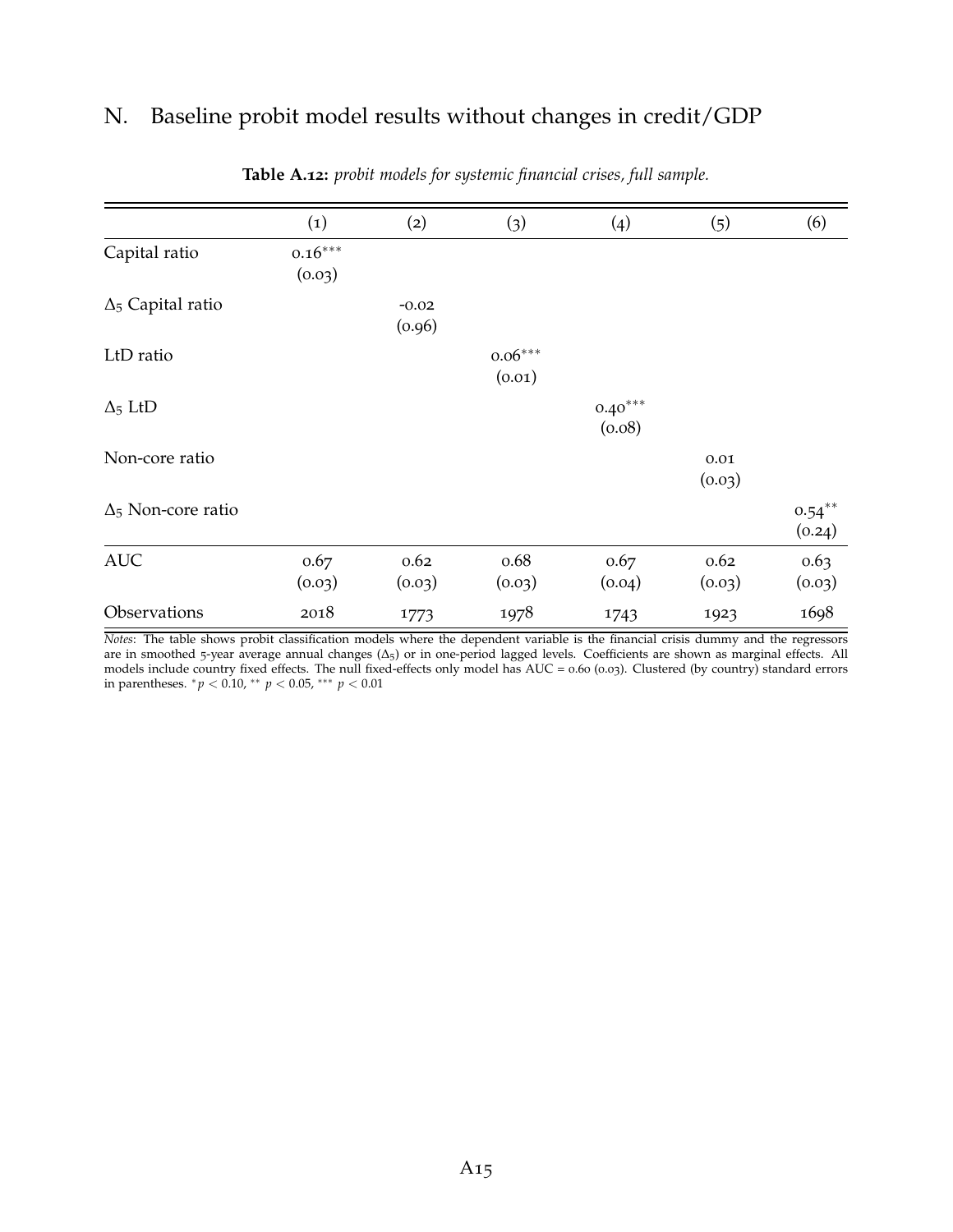## N. Baseline probit model results without changes in credit/GDP

**Table A.12:** *probit models for systemic financial crises, full sample.*

| | (1) | (2) | (3) | (4) | (5) | (6) |
|---|---|---|---|---|---|---|
| Capital ratio | $0.16^{***}$ | | | | | |
| | (0.03) | | | | | |
| $\Delta_5$ Capital ratio | | -0.02 | | | | |
| | | (0.96) | | | | |
| LtD ratio | | | $0.06^{***}$ | | | |
| | | | (0.01) | | | |
| $\Delta_5$ LtD | | | | $0.40^{***}$ | | |
| | | | | (0.08) | | |
| Non-core ratio | | | | | 0.01 | |
| | | | | | (0.03) | |
| $\Delta_5$ Non-core ratio | | | | | | $0.54^{**}$ |
| | | | | | | (0.24) |
| AUC | 0.67 | 0.62 | 0.68 | 0.67 | 0.62 | 0.63 |
| | (0.03) | (0.03) | (0.03) | (0.04) | (0.03) | (0.03) |
| Observations | 2018 | 1773 | 1978 | 1743 | 1923 | 1698 |

*Notes*: The table shows probit classification models where the dependent variable is the financial crisis dummy and the regressors are in smoothed 5-year average annual changes ($\Delta_5$) or in one-period lagged levels. Coefficients are shown as marginal effects. All models include country fixed effects. The null fixed-effects only model has AUC = 0.60 (0.03). Clustered (by country) standard errors in parentheses. $^{*}p < 0.10$, $^{**}$ $p < 0.05$, $^{***}$ $p < 0.01$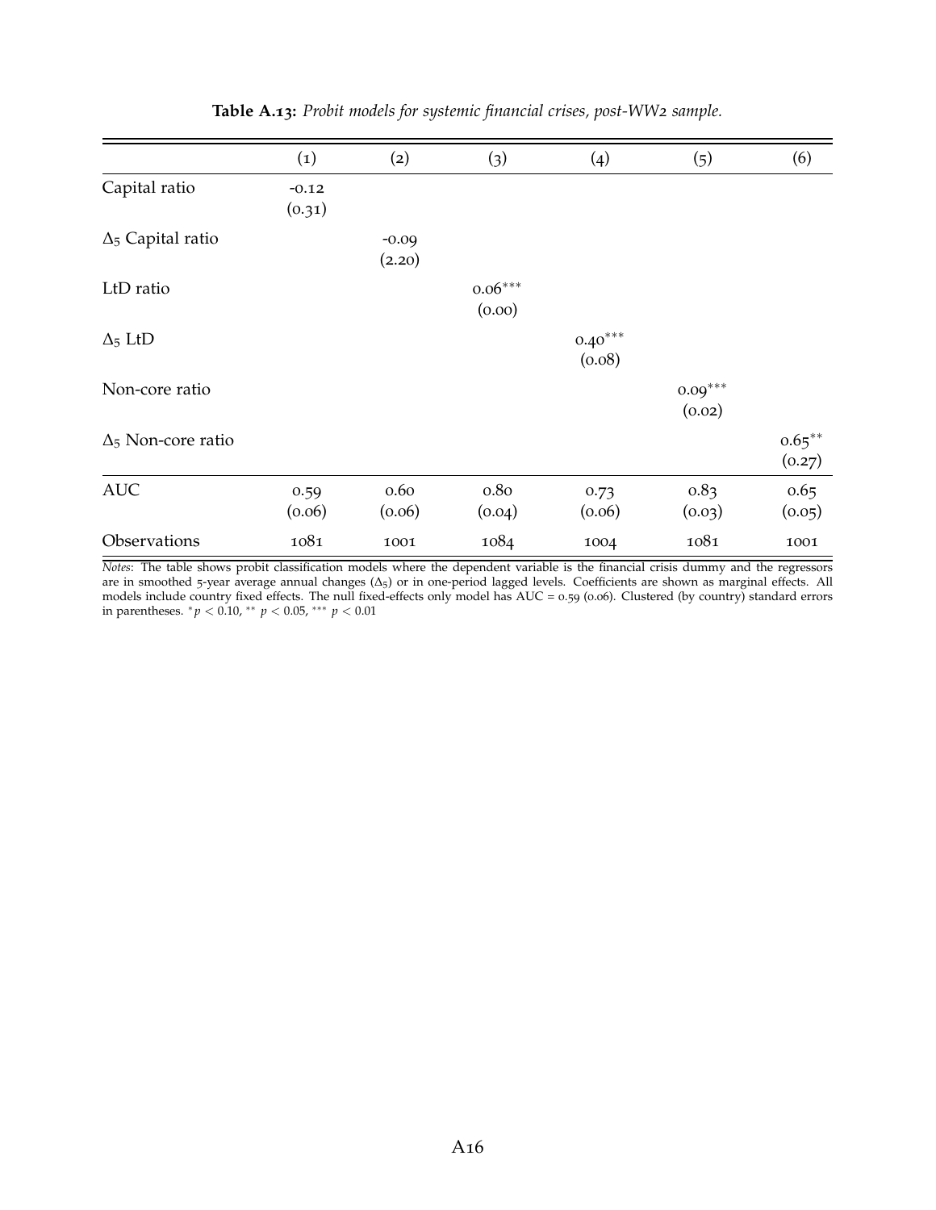**Table A.13:** *Probit models for systemic financial crises, post-WW2 sample.*

| | (1) | (2) | (3) | (4) | (5) | (6) |
|---|---|---|---|---|---|---|
| Capital ratio | -0.12 | | | | | |
| | (0.31) | | | | | |
| $\Delta_5$ Capital ratio | | -0.09 | | | | |
| | | (2.20) | | | | |
| LtD ratio | | | $0.06^{***}$ | | | |
| | | | (0.00) | | | |
| $\Delta_5$ LtD | | | | $0.40^{***}$ | | |
| | | | | (0.08) | | |
| Non-core ratio | | | | | $0.09^{***}$ | |
| | | | | | (0.02) | |
| $\Delta_5$ Non-core ratio | | | | | | $0.65^{**}$ |
| | | | | | | (0.27) |
| AUC | 0.59 | 0.60 | 0.80 | 0.73 | 0.83 | 0.65 |
| | (0.06) | (0.06) | (0.04) | (0.06) | (0.03) | (0.05) |
| Observations | 1081 | 1001 | 1084 | 1004 | 1081 | 1001 |

*Notes*: The table shows probit classification models where the dependent variable is the financial crisis dummy and the regressors are in smoothed 5-year average annual changes ($\Delta_5$) or in one-period lagged levels. Coefficients are shown as marginal effects. All models include country fixed effects. The null fixed-effects only model has AUC = 0.59 (0.06). Clustered (by country) standard errors in parentheses. $^{*}p < 0.10$, $^{**}$ $p < 0.05$, $^{***}$ $p < 0.01$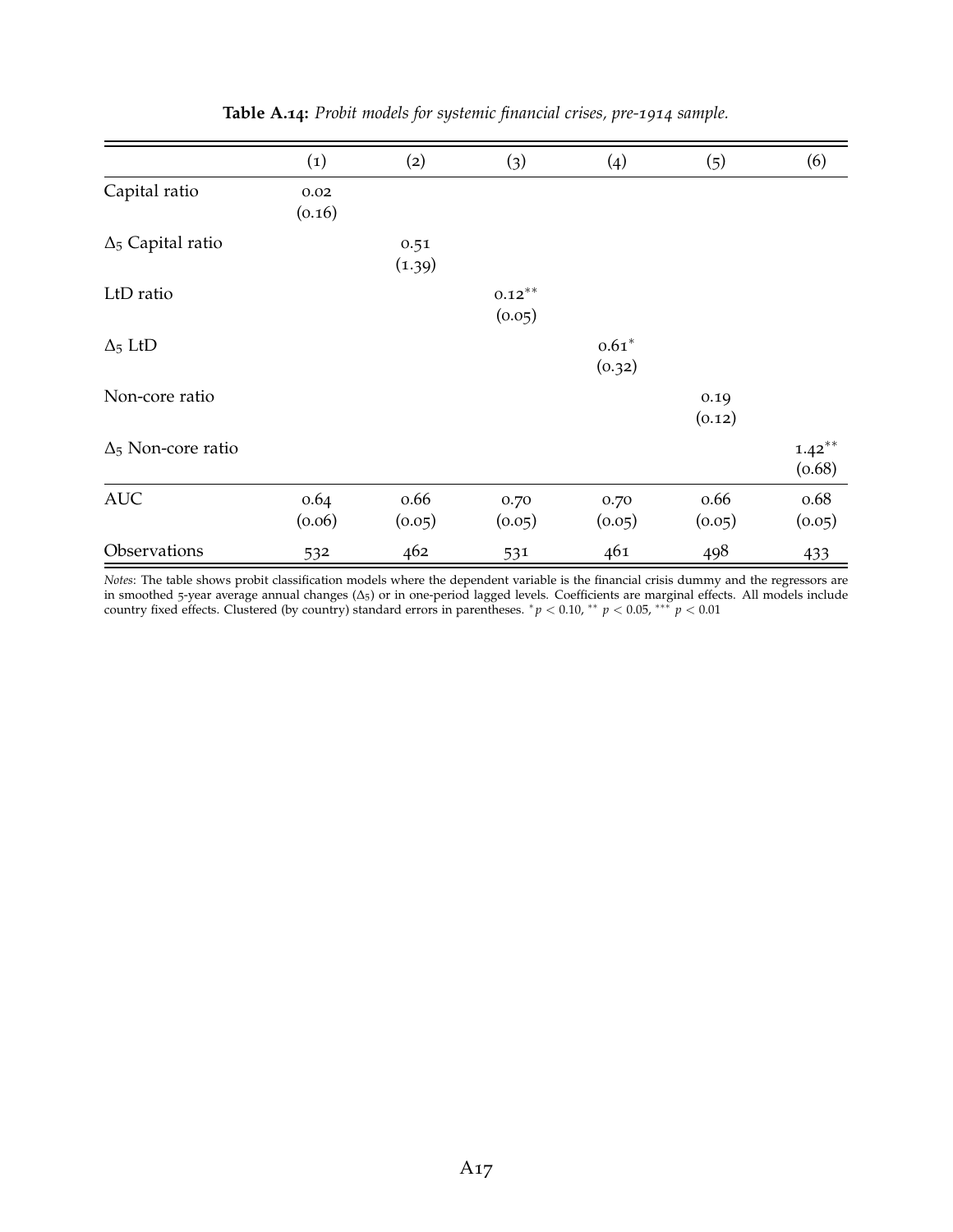**Table A.14:** *Probit models for systemic financial crises, pre-1914 sample.*

| | (1) | (2) | (3) | (4) | (5) | (6) |
|---|---|---|---|---|---|---|
| Capital ratio | 0.02 | | | | | |
| | (0.16) | | | | | |
| $\Delta_5$ Capital ratio | | 0.51 | | | | |
| | | (1.39) | | | | |
| LtD ratio | | | $0.12^{**}$ | | | |
| | | | (0.05) | | | |
| $\Delta_5$ LtD | | | | $0.61^{*}$ | | |
| | | | | (0.32) | | |
| Non-core ratio | | | | | 0.19 | |
| | | | | | (0.12) | |
| $\Delta_5$ Non-core ratio | | | | | | $1.42^{**}$ |
| | | | | | | (0.68) |
| AUC | 0.64 | 0.66 | 0.70 | 0.70 | 0.66 | 0.68 |
| | (0.06) | (0.05) | (0.05) | (0.05) | (0.05) | (0.05) |
| Observations | 532 | 462 | 531 | 461 | 498 | 433 |

*Notes*: The table shows probit classification models where the dependent variable is the financial crisis dummy and the regressors are in smoothed 5-year average annual changes ($\Delta_5$) or in one-period lagged levels. Coefficients are marginal effects. All models include country fixed effects. Clustered (by country) standard errors in parentheses. $^{*}p < 0.10$, $^{**}$ $p < 0.05$, $^{***}$ $p < 0.01$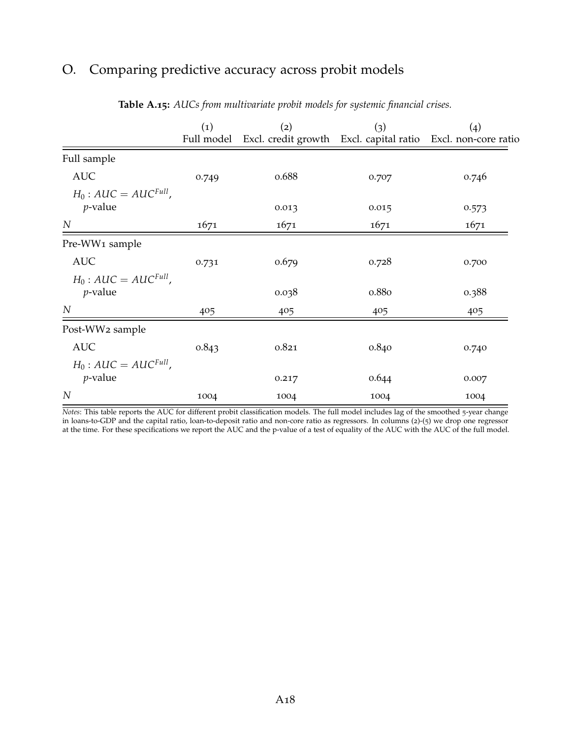## O. Comparing predictive accuracy across probit models

**Table A.15:** *AUCs from multivariate probit models for systemic financial crises.*

| | (1) Full model | (2) Excl. credit growth | (3) Excl. capital ratio | (4) Excl. non-core ratio |
|---|---|---|---|---|
| Full sample | | | | |
| AUC | 0.749 | 0.688 | 0.707 | 0.746 |
| $H_0 : AUC = AUC^{Full}$, $p$-value | | 0.013 | 0.015 | 0.573 |
| $N$ | 1671 | 1671 | 1671 | 1671 |
| Pre-WW1 sample | | | | |
| AUC | 0.731 | 0.679 | 0.728 | 0.700 |
| $H_0 : AUC = AUC^{Full}$, $p$-value | | 0.038 | 0.880 | 0.388 |
| $N$ | 405 | 405 | 405 | 405 |
| Post-WW2 sample | | | | |
| AUC | 0.843 | 0.821 | 0.840 | 0.740 |
| $H_0 : AUC = AUC^{Full}$, $p$-value | | 0.217 | 0.644 | 0.007 |
| $N$ | 1004 | 1004 | 1004 | 1004 |

*Notes*: This table reports the AUC for different probit classification models. The full model includes lag of the smoothed 5-year change in loans-to-GDP and the capital ratio, loan-to-deposit ratio and non-core ratio as regressors. In columns (2)-(5) we drop one regressor at the time. For these specifications we report the AUC and the p-value of a test of equality of the AUC with the AUC of the full model.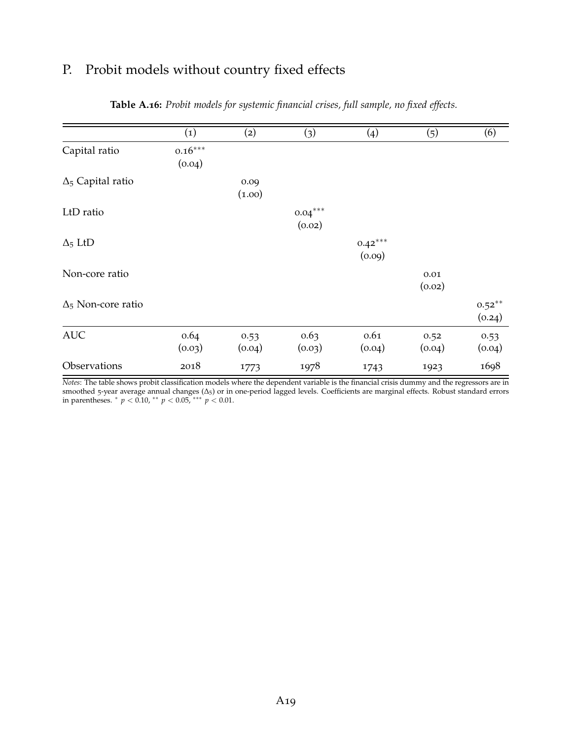## P. Probit models without country fixed effects

**Table A.16:** *Probit models for systemic financial crises, full sample, no fixed effects.*

| | (1) | (2) | (3) | (4) | (5) | (6) |
|---|---|---|---|---|---|---|
| Capital ratio | $0.16^{***}$ | | | | | |
| | (0.04) | | | | | |
| $\Delta_5$ Capital ratio | | 0.09 | | | | |
| | | (1.00) | | | | |
| LtD ratio | | | $0.04^{***}$ | | | |
| | | | (0.02) | | | |
| $\Delta_5$ LtD | | | | $0.42^{***}$ | | |
| | | | | (0.09) | | |
| Non-core ratio | | | | | 0.01 | |
| | | | | | (0.02) | |
| $\Delta_5$ Non-core ratio | | | | | | $0.52^{**}$ |
| | | | | | | (0.24) |
| AUC | 0.64 | 0.53 | 0.63 | 0.61 | 0.52 | 0.53 |
| | (0.03) | (0.04) | (0.03) | (0.04) | (0.04) | (0.04) |
| Observations | 2018 | 1773 | 1978 | 1743 | 1923 | 1698 |

*Notes*: The table shows probit classification models where the dependent variable is the financial crisis dummy and the regressors are in smoothed 5-year average annual changes ($\Delta_5$) or in one-period lagged levels. Coefficients are marginal effects. Robust standard errors in parentheses. $^{*}$ $p < 0.10$, $^{**}$ $p < 0.05$, $^{***}$ $p < 0.01$.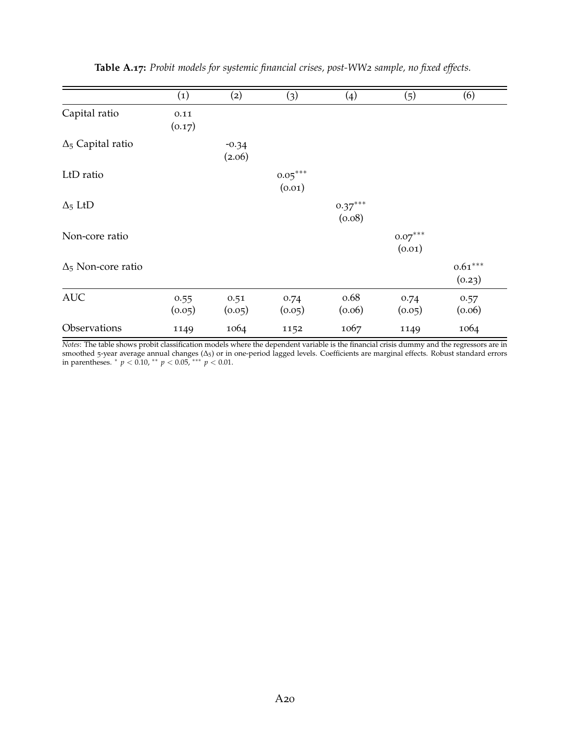**Table A.17:** *Probit models for systemic financial crises, post-WW2 sample, no fixed effects.*

| | (1) | (2) | (3) | (4) | (5) | (6) |
|---|---|---|---|---|---|---|
| Capital ratio | 0.11 | | | | | |
| | (0.17) | | | | | |
| $\Delta_5$ Capital ratio | | -0.34 | | | | |
| | | (2.06) | | | | |
| LtD ratio | | | $0.05^{***}$ | | | |
| | | | (0.01) | | | |
| $\Delta_5$ LtD | | | | $0.37^{***}$ | | |
| | | | | (0.08) | | |
| Non-core ratio | | | | | $0.07^{***}$ | |
| | | | | | (0.01) | |
| $\Delta_5$ Non-core ratio | | | | | | $0.61^{***}$ |
| | | | | | | (0.23) |
| AUC | 0.55 | 0.51 | 0.74 | 0.68 | 0.74 | 0.57 |
| | (0.05) | (0.05) | (0.05) | (0.06) | (0.05) | (0.06) |
| Observations | 1149 | 1064 | 1152 | 1067 | 1149 | 1064 |

*Notes*: The table shows probit classification models where the dependent variable is the financial crisis dummy and the regressors are in smoothed 5-year average annual changes ($\Delta_5$) or in one-period lagged levels. Coefficients are marginal effects. Robust standard errors in parentheses. $^{*}$ $p < 0.10$, $^{**}$ $p < 0.05$, $^{***}$ $p < 0.01$.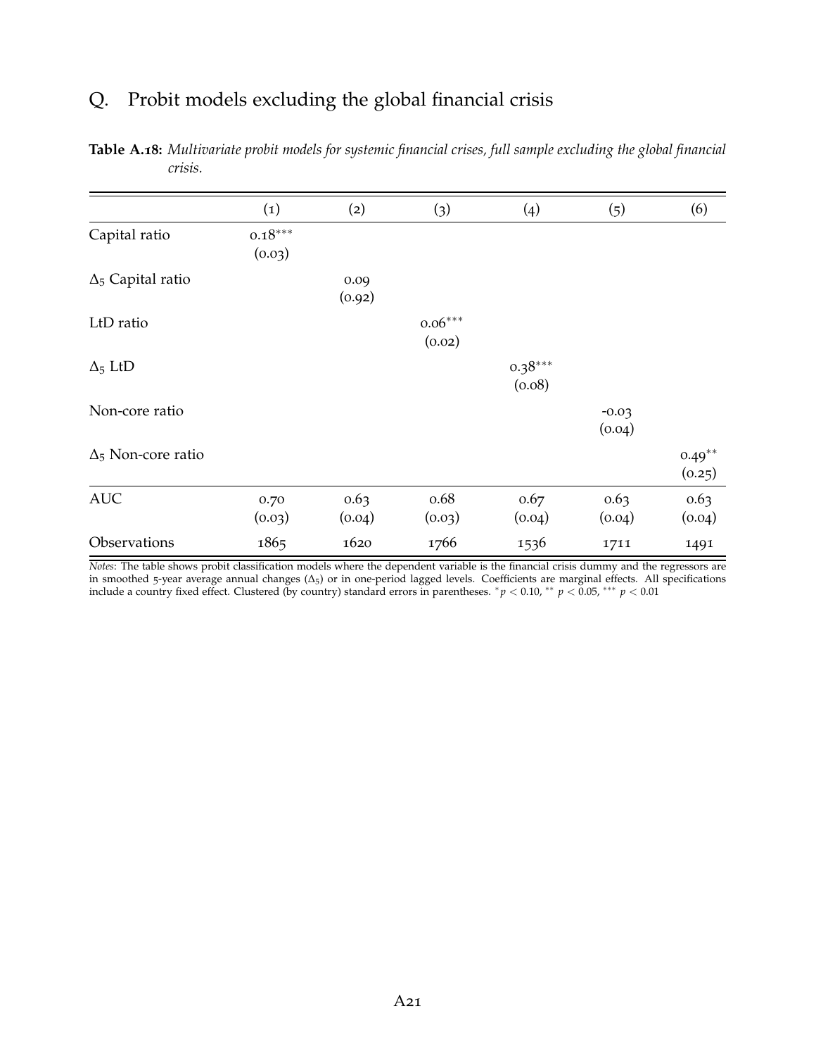## Q. Probit models excluding the global financial crisis

**Table A.18:** *Multivariate probit models for systemic financial crises, full sample excluding the global financial crisis.*

| | (1) | (2) | (3) | (4) | (5) | (6) |
|---|---|---|---|---|---|---|
| Capital ratio | $0.18^{***}$ | | | | | |
| | (0.03) | | | | | |
| $\Delta_5$ Capital ratio | | 0.09 | | | | |
| | | (0.92) | | | | |
| LtD ratio | | | $0.06^{***}$ | | | |
| | | | (0.02) | | | |
| $\Delta_5$ LtD | | | | $0.38^{***}$ | | |
| | | | | (0.08) | | |
| Non-core ratio | | | | | -0.03 | |
| | | | | | (0.04) | |
| $\Delta_5$ Non-core ratio | | | | | | $0.49^{**}$ |
| | | | | | | (0.25) |
| AUC | 0.70 | 0.63 | 0.68 | 0.67 | 0.63 | 0.63 |
| | (0.03) | (0.04) | (0.03) | (0.04) | (0.04) | (0.04) |
| Observations | 1865 | 1620 | 1766 | 1536 | 1711 | 1491 |

*Notes*: The table shows probit classification models where the dependent variable is the financial crisis dummy and the regressors are in smoothed 5-year average annual changes ($\Delta_5$) or in one-period lagged levels. Coefficients are marginal effects. All specifications include a country fixed effect. Clustered (by country) standard errors in parentheses. $^{*}p < 0.10$, $^{**}$ $p < 0.05$, $^{***}$ $p < 0.01$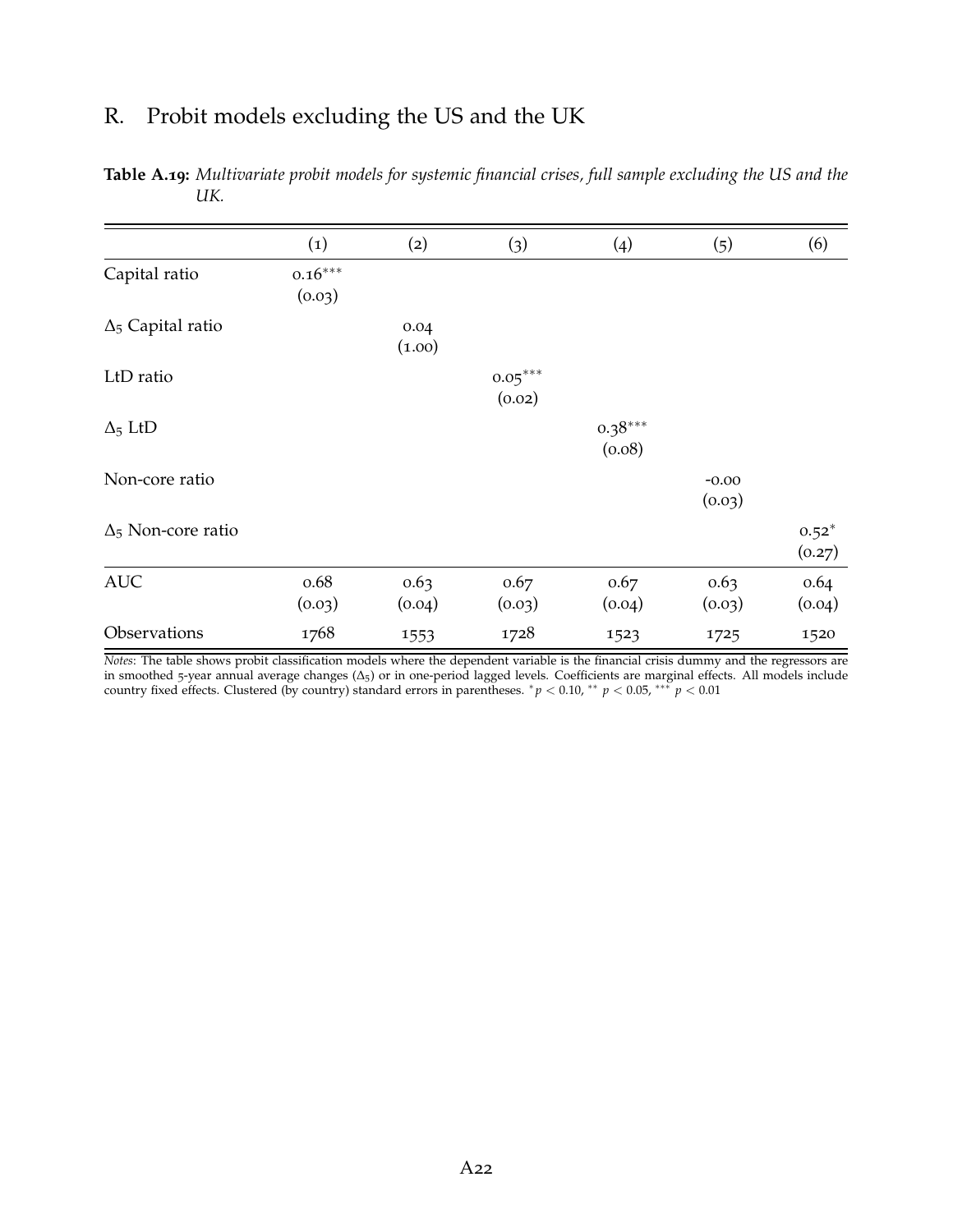## R. Probit models excluding the US and the UK

**Table A.19:** *Multivariate probit models for systemic financial crises, full sample excluding the US and the UK.*

| | (1) | (2) | (3) | (4) | (5) | (6) |
|---|---|---|---|---|---|---|
| Capital ratio | $0.16^{***}$ | | | | | |
| | (0.03) | | | | | |
| $\Delta_5$ Capital ratio | | 0.04 | | | | |
| | | (1.00) | | | | |
| LtD ratio | | | $0.05^{***}$ | | | |
| | | | (0.02) | | | |
| $\Delta_5$ LtD | | | | $0.38^{***}$ | | |
| | | | | (0.08) | | |
| Non-core ratio | | | | | -0.00 | |
| | | | | | (0.03) | |
| $\Delta_5$ Non-core ratio | | | | | | $0.52^{*}$ |
| | | | | | | (0.27) |
| AUC | 0.68 | 0.63 | 0.67 | 0.67 | 0.63 | 0.64 |
| | (0.03) | (0.04) | (0.03) | (0.04) | (0.03) | (0.04) |
| Observations | 1768 | 1553 | 1728 | 1523 | 1725 | 1520 |

*Notes*: The table shows probit classification models where the dependent variable is the financial crisis dummy and the regressors are in smoothed 5-year annual average changes ($\Delta_5$) or in one-period lagged levels. Coefficients are marginal effects. All models include country fixed effects. Clustered (by country) standard errors in parentheses. $^{*}p < 0.10$, $^{**}$ $p < 0.05$, $^{***}$ $p < 0.01$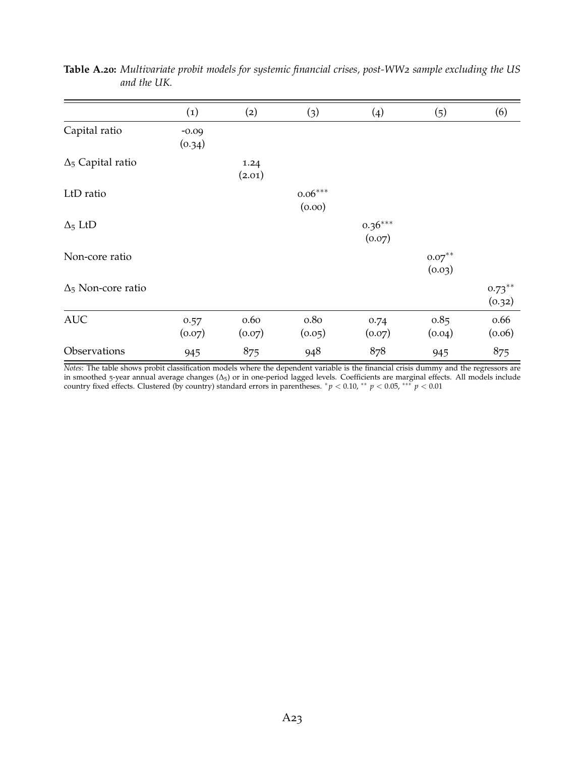**Table A.20:** *Multivariate probit models for systemic financial crises, post-WW2 sample excluding the US and the UK.*

| | (1) | (2) | (3) | (4) | (5) | (6) |
|---|---|---|---|---|---|---|
| Capital ratio | -0.09 | | | | | |
| | (0.34) | | | | | |
| $\Delta_5$ Capital ratio | | 1.24 | | | | |
| | | (2.01) | | | | |
| LtD ratio | | | $0.06^{***}$ | | | |
| | | | (0.00) | | | |
| $\Delta_5$ LtD | | | | $0.36^{***}$ | | |
| | | | | (0.07) | | |
| Non-core ratio | | | | | $0.07^{**}$ | |
| | | | | | (0.03) | |
| $\Delta_5$ Non-core ratio | | | | | | $0.73^{**}$ |
| | | | | | | (0.32) |
| AUC | 0.57 | 0.60 | 0.80 | 0.74 | 0.85 | 0.66 |
| | (0.07) | (0.07) | (0.05) | (0.07) | (0.04) | (0.06) |
| Observations | 945 | 875 | 948 | 878 | 945 | 875 |

*Notes*: The table shows probit classification models where the dependent variable is the financial crisis dummy and the regressors are in smoothed 5-year annual average changes ($\Delta_5$) or in one-period lagged levels. Coefficients are marginal effects. All models include country fixed effects. Clustered (by country) standard errors in parentheses. $^{*}p < 0.10$, $^{**}$ $p < 0.05$, $^{***}$ $p < 0.01$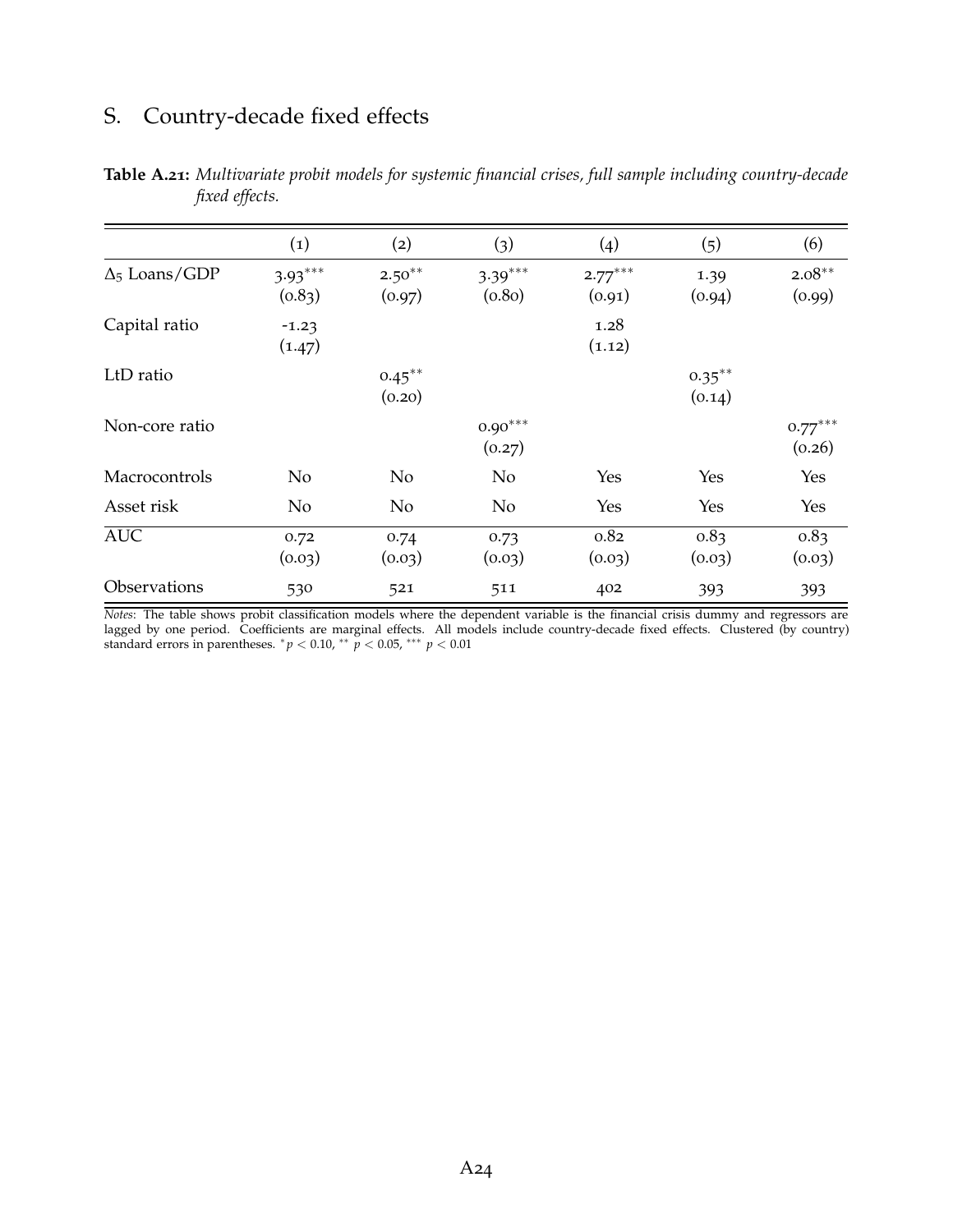## S. Country-decade fixed effects

**Table A.21:** *Multivariate probit models for systemic financial crises, full sample including country-decade fixed effects.*

| | (1) | (2) | (3) | (4) | (5) | (6) |
|---|---|---|---|---|---|---|
| $\Delta_5$ Loans/GDP | $3.93^{***}$ | $2.50^{**}$ | $3.39^{***}$ | $2.77^{***}$ | 1.39 | $2.08^{**}$ |
| | (0.83) | (0.97) | (0.80) | (0.91) | (0.94) | (0.99) |
| Capital ratio | -1.23 | | | 1.28 | | |
| | (1.47) | | | (1.12) | | |
| LtD ratio | | $0.45^{**}$ | | | $0.35^{**}$ | |
| | | (0.20) | | | (0.14) | |
| Non-core ratio | | | $0.90^{***}$ | | | $0.77^{***}$ |
| | | | (0.27) | | | (0.26) |
| Macrocontrols | No | No | No | Yes | Yes | Yes |
| Asset risk | No | No | No | Yes | Yes | Yes |
| AUC | 0.72 | 0.74 | 0.73 | 0.82 | 0.83 | 0.83 |
| | (0.03) | (0.03) | (0.03) | (0.03) | (0.03) | (0.03) |
| Observations | 530 | 521 | 511 | 402 | 393 | 393 |

*Notes*: The table shows probit classification models where the dependent variable is the financial crisis dummy and regressors are lagged by one period. Coefficients are marginal effects. All models include country-decade fixed effects. Clustered (by country) standard errors in parentheses. $^{*}p < 0.10$, $^{**}$ $p < 0.05$, $^{***}$ $p < 0.01$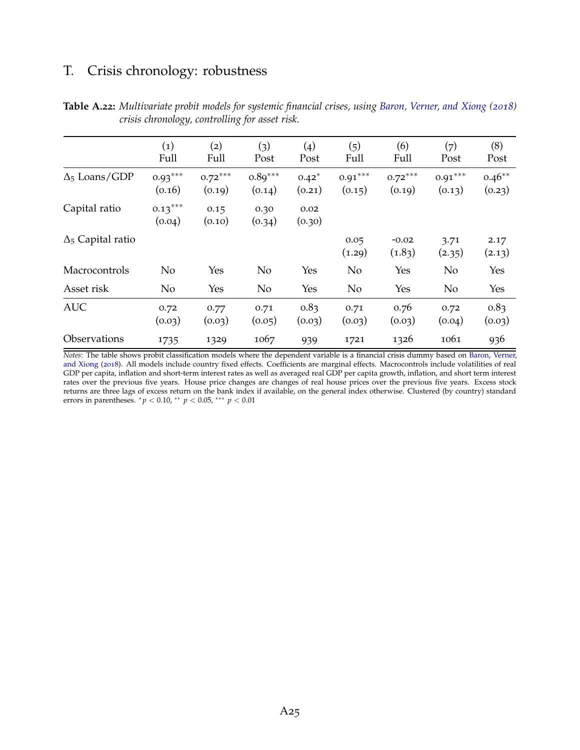## T. Crisis chronology: robustness

**Table A.22:** *Multivariate probit models for systemic financial crises, using Baron, Verner, and Xiong (2018) crisis chronology, controlling for asset risk.*

| | (1) Full | (2) Full | (3) Post | (4) Post | (5) Full | (6) Full | (7) Post | (8) Post |
|---|---|---|---|---|---|---|---|---|
| $\Delta_5$ Loans/GDP | $0.93^{***}$ | $0.72^{***}$ | $0.89^{***}$ | $0.42^{*}$ | $0.91^{***}$ | $0.72^{***}$ | $0.91^{***}$ | $0.46^{**}$ |
| | (0.16) | (0.19) | (0.14) | (0.21) | (0.15) | (0.19) | (0.13) | (0.23) |
| Capital ratio | $0.13^{***}$ | 0.15 | 0.30 | 0.02 | | | | |
| | (0.04) | (0.10) | (0.34) | (0.30) | | | | |
| $\Delta_5$ Capital ratio | | | | | 0.05 | -0.02 | 3.71 | 2.17 |
| | | | | | (1.29) | (1.83) | (2.35) | (2.13) |
| Macrocontrols | No | Yes | No | Yes | No | Yes | No | Yes |
| Asset risk | No | Yes | No | Yes | No | Yes | No | Yes |
| AUC | 0.72 | 0.77 | 0.71 | 0.83 | 0.71 | 0.76 | 0.72 | 0.83 |
| | (0.03) | (0.03) | (0.05) | (0.03) | (0.03) | (0.03) | (0.04) | (0.03) |
| Observations | 1735 | 1329 | 1067 | 939 | 1721 | 1326 | 1061 | 936 |

*Notes*: The table shows probit classification models where the dependent variable is a financial crisis dummy based on Baron, Verner, and Xiong (2018). All models include country fixed effects. Coefficients are marginal effects. Macrocontrols include volatilities of real GDP per capita, inflation and short-term interest rates as well as averaged real GDP per capita growth, inflation, and short term interest rates over the previous five years. House price changes are changes of real house prices over the previous five years. Excess stock returns are three lags of excess return on the bank index if available, on the general index otherwise. Clustered (by country) standard errors in parentheses. $^{*}p < 0.10$, $^{**}$ $p < 0.05$, $^{***}$ $p < 0.01$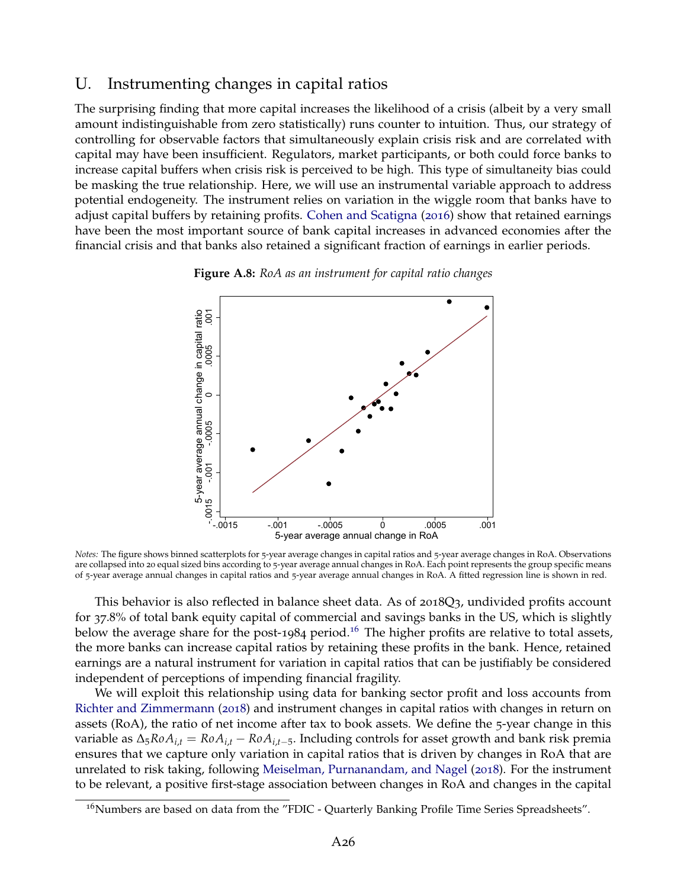## U. Instrumenting changes in capital ratios

The surprising finding that more capital increases the likelihood of a crisis (albeit by a very small amount indistinguishable from zero statistically) runs counter to intuition. Thus, our strategy of controlling for observable factors that simultaneously explain crisis risk and are correlated with capital may have been insufficient. Regulators, market participants, or both could force banks to increase capital buffers when crisis risk is perceived to be high. This type of simultaneity bias could be masking the true relationship. Here, we will use an instrumental variable approach to address potential endogeneity. The instrument relies on variation in the wiggle room that banks have to adjust capital buffers by retaining profits. Cohen and Scatigna (2016) show that retained earnings have been the most important source of bank capital increases in advanced economies after the financial crisis and that banks also retained a significant fraction of earnings in earlier periods.

**Figure A.8:** *RoA as an instrument for capital ratio changes*

*Notes:* The figure shows binned scatterplots for 5-year average changes in capital ratios and 5-year average changes in RoA. Observations are collapsed into 20 equal sized bins according to 5-year average annual changes in RoA. Each point represents the group specific means of 5-year average annual changes in capital ratios and 5-year average annual changes in RoA. A fitted regression line is shown in red.

This behavior is also reflected in balance sheet data. As of 2018Q3, undivided profits account for 37.8% of total bank equity capital of commercial and savings banks in the US, which is slightly below the average share for the post-1984 period.[16] The higher profits are relative to total assets, the more banks can increase capital ratios by retaining these profits in the bank. Hence, retained earnings are a natural instrument for variation in capital ratios that can be justifiably be considered independent of perceptions of impending financial fragility.

We will exploit this relationship using data for banking sector profit and loss accounts from Richter and Zimmermann (2018) and instrument changes in capital ratios with changes in return on assets (RoA), the ratio of net income after tax to book assets. We define the 5-year change in this variable as $\Delta_5 RoA_{i,t} = RoA_{i,t} - RoA_{i,t-5}$. Including controls for asset growth and bank risk premia ensures that we capture only variation in capital ratios that is driven by changes in RoA that are unrelated to risk taking, following Meiselman, Purnanandam, and Nagel (2018). For the instrument to be relevant, a positive first-stage association between changes in RoA and changes in the capital

[16] Numbers are based on data from the "FDIC - Quarterly Banking Profile Time Series Spreadsheets".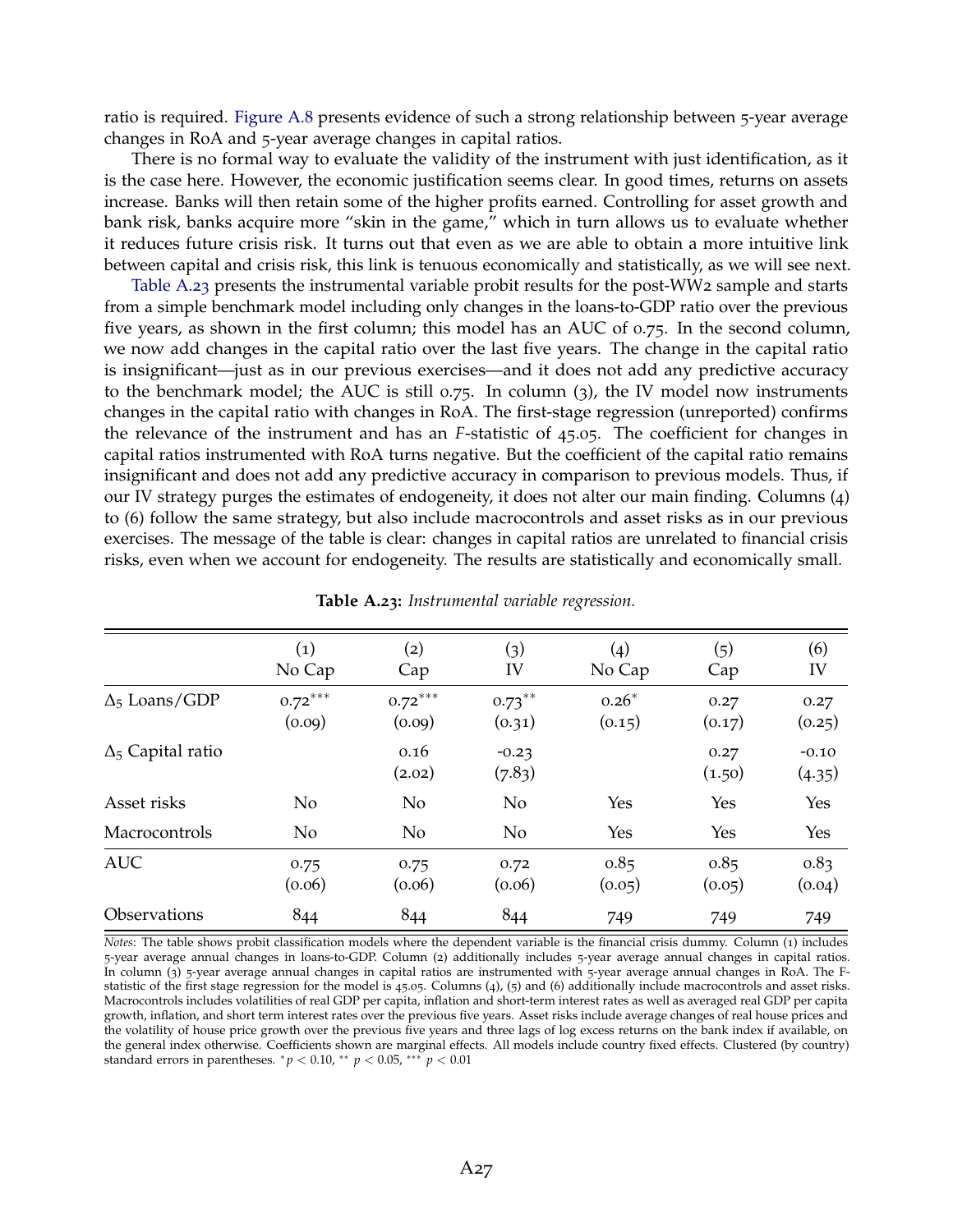ratio is required. Figure A.8 presents evidence of such a strong relationship between 5-year average changes in RoA and 5-year average changes in capital ratios.

There is no formal way to evaluate the validity of the instrument with just identification, as it is the case here. However, the economic justification seems clear. In good times, returns on assets increase. Banks will then retain some of the higher profits earned. Controlling for asset growth and bank risk, banks acquire more "skin in the game," which in turn allows us to evaluate whether it reduces future crisis risk. It turns out that even as we are able to obtain a more intuitive link between capital and crisis risk, this link is tenuous economically and statistically, as we will see next.

Table A.23 presents the instrumental variable probit results for the post-WW2 sample and starts from a simple benchmark model including only changes in the loans-to-GDP ratio over the previous five years, as shown in the first column; this model has an AUC of 0.75. In the second column, we now add changes in the capital ratio over the last five years. The change in the capital ratio is insignificant—just as in our previous exercises—and it does not add any predictive accuracy to the benchmark model; the AUC is still 0.75. In column (3), the IV model now instruments changes in the capital ratio with changes in RoA. The first-stage regression (unreported) confirms the relevance of the instrument and has an $F$-statistic of 45.05. The coefficient for changes in capital ratios instrumented with RoA turns negative. But the coefficient of the capital ratio remains insignificant and does not add any predictive accuracy in comparison to previous models. Thus, if our IV strategy purges the estimates of endogeneity, it does not alter our main finding. Columns (4) to (6) follow the same strategy, but also include macrocontrols and asset risks as in our previous exercises. The message of the table is clear: changes in capital ratios are unrelated to financial crisis risks, even when we account for endogeneity. The results are statistically and economically small.

**Table A.23:** *Instrumental variable regression.*

| | (1) No Cap | (2) Cap | (3) IV | (4) No Cap | (5) Cap | (6) IV |
|---|---|---|---|---|---|---|
| $\Delta_5$ Loans/GDP | $0.72^{***}$ | $0.72^{***}$ | $0.73^{**}$ | $0.26^{*}$ | 0.27 | 0.27 |
| | (0.09) | (0.09) | (0.31) | (0.15) | (0.17) | (0.25) |
| $\Delta_5$ Capital ratio | | 0.16 | -0.23 | | 0.27 | -0.10 |
| | | (2.02) | (7.83) | | (1.50) | (4.35) |
| Asset risks | No | No | No | Yes | Yes | Yes |
| Macrocontrols | No | No | No | Yes | Yes | Yes |
| AUC | 0.75 | 0.75 | 0.72 | 0.85 | 0.85 | 0.83 |
| | (0.06) | (0.06) | (0.06) | (0.05) | (0.05) | (0.04) |
| Observations | 844 | 844 | 844 | 749 | 749 | 749 |

*Notes*: The table shows probit classification models where the dependent variable is the financial crisis dummy. Column (1) includes 5-year average annual changes in loans-to-GDP. Column (2) additionally includes 5-year average annual changes in capital ratios. In column (3) 5-year average annual changes in capital ratios are instrumented with 5-year average annual changes in RoA. The F-statistic of the first stage regression for the model is 45.05. Columns (4), (5) and (6) additionally include macrocontrols and asset risks. Macrocontrols includes volatilities of real GDP per capita, inflation and short-term interest rates as well as averaged real GDP per capita growth, inflation, and short term interest rates over the previous five years. Asset risks include average changes of real house prices and the volatility of house price growth over the previous five years and three lags of log excess returns on the bank index if available, on the general index otherwise. Coefficients shown are marginal effects. All models include country fixed effects. Clustered (by country) standard errors in parentheses. $^{*}p < 0.10$, $^{**}$ $p < 0.05$, $^{***}$ $p < 0.01$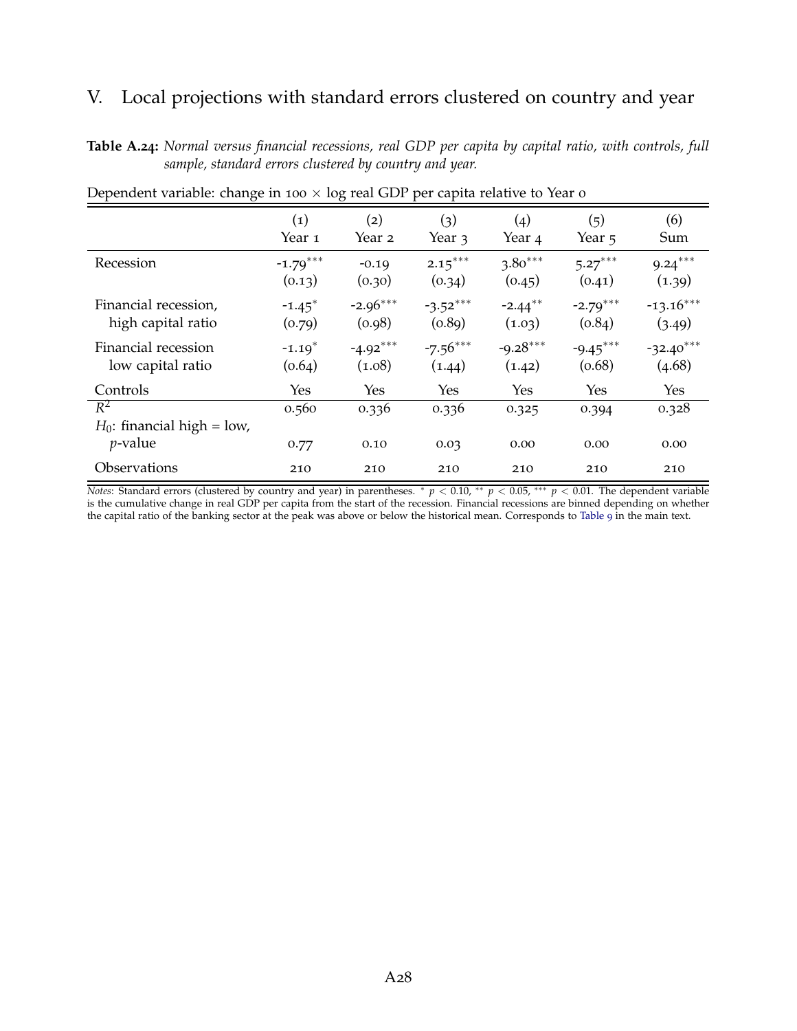## V. Local projections with standard errors clustered on country and year

**Table A.24:** *Normal versus financial recessions, real GDP per capita by capital ratio, with controls, full sample, standard errors clustered by country and year.*

Dependent variable: change in 100 × log real GDP per capita relative to Year 0

| | (1) Year 1 | (2) Year 2 | (3) Year 3 | (4) Year 4 | (5) Year 5 | (6) Sum |
|---|---|---|---|---|---|---|
| Recession | -1.79*** | -0.19 | 2.15*** | 3.80*** | 5.27*** | 9.24*** |
| | (0.13) | (0.30) | (0.34) | (0.45) | (0.41) | (1.39) |
| Financial recession, high capital ratio | -1.45* | -2.96*** | -3.52*** | -2.44** | -2.79*** | -13.16*** |
| | (0.79) | (0.98) | (0.89) | (1.03) | (0.84) | (3.49) |
| Financial recession low capital ratio | -1.19* | -4.92*** | -7.56*** | -9.28*** | -9.45*** | -32.40*** |
| | (0.64) | (1.08) | (1.44) | (1.42) | (0.68) | (4.68) |
| Controls | Yes | Yes | Yes | Yes | Yes | Yes |
| $R^2$ | 0.560 | 0.336 | 0.336 | 0.325 | 0.394 | 0.328 |
| $H_0$: financial high = low, $p$-value | 0.77 | 0.10 | 0.03 | 0.00 | 0.00 | 0.00 |
| Observations | 210 | 210 | 210 | 210 | 210 | 210 |

*Notes*: Standard errors (clustered by country and year) in parentheses. * $p < 0.10$, ** $p < 0.05$, *** $p < 0.01$. The dependent variable is the cumulative change in real GDP per capita from the start of the recession. Financial recessions are binned depending on whether the capital ratio of the banking sector at the peak was above or below the historical mean. Corresponds to Table 9 in the main text.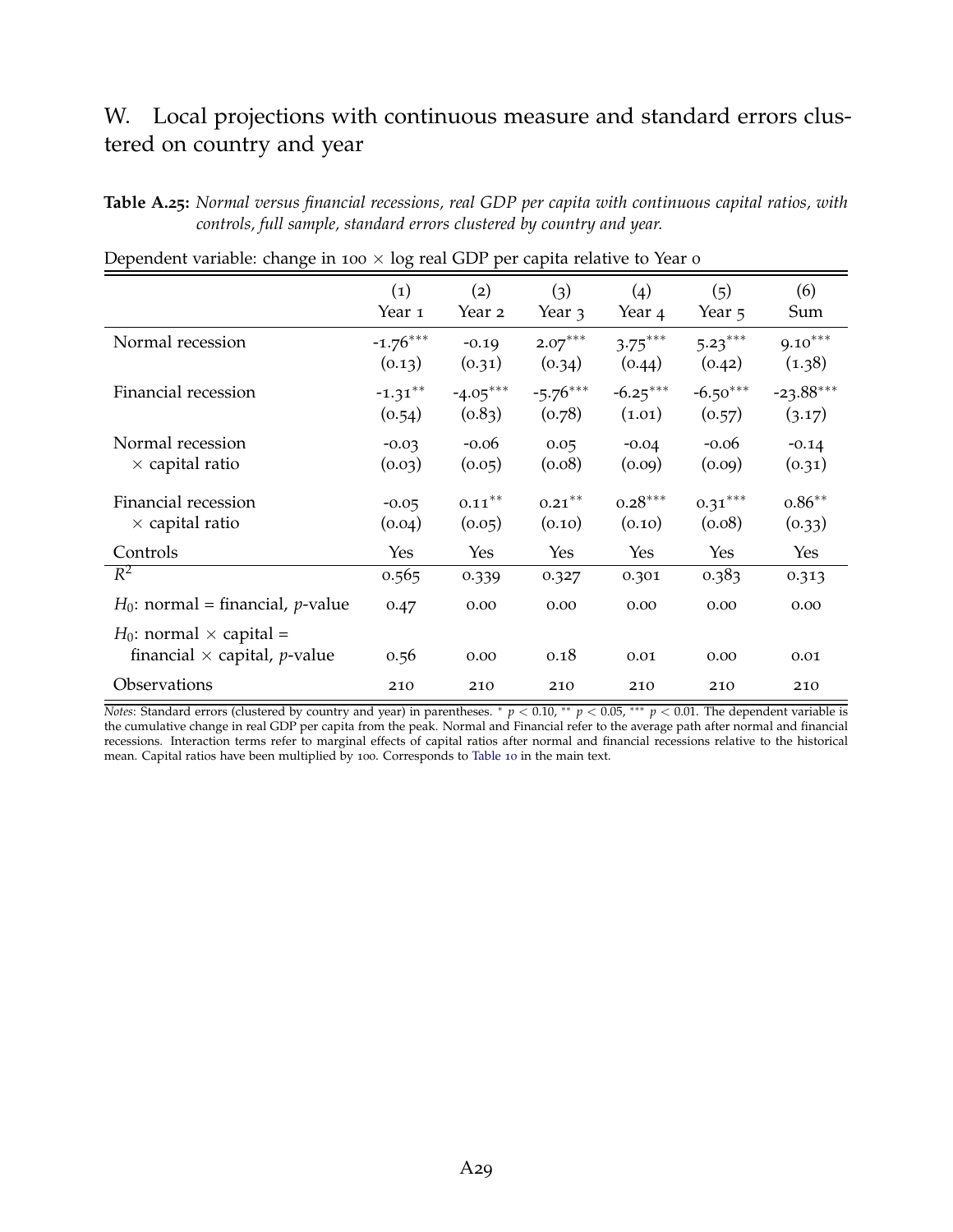## W. Local projections with continuous measure and standard errors clustered on country and year

**Table A.25:** *Normal versus financial recessions, real GDP per capita with continuous capital ratios, with controls, full sample, standard errors clustered by country and year.*

Dependent variable: change in 100 × log real GDP per capita relative to Year 0

| | (1) Year 1 | (2) Year 2 | (3) Year 3 | (4) Year 4 | (5) Year 5 | (6) Sum |
|---|---|---|---|---|---|---|
| Normal recession | -1.76*** | -0.19 | 2.07*** | 3.75*** | 5.23*** | 9.10*** |
| | (0.13) | (0.31) | (0.34) | (0.44) | (0.42) | (1.38) |
| Financial recession | -1.31** | -4.05*** | -5.76*** | -6.25*** | -6.50*** | -23.88*** |
| | (0.54) | (0.83) | (0.78) | (1.01) | (0.57) | (3.17) |
| Normal recession × capital ratio | -0.03 | -0.06 | 0.05 | -0.04 | -0.06 | -0.14 |
| | (0.03) | (0.05) | (0.08) | (0.09) | (0.09) | (0.31) |
| Financial recession × capital ratio | -0.05 | 0.11** | 0.21** | 0.28*** | 0.31*** | 0.86** |
| | (0.04) | (0.05) | (0.10) | (0.10) | (0.08) | (0.33) |
| Controls | Yes | Yes | Yes | Yes | Yes | Yes |
| $R^2$ | 0.565 | 0.339 | 0.327 | 0.301 | 0.383 | 0.313 |
| $H_0$: normal = financial, $p$-value | 0.47 | 0.00 | 0.00 | 0.00 | 0.00 | 0.00 |
| $H_0$: normal × capital = financial × capital, $p$-value | 0.56 | 0.00 | 0.18 | 0.01 | 0.00 | 0.01 |
| Observations | 210 | 210 | 210 | 210 | 210 | 210 |

*Notes*: Standard errors (clustered by country and year) in parentheses. * $p < 0.10$, ** $p < 0.05$, *** $p < 0.01$. The dependent variable is the cumulative change in real GDP per capita from the peak. Normal and Financial refer to the average path after normal and financial recessions. Interaction terms refer to marginal effects of capital ratios after normal and financial recessions relative to the historical mean. Capital ratios have been multiplied by 100. Corresponds to Table 10 in the main text.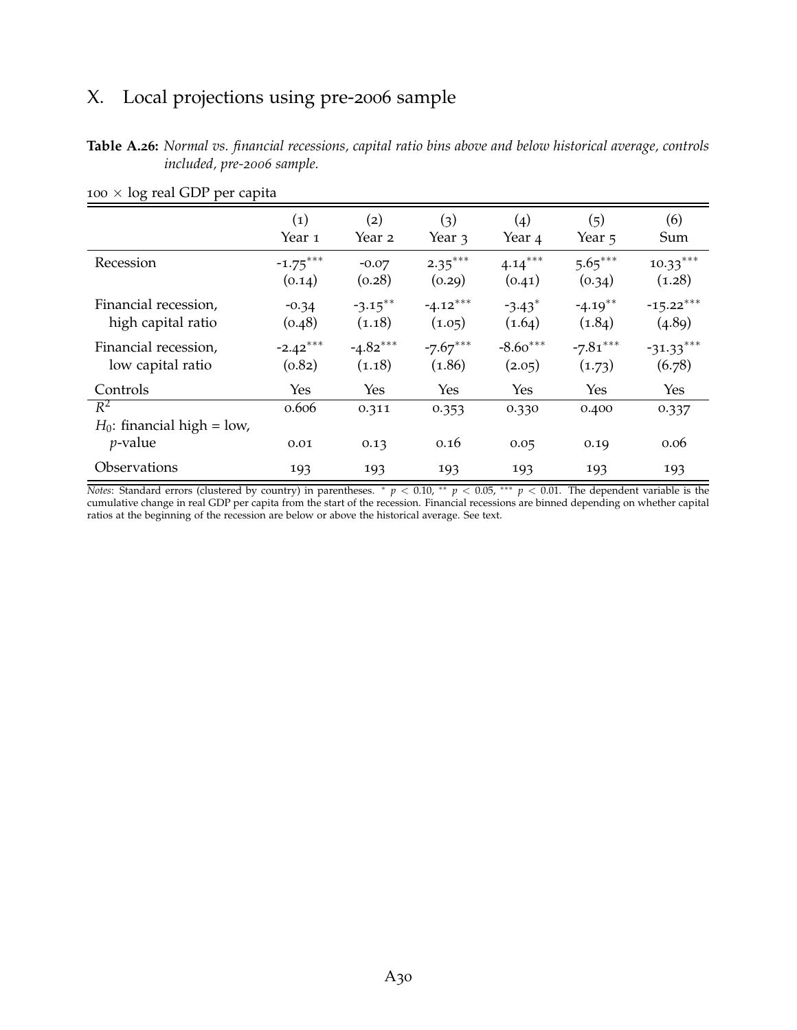# X. Local projections using pre-2006 sample

**Table A.26:** *Normal vs. financial recessions, capital ratio bins above and below historical average, controls included, pre-2006 sample.*

100 × log real GDP per capita

| | (1) Year 1 | (2) Year 2 | (3) Year 3 | (4) Year 4 | (5) Year 5 | (6) Sum |
|---|---|---|---|---|---|---|
| Recession | -1.75*** | -0.07 | 2.35*** | 4.14*** | 5.65*** | 10.33*** |
| | (0.14) | (0.28) | (0.29) | (0.41) | (0.34) | (1.28) |
| Financial recession, high capital ratio | -0.34 | -3.15** | -4.12*** | -3.43* | -4.19** | -15.22*** |
| | (0.48) | (1.18) | (1.05) | (1.64) | (1.84) | (4.89) |
| Financial recession, low capital ratio | -2.42*** | -4.82*** | -7.67*** | -8.60*** | -7.81*** | -31.33*** |
| | (0.82) | (1.18) | (1.86) | (2.05) | (1.73) | (6.78) |
| Controls | Yes | Yes | Yes | Yes | Yes | Yes |
| $R^2$ | 0.606 | 0.311 | 0.353 | 0.330 | 0.400 | 0.337 |
| $H_0$: financial high = low, $p$-value | 0.01 | 0.13 | 0.16 | 0.05 | 0.19 | 0.06 |
| Observations | 193 | 193 | 193 | 193 | 193 | 193 |

*Notes*: Standard errors (clustered by country) in parentheses. * $p < 0.10$, ** $p < 0.05$, *** $p < 0.01$. The dependent variable is the cumulative change in real GDP per capita from the start of the recession. Financial recessions are binned depending on whether capital ratios at the beginning of the recession are below or above the historical average. See text.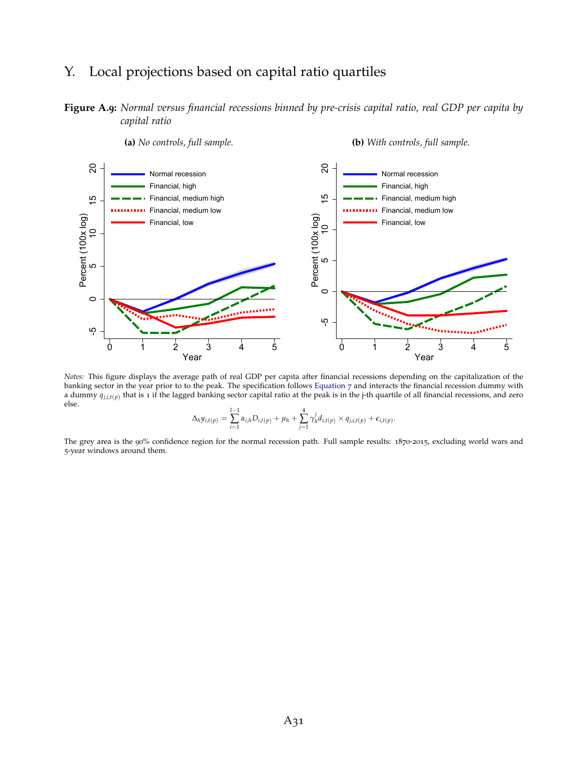## Y. Local projections based on capital ratio quartiles

**Figure A.9:** *Normal versus financial recessions binned by pre-crisis capital ratio, real GDP per capita by capital ratio*

**(a)** *No controls, full sample.*

**(b)** *With controls, full sample.*

*Notes:* This figure displays the average path of real GDP per capita after financial recessions depending on the capitalization of the banking sector in the year prior to to the peak. The specification follows Equation 7 and interacts the financial recession dummy with a dummy $q_{j,i,t(p)}$ that is 1 if the lagged banking sector capital ratio at the peak is in the j-th quartile of all financial recessions, and zero else.

$$\Delta_h y_{i,t(p)} = \sum_{i=1}^{I-1} \alpha_{i,h} D_{i,t(p)} + \mu_h + \sum_{j=1}^{4} \gamma_h^j d_{i,t(p)} \times q_{j,i,t(p)} + \epsilon_{i,t(p)}.$$

The grey area is the 90% confidence region for the normal recession path. Full sample results: 1870-2015, excluding world wars and 5-year windows around them.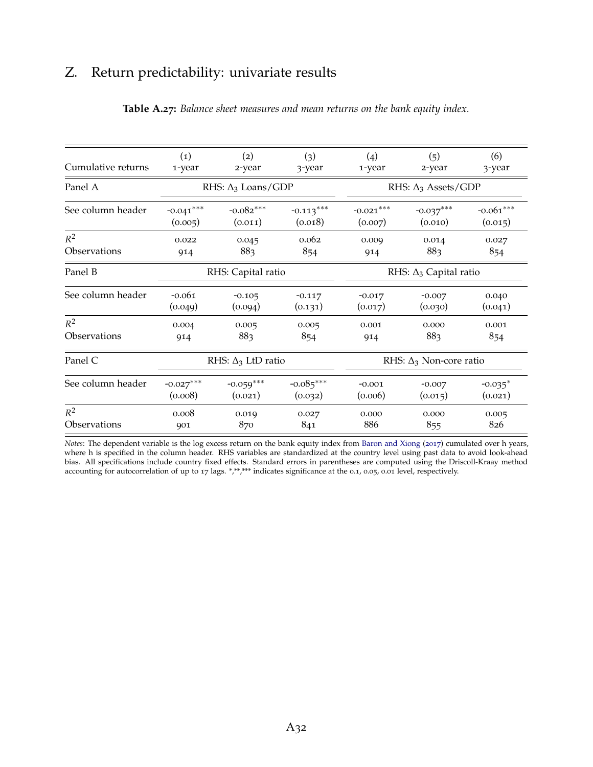# Z. Return predictability: univariate results

**Table A.27:** *Balance sheet measures and mean returns on the bank equity index.*

| Cumulative returns | (1) 1-year | (2) 2-year | (3) 3-year | (4) 1-year | (5) 2-year | (6) 3-year |
|---|---|---|---|---|---|---|
| Panel A | RHS: $\Delta_3$ Loans/GDP | | | RHS: $\Delta_3$ Assets/GDP | | |
| See column header | -0.041*** | -0.082*** | -0.113*** | -0.021*** | -0.037*** | -0.061*** |
| | (0.005) | (0.011) | (0.018) | (0.007) | (0.010) | (0.015) |
| $R^2$ | 0.022 | 0.045 | 0.062 | 0.009 | 0.014 | 0.027 |
| Observations | 914 | 883 | 854 | 914 | 883 | 854 |
| Panel B | RHS: Capital ratio | | | RHS: $\Delta_3$ Capital ratio | | |
| See column header | -0.061 | -0.105 | -0.117 | -0.017 | -0.007 | 0.040 |
| | (0.049) | (0.094) | (0.131) | (0.017) | (0.030) | (0.041) |
| $R^2$ | 0.004 | 0.005 | 0.005 | 0.001 | 0.000 | 0.001 |
| Observations | 914 | 883 | 854 | 914 | 883 | 854 |
| Panel C | RHS: $\Delta_3$ LtD ratio | | | RHS: $\Delta_3$ Non-core ratio | | |
| See column header | -0.027*** | -0.059*** | -0.085*** | -0.001 | -0.007 | -0.035* |
| | (0.008) | (0.021) | (0.032) | (0.006) | (0.015) | (0.021) |
| $R^2$ | 0.008 | 0.019 | 0.027 | 0.000 | 0.000 | 0.005 |
| Observations | 901 | 870 | 841 | 886 | 855 | 826 |

*Notes*: The dependent variable is the log excess return on the bank equity index from Baron and Xiong (2017) cumulated over h years, where h is specified in the column header. RHS variables are standardized at the country level using past data to avoid look-ahead bias. All specifications include country fixed effects. Standard errors in parentheses are computed using the Driscoll-Kraay method accounting for autocorrelation of up to 17 lags. *,**,*** indicates significance at the 0.1, 0.05, 0.01 level, respectively.